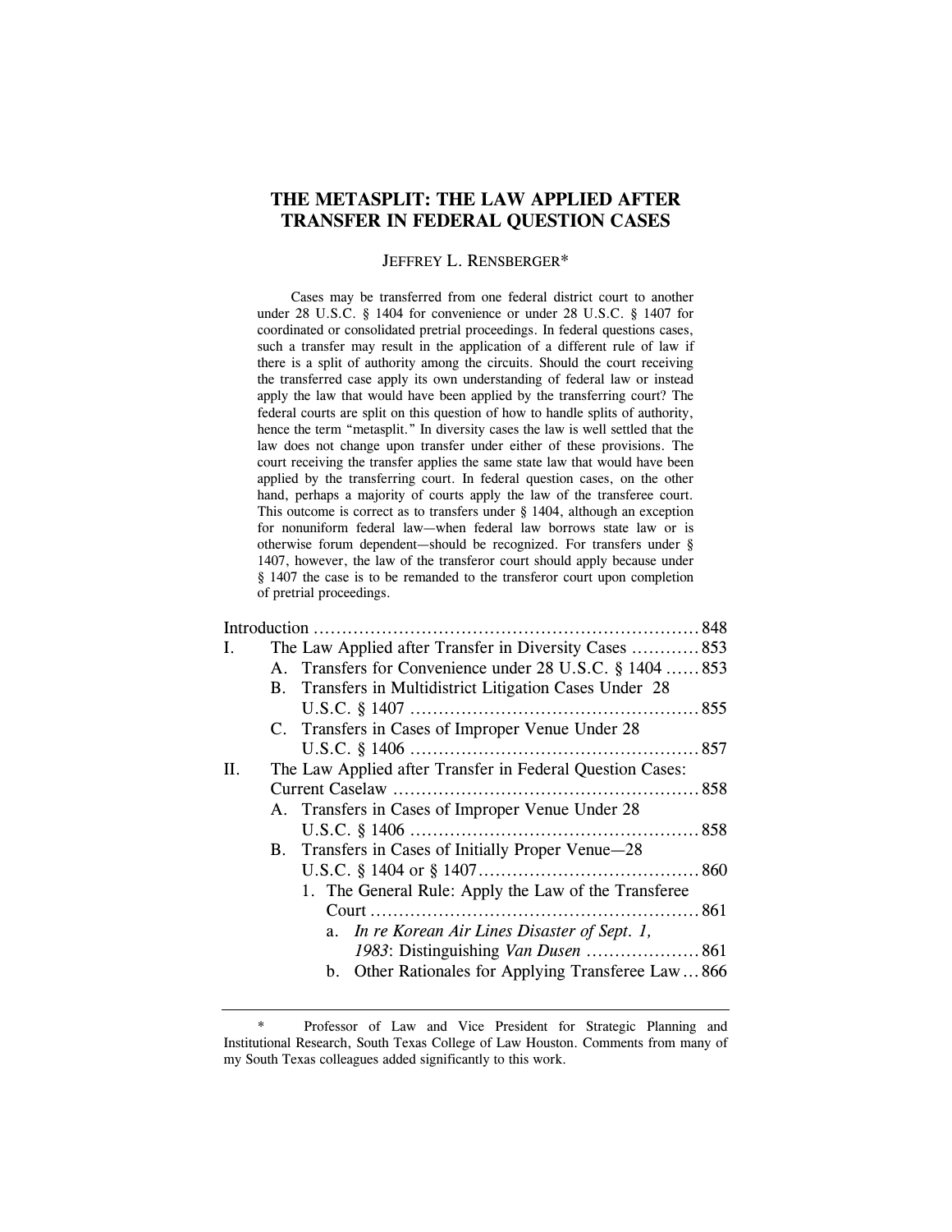# THE METASPLIT: THE LAW APPLIED AFTER TRANSFER IN FEDERAL QUESTION CASES

JEFFREY L. RENSBERGER*

Cases may be transferred from one federal district court to another under 28 U.S.C. § 1404 for convenience or under 28 U.S.C. § 1407 for coordinated or consolidated pretrial proceedings. In federal questions cases, such a transfer may result in the application of a different rule of law if there is a split of authority among the circuits. Should the court receiving the transferred case apply its own understanding of federal law or instead apply the law that would have been applied by the transferring court? The federal courts are split on this question of how to handle splits of authority, hence the term "metasplit." In diversity cases the law is well settled that the law does not change upon transfer under either of these provisions. The court receiving the transfer applies the same state law that would have been applied by the transferring court. In federal question cases, on the other hand, perhaps a majority of courts apply the law of the transferee court. This outcome is correct as to transfers under § 1404, although an exception for nonuniform federal law—when federal law borrows state law or is otherwise forum dependent—should be recognized. For transfers under § 1407, however, the law of the transferor court should apply because under § 1407 the case is to be remanded to the transferor court upon completion of pretrial proceedings.

- Introduction ... 848
- I. The Law Applied after Transfer in Diversity Cases ... 853
  - A. Transfers for Convenience under 28 U.S.C. § 1404 ... 853
  - B. Transfers in Multidistrict Litigation Cases Under 28 U.S.C. § 1407 ... 855
  - C. Transfers in Cases of Improper Venue Under 28 U.S.C. § 1406 ... 857
- II. The Law Applied after Transfer in Federal Question Cases: Current Caselaw ... 858
  - A. Transfers in Cases of Improper Venue Under 28 U.S.C. § 1406 ... 858
  - B. Transfers in Cases of Initially Proper Venue—28 U.S.C. § 1404 or § 1407 ... 860
    - 1. The General Rule: Apply the Law of the Transferee Court ... 861
      - a. *In re Korean Air Lines Disaster of Sept. 1, 1983*: Distinguishing *Van Dusen* ... 861
      - b. Other Rationales for Applying Transferee Law ... 866

---

\* Professor of Law and Vice President for Strategic Planning and Institutional Research, South Texas College of Law Houston. Comments from many of my South Texas colleagues added significantly to this work.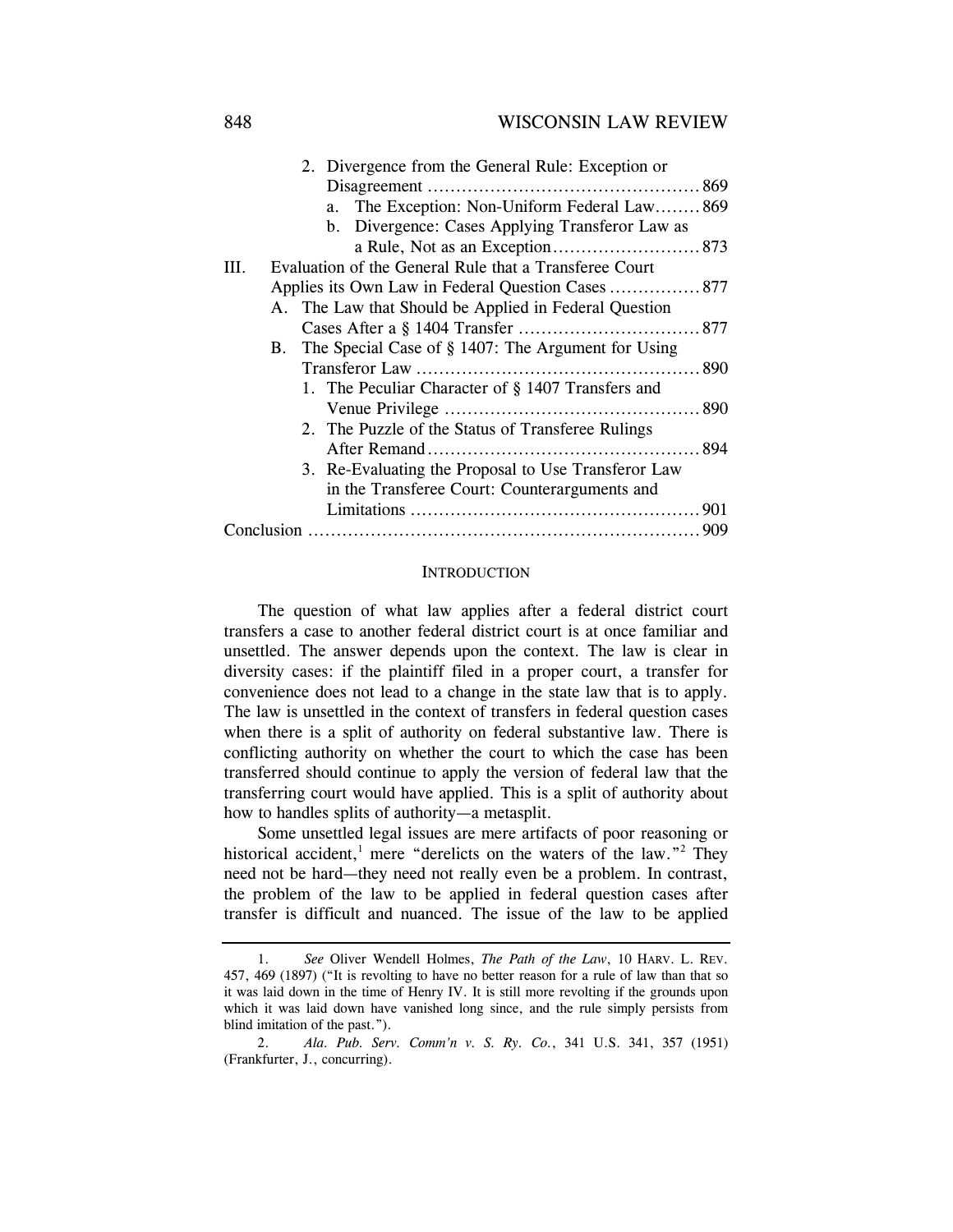2. Divergence from the General Rule: Exception or Disagreement ............................................... 869
   a. The Exception: Non-Uniform Federal Law........ 869
   b. Divergence: Cases Applying Transferor Law as a Rule, Not as an Exception.......................... 873

III. Evaluation of the General Rule that a Transferee Court Applies its Own Law in Federal Question Cases ................ 877
   A. The Law that Should be Applied in Federal Question Cases After a § 1404 Transfer ................................ 877
   B. The Special Case of § 1407: The Argument for Using Transferor Law ................................................. 890
      1. The Peculiar Character of § 1407 Transfers and Venue Privilege ............................................ 890
      2. The Puzzle of the Status of Transferee Rulings After Remand................................................ 894
      3. Re-Evaluating the Proposal to Use Transferor Law in the Transferee Court: Counterarguments and Limitations .................................................. 901

Conclusion .................................................................... 909

## INTRODUCTION

The question of what law applies after a federal district court transfers a case to another federal district court is at once familiar and unsettled. The answer depends upon the context. The law is clear in diversity cases: if the plaintiff filed in a proper court, a transfer for convenience does not lead to a change in the state law that is to apply. The law is unsettled in the context of transfers in federal question cases when there is a split of authority on federal substantive law. There is conflicting authority on whether the court to which the case has been transferred should continue to apply the version of federal law that the transferring court would have applied. This is a split of authority about how to handles splits of authority—a metasplit.

Some unsettled legal issues are mere artifacts of poor reasoning or historical accident,[1] mere "derelicts on the waters of the law."[2] They need not be hard—they need not really even be a problem. In contrast, the problem of the law to be applied in federal question cases after transfer is difficult and nuanced. The issue of the law to be applied

---

1. *See* Oliver Wendell Holmes, *The Path of the Law*, 10 HARV. L. REV. 457, 469 (1897) ("It is revolting to have no better reason for a rule of law than that so it was laid down in the time of Henry IV. It is still more revolting if the grounds upon which it was laid down have vanished long since, and the rule simply persists from blind imitation of the past.").

2. *Ala. Pub. Serv. Comm'n v. S. Ry. Co.*, 341 U.S. 341, 357 (1951) (Frankfurter, J., concurring).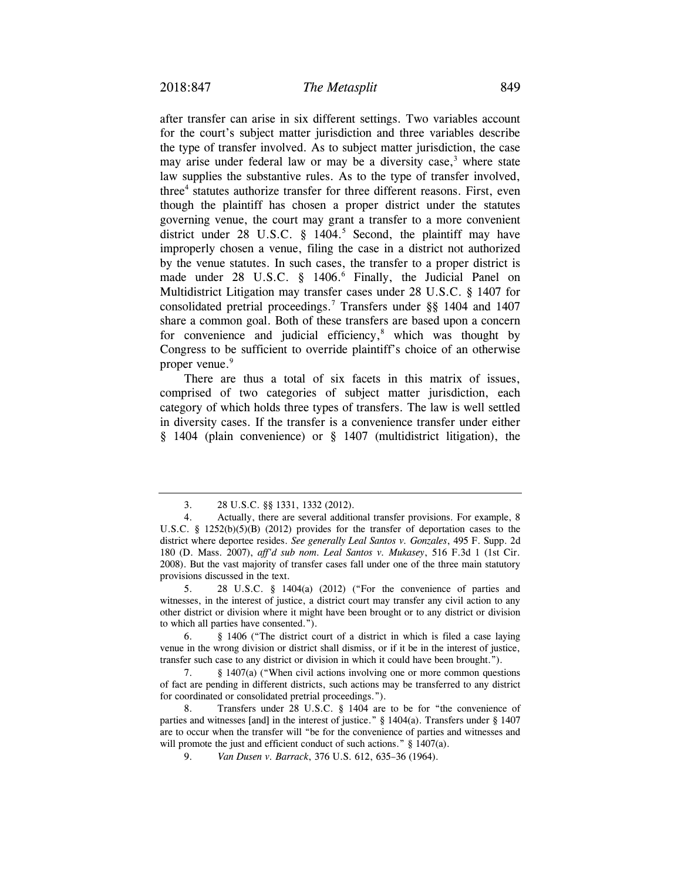after transfer can arise in six different settings. Two variables account for the court's subject matter jurisdiction and three variables describe the type of transfer involved. As to subject matter jurisdiction, the case may arise under federal law or may be a diversity case,[3] where state law supplies the substantive rules. As to the type of transfer involved, three[4] statutes authorize transfer for three different reasons. First, even though the plaintiff has chosen a proper district under the statutes governing venue, the court may grant a transfer to a more convenient district under 28 U.S.C. § 1404.[5] Second, the plaintiff may have improperly chosen a venue, filing the case in a district not authorized by the venue statutes. In such cases, the transfer to a proper district is made under 28 U.S.C. § 1406.[6] Finally, the Judicial Panel on Multidistrict Litigation may transfer cases under 28 U.S.C. § 1407 for consolidated pretrial proceedings.[7] Transfers under §§ 1404 and 1407 share a common goal. Both of these transfers are based upon a concern for convenience and judicial efficiency,[8] which was thought by Congress to be sufficient to override plaintiff's choice of an otherwise proper venue.[9]

There are thus a total of six facets in this matrix of issues, comprised of two categories of subject matter jurisdiction, each category of which holds three types of transfers. The law is well settled in diversity cases. If the transfer is a convenience transfer under either § 1404 (plain convenience) or § 1407 (multidistrict litigation), the

---

3. 28 U.S.C. §§ 1331, 1332 (2012).

4. Actually, there are several additional transfer provisions. For example, 8 U.S.C. § 1252(b)(5)(B) (2012) provides for the transfer of deportation cases to the district where deportee resides. *See generally Leal Santos v. Gonzales*, 495 F. Supp. 2d 180 (D. Mass. 2007), *aff'd sub nom. Leal Santos v. Mukasey*, 516 F.3d 1 (1st Cir. 2008). But the vast majority of transfer cases fall under one of the three main statutory provisions discussed in the text.

5. 28 U.S.C. § 1404(a) (2012) ("For the convenience of parties and witnesses, in the interest of justice, a district court may transfer any civil action to any other district or division where it might have been brought or to any district or division to which all parties have consented.").

6. § 1406 ("The district court of a district in which is filed a case laying venue in the wrong division or district shall dismiss, or if it be in the interest of justice, transfer such case to any district or division in which it could have been brought.").

7. § 1407(a) ("When civil actions involving one or more common questions of fact are pending in different districts, such actions may be transferred to any district for coordinated or consolidated pretrial proceedings.").

8. Transfers under 28 U.S.C. § 1404 are to be for "the convenience of parties and witnesses [and] in the interest of justice." § 1404(a). Transfers under § 1407 are to occur when the transfer will "be for the convenience of parties and witnesses and will promote the just and efficient conduct of such actions." § 1407(a).

9. *Van Dusen v. Barrack*, 376 U.S. 612, 635–36 (1964).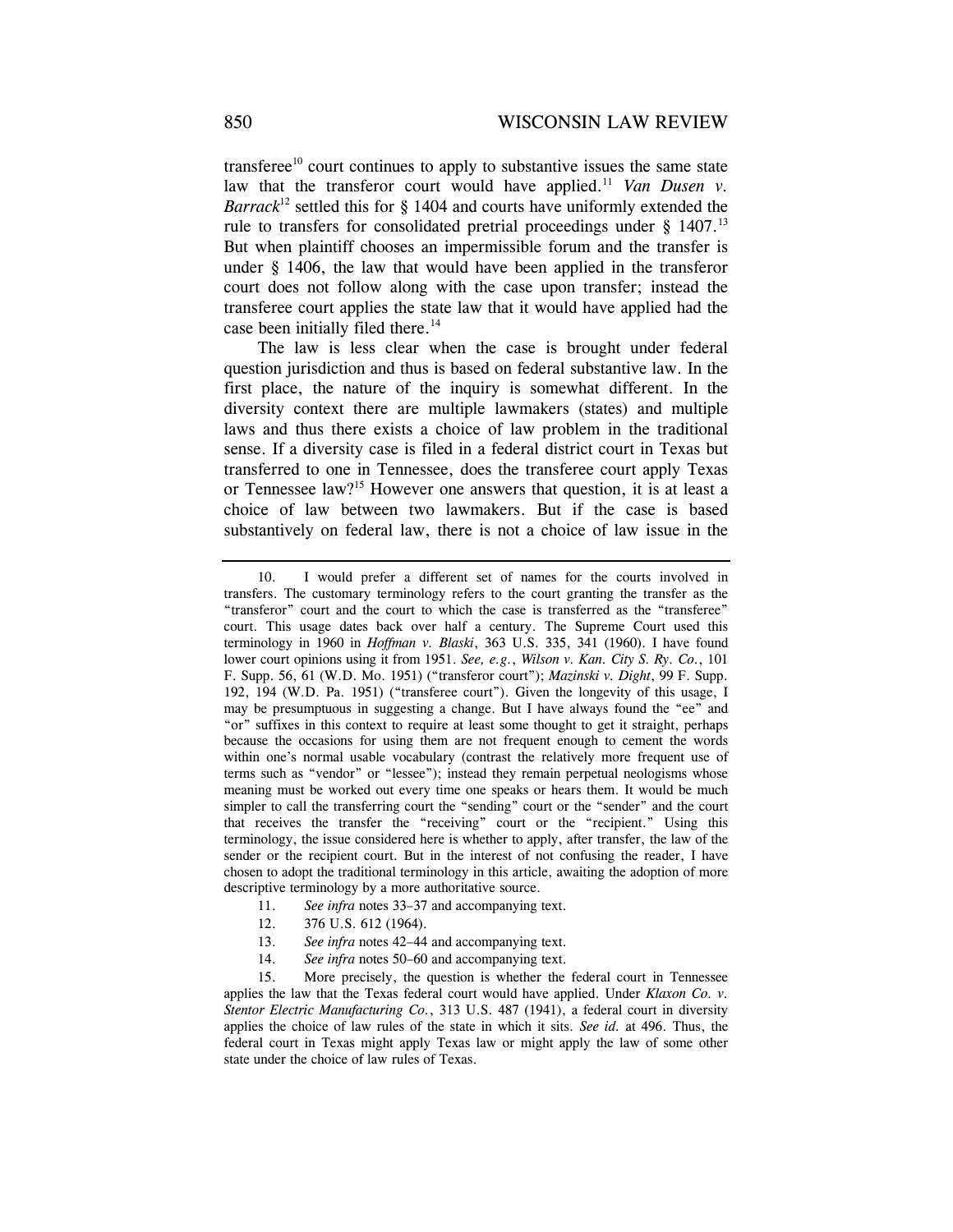transferee[10] court continues to apply to substantive issues the same state law that the transferor court would have applied.[11] *Van Dusen v. Barrack*[12] settled this for § 1404 and courts have uniformly extended the rule to transfers for consolidated pretrial proceedings under § 1407.[13] But when plaintiff chooses an impermissible forum and the transfer is under § 1406, the law that would have been applied in the transferor court does not follow along with the case upon transfer; instead the transferee court applies the state law that it would have applied had the case been initially filed there.[14]

The law is less clear when the case is brought under federal question jurisdiction and thus is based on federal substantive law. In the first place, the nature of the inquiry is somewhat different. In the diversity context there are multiple lawmakers (states) and multiple laws and thus there exists a choice of law problem in the traditional sense. If a diversity case is filed in a federal district court in Texas but transferred to one in Tennessee, does the transferee court apply Texas or Tennessee law?[15] However one answers that question, it is at least a choice of law between two lawmakers. But if the case is based substantively on federal law, there is not a choice of law issue in the

---

10. I would prefer a different set of names for the courts involved in transfers. The customary terminology refers to the court granting the transfer as the "transferor" court and the court to which the case is transferred as the "transferee" court. This usage dates back over half a century. The Supreme Court used this terminology in 1960 in *Hoffman v. Blaski*, 363 U.S. 335, 341 (1960). I have found lower court opinions using it from 1951. *See, e.g.*, *Wilson v. Kan. City S. Ry. Co.*, 101 F. Supp. 56, 61 (W.D. Mo. 1951) ("transferor court"); *Mazinski v. Dight*, 99 F. Supp. 192, 194 (W.D. Pa. 1951) ("transferee court"). Given the longevity of this usage, I may be presumptuous in suggesting a change. But I have always found the "ee" and "or" suffixes in this context to require at least some thought to get it straight, perhaps because the occasions for using them are not frequent enough to cement the words within one's normal usable vocabulary (contrast the relatively more frequent use of terms such as "vendor" or "lessee"); instead they remain perpetual neologisms whose meaning must be worked out every time one speaks or hears them. It would be much simpler to call the transferring court the "sending" court or the "sender" and the court that receives the transfer the "receiving" court or the "recipient." Using this terminology, the issue considered here is whether to apply, after transfer, the law of the sender or the recipient court. But in the interest of not confusing the reader, I have chosen to adopt the traditional terminology in this article, awaiting the adoption of more descriptive terminology by a more authoritative source.

11. *See infra* notes 33–37 and accompanying text.

12. 376 U.S. 612 (1964).

13. *See infra* notes 42–44 and accompanying text.

14. *See infra* notes 50–60 and accompanying text.

15. More precisely, the question is whether the federal court in Tennessee applies the law that the Texas federal court would have applied. Under *Klaxon Co. v. Stentor Electric Manufacturing Co.*, 313 U.S. 487 (1941), a federal court in diversity applies the choice of law rules of the state in which it sits. *See id.* at 496. Thus, the federal court in Texas might apply Texas law or might apply the law of some other state under the choice of law rules of Texas.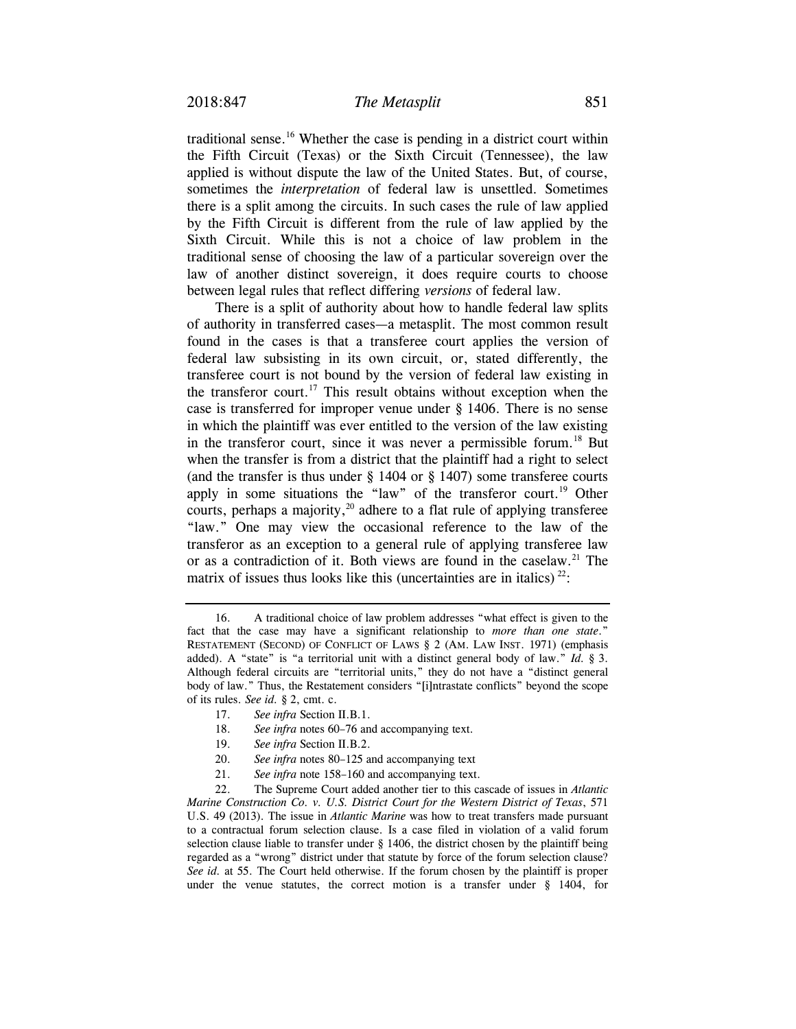traditional sense.[16] Whether the case is pending in a district court within the Fifth Circuit (Texas) or the Sixth Circuit (Tennessee), the law applied is without dispute the law of the United States. But, of course, sometimes the *interpretation* of federal law is unsettled. Sometimes there is a split among the circuits. In such cases the rule of law applied by the Fifth Circuit is different from the rule of law applied by the Sixth Circuit. While this is not a choice of law problem in the traditional sense of choosing the law of a particular sovereign over the law of another distinct sovereign, it does require courts to choose between legal rules that reflect differing *versions* of federal law.

There is a split of authority about how to handle federal law splits of authority in transferred cases—a metasplit. The most common result found in the cases is that a transferee court applies the version of federal law subsisting in its own circuit, or, stated differently, the transferee court is not bound by the version of federal law existing in the transferor court.[17] This result obtains without exception when the case is transferred for improper venue under § 1406. There is no sense in which the plaintiff was ever entitled to the version of the law existing in the transferor court, since it was never a permissible forum.[18] But when the transfer is from a district that the plaintiff had a right to select (and the transfer is thus under § 1404 or § 1407) some transferee courts apply in some situations the "law" of the transferor court.[19] Other courts, perhaps a majority,[20] adhere to a flat rule of applying transferee "law." One may view the occasional reference to the law of the transferor as an exception to a general rule of applying transferee law or as a contradiction of it. Both views are found in the caselaw.[21] The matrix of issues thus looks like this (uncertainties are in italics)[22]:

---

16. A traditional choice of law problem addresses "what effect is given to the fact that the case may have a significant relationship to *more than one state*." RESTATEMENT (SECOND) OF CONFLICT OF LAWS § 2 (AM. LAW INST. 1971) (emphasis added). A "state" is "a territorial unit with a distinct general body of law." *Id.* § 3. Although federal circuits are "territorial units," they do not have a "distinct general body of law." Thus, the Restatement considers "[i]ntrastate conflicts" beyond the scope of its rules. *See id.* § 2, cmt. c.

17. *See infra* Section II.B.1.

18. *See infra* notes 60–76 and accompanying text.

19. *See infra* Section II.B.2.

20. *See infra* notes 80–125 and accompanying text

21. *See infra* note 158–160 and accompanying text.

22. The Supreme Court added another tier to this cascade of issues in *Atlantic Marine Construction Co. v. U.S. District Court for the Western District of Texas*, 571 U.S. 49 (2013). The issue in *Atlantic Marine* was how to treat transfers made pursuant to a contractual forum selection clause. Is a case filed in violation of a valid forum selection clause liable to transfer under § 1406, the district chosen by the plaintiff being regarded as a "wrong" district under that statute by force of the forum selection clause? *See id.* at 55. The Court held otherwise. If the forum chosen by the plaintiff is proper under the venue statutes, the correct motion is a transfer under § 1404, for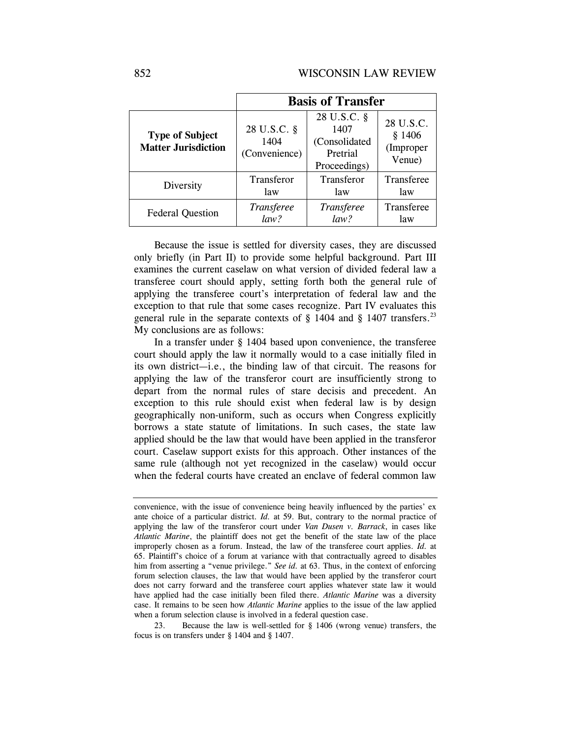| | **Basis of Transfer** | | |
|---|---|---|---|
| **Type of Subject Matter Jurisdiction** | 28 U.S.C. § 1404 (Convenience) | 28 U.S.C. § 1407 (Consolidated Pretrial Proceedings) | 28 U.S.C. § 1406 (Improper Venue) |
| Diversity | Transferor law | Transferor law | Transferee law |
| Federal Question | *Transferee law?* | *Transferee law?* | Transferee law |

Because the issue is settled for diversity cases, they are discussed only briefly (in Part II) to provide some helpful background. Part III examines the current caselaw on what version of divided federal law a transferee court should apply, setting forth both the general rule of applying the transferee court's interpretation of federal law and the exception to that rule that some cases recognize. Part IV evaluates this general rule in the separate contexts of § 1404 and § 1407 transfers.[23] My conclusions are as follows:

In a transfer under § 1404 based upon convenience, the transferee court should apply the law it normally would to a case initially filed in its own district—i.e., the binding law of that circuit. The reasons for applying the law of the transferor court are insufficiently strong to depart from the normal rules of stare decisis and precedent. An exception to this rule should exist when federal law is by design geographically non-uniform, such as occurs when Congress explicitly borrows a state statute of limitations. In such cases, the state law applied should be the law that would have been applied in the transferor court. Caselaw support exists for this approach. Other instances of the same rule (although not yet recognized in the caselaw) would occur when the federal courts have created an enclave of federal common law

---

convenience, with the issue of convenience being heavily influenced by the parties' ex ante choice of a particular district. *Id.* at 59. But, contrary to the normal practice of applying the law of the transferor court under *Van Dusen v. Barrack*, in cases like *Atlantic Marine*, the plaintiff does not get the benefit of the state law of the place improperly chosen as a forum. Instead, the law of the transferee court applies. *Id.* at 65. Plaintiff's choice of a forum at variance with that contractually agreed to disables him from asserting a "venue privilege." *See id.* at 63. Thus, in the context of enforcing forum selection clauses, the law that would have been applied by the transferor court does not carry forward and the transferee court applies whatever state law it would have applied had the case initially been filed there. *Atlantic Marine* was a diversity case. It remains to be seen how *Atlantic Marine* applies to the issue of the law applied when a forum selection clause is involved in a federal question case.

23. Because the law is well-settled for § 1406 (wrong venue) transfers, the focus is on transfers under § 1404 and § 1407.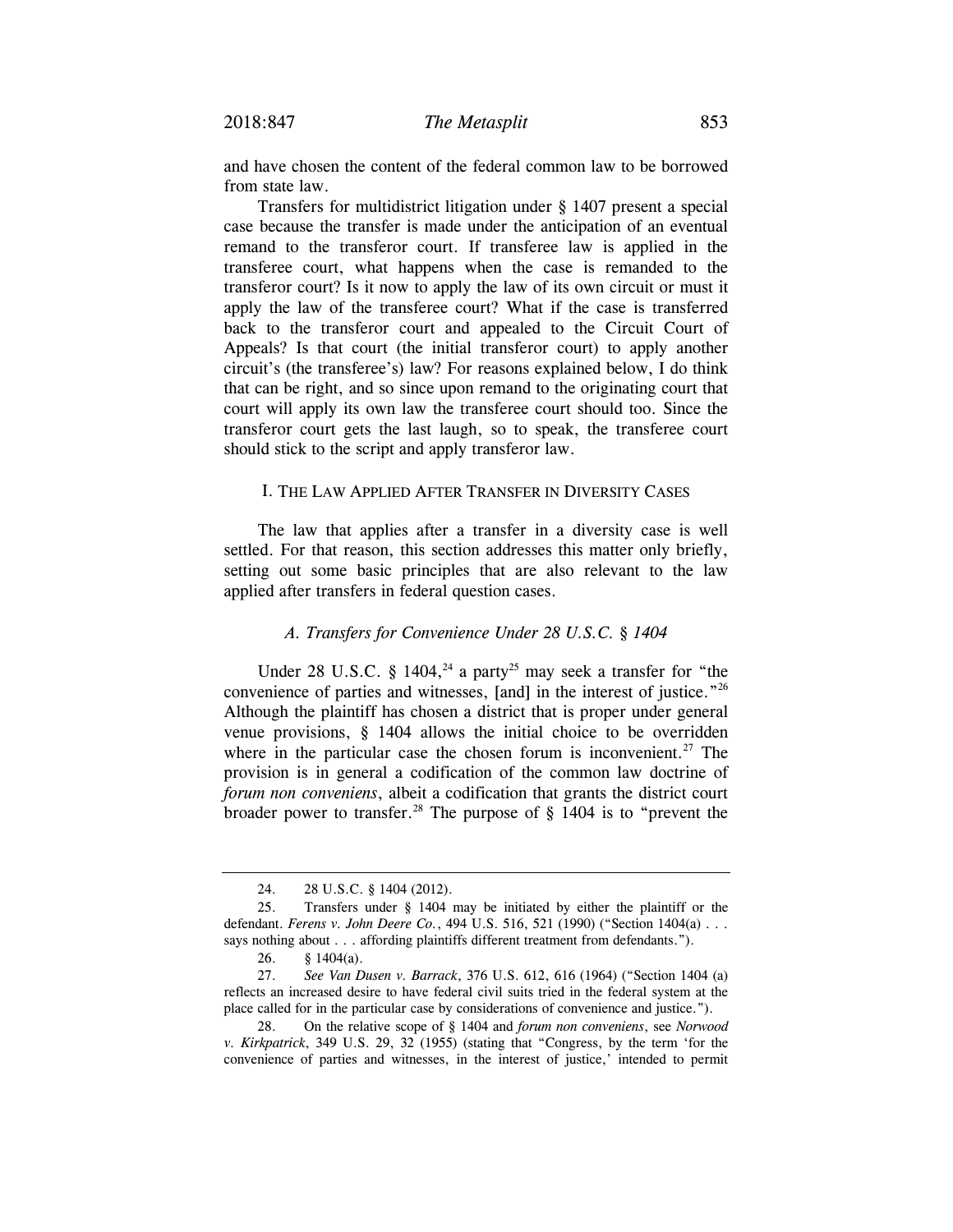and have chosen the content of the federal common law to be borrowed from state law.

Transfers for multidistrict litigation under § 1407 present a special case because the transfer is made under the anticipation of an eventual remand to the transferor court. If transferee law is applied in the transferee court, what happens when the case is remanded to the transferor court? Is it now to apply the law of its own circuit or must it apply the law of the transferee court? What if the case is transferred back to the transferor court and appealed to the Circuit Court of Appeals? Is that court (the initial transferor court) to apply another circuit's (the transferee's) law? For reasons explained below, I do think that can be right, and so since upon remand to the originating court that court will apply its own law the transferee court should too. Since the transferor court gets the last laugh, so to speak, the transferee court should stick to the script and apply transferor law.

## I. The Law Applied After Transfer in Diversity Cases

The law that applies after a transfer in a diversity case is well settled. For that reason, this section addresses this matter only briefly, setting out some basic principles that are also relevant to the law applied after transfers in federal question cases.

### *A. Transfers for Convenience Under 28 U.S.C. § 1404*

Under 28 U.S.C. § 1404,[24] a party[25] may seek a transfer for "the convenience of parties and witnesses, [and] in the interest of justice."[26] Although the plaintiff has chosen a district that is proper under general venue provisions, § 1404 allows the initial choice to be overridden where in the particular case the chosen forum is inconvenient.[27] The provision is in general a codification of the common law doctrine of *forum non conveniens*, albeit a codification that grants the district court broader power to transfer.[28] The purpose of § 1404 is to "prevent the

---

24. 28 U.S.C. § 1404 (2012).

25. Transfers under § 1404 may be initiated by either the plaintiff or the defendant. *Ferens v. John Deere Co.*, 494 U.S. 516, 521 (1990) ("Section 1404(a) . . . says nothing about . . . affording plaintiffs different treatment from defendants.").

26. § 1404(a).

27. *See Van Dusen v. Barrack*, 376 U.S. 612, 616 (1964) ("Section 1404 (a) reflects an increased desire to have federal civil suits tried in the federal system at the place called for in the particular case by considerations of convenience and justice.").

28. On the relative scope of § 1404 and *forum non conveniens*, see *Norwood v. Kirkpatrick*, 349 U.S. 29, 32 (1955) (stating that "Congress, by the term 'for the convenience of parties and witnesses, in the interest of justice,' intended to permit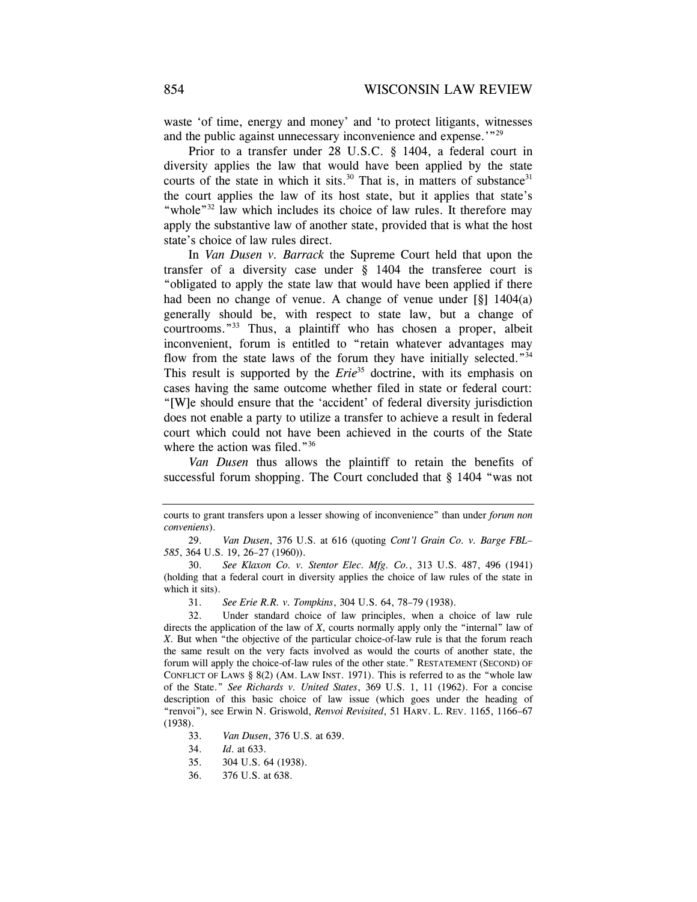waste 'of time, energy and money' and 'to protect litigants, witnesses and the public against unnecessary inconvenience and expense.'"[29]

Prior to a transfer under 28 U.S.C. § 1404, a federal court in diversity applies the law that would have been applied by the state courts of the state in which it sits.[30] That is, in matters of substance[31] the court applies the law of its host state, but it applies that state's "whole"[32] law which includes its choice of law rules. It therefore may apply the substantive law of another state, provided that is what the host state's choice of law rules direct.

In *Van Dusen v. Barrack* the Supreme Court held that upon the transfer of a diversity case under § 1404 the transferee court is "obligated to apply the state law that would have been applied if there had been no change of venue. A change of venue under [§] 1404(a) generally should be, with respect to state law, but a change of courtrooms."[33] Thus, a plaintiff who has chosen a proper, albeit inconvenient, forum is entitled to "retain whatever advantages may flow from the state laws of the forum they have initially selected."[34] This result is supported by the *Erie*[35] doctrine, with its emphasis on cases having the same outcome whether filed in state or federal court: "[W]e should ensure that the 'accident' of federal diversity jurisdiction does not enable a party to utilize a transfer to achieve a result in federal court which could not have been achieved in the courts of the State where the action was filed."[36]

*Van Dusen* thus allows the plaintiff to retain the benefits of successful forum shopping. The Court concluded that § 1404 "was not

---

courts to grant transfers upon a lesser showing of inconvenience" than under *forum non conveniens*).

29. *Van Dusen*, 376 U.S. at 616 (quoting *Cont'l Grain Co. v. Barge FBL–585*, 364 U.S. 19, 26–27 (1960)).

30. *See Klaxon Co. v. Stentor Elec. Mfg. Co.*, 313 U.S. 487, 496 (1941) (holding that a federal court in diversity applies the choice of law rules of the state in which it sits).

31. *See Erie R.R. v. Tompkins*, 304 U.S. 64, 78–79 (1938).

32. Under standard choice of law principles, when a choice of law rule directs the application of the law of *X*, courts normally apply only the "internal" law of *X*. But when "the objective of the particular choice-of-law rule is that the forum reach the same result on the very facts involved as would the courts of another state, the forum will apply the choice-of-law rules of the other state." RESTATEMENT (SECOND) OF CONFLICT OF LAWS § 8(2) (AM. LAW INST. 1971). This is referred to as the "whole law of the State." *See Richards v. United States*, 369 U.S. 1, 11 (1962). For a concise description of this basic choice of law issue (which goes under the heading of "renvoi"), see Erwin N. Griswold, *Renvoi Revisited*, 51 HARV. L. REV. 1165, 1166–67 (1938).

33. *Van Dusen*, 376 U.S. at 639.

34. *Id.* at 633.

35. 304 U.S. 64 (1938).

36. 376 U.S. at 638.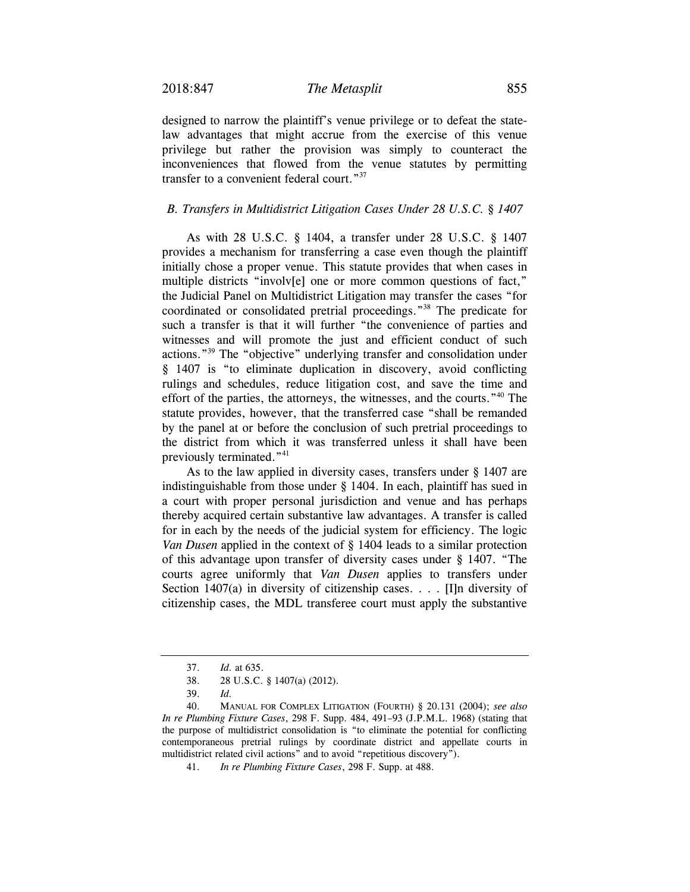designed to narrow the plaintiff's venue privilege or to defeat the state-law advantages that might accrue from the exercise of this venue privilege but rather the provision was simply to counteract the inconveniences that flowed from the venue statutes by permitting transfer to a convenient federal court."[37]

### *B. Transfers in Multidistrict Litigation Cases Under 28 U.S.C. § 1407*

As with 28 U.S.C. § 1404, a transfer under 28 U.S.C. § 1407 provides a mechanism for transferring a case even though the plaintiff initially chose a proper venue. This statute provides that when cases in multiple districts "involv[e] one or more common questions of fact," the Judicial Panel on Multidistrict Litigation may transfer the cases "for coordinated or consolidated pretrial proceedings."[38] The predicate for such a transfer is that it will further "the convenience of parties and witnesses and will promote the just and efficient conduct of such actions."[39] The "objective" underlying transfer and consolidation under § 1407 is "to eliminate duplication in discovery, avoid conflicting rulings and schedules, reduce litigation cost, and save the time and effort of the parties, the attorneys, the witnesses, and the courts."[40] The statute provides, however, that the transferred case "shall be remanded by the panel at or before the conclusion of such pretrial proceedings to the district from which it was transferred unless it shall have been previously terminated."[41]

As to the law applied in diversity cases, transfers under § 1407 are indistinguishable from those under § 1404. In each, plaintiff has sued in a court with proper personal jurisdiction and venue and has perhaps thereby acquired certain substantive law advantages. A transfer is called for in each by the needs of the judicial system for efficiency. The logic *Van Dusen* applied in the context of § 1404 leads to a similar protection of this advantage upon transfer of diversity cases under § 1407. "The courts agree uniformly that *Van Dusen* applies to transfers under Section 1407(a) in diversity of citizenship cases. . . . [I]n diversity of citizenship cases, the MDL transferee court must apply the substantive

---

37. *Id.* at 635.

38. 28 U.S.C. § 1407(a) (2012).

39. *Id.*

40. MANUAL FOR COMPLEX LITIGATION (FOURTH) § 20.131 (2004); *see also In re Plumbing Fixture Cases*, 298 F. Supp. 484, 491–93 (J.P.M.L. 1968) (stating that the purpose of multidistrict consolidation is "to eliminate the potential for conflicting contemporaneous pretrial rulings by coordinate district and appellate courts in multidistrict related civil actions" and to avoid "repetitious discovery").

41. *In re Plumbing Fixture Cases*, 298 F. Supp. at 488.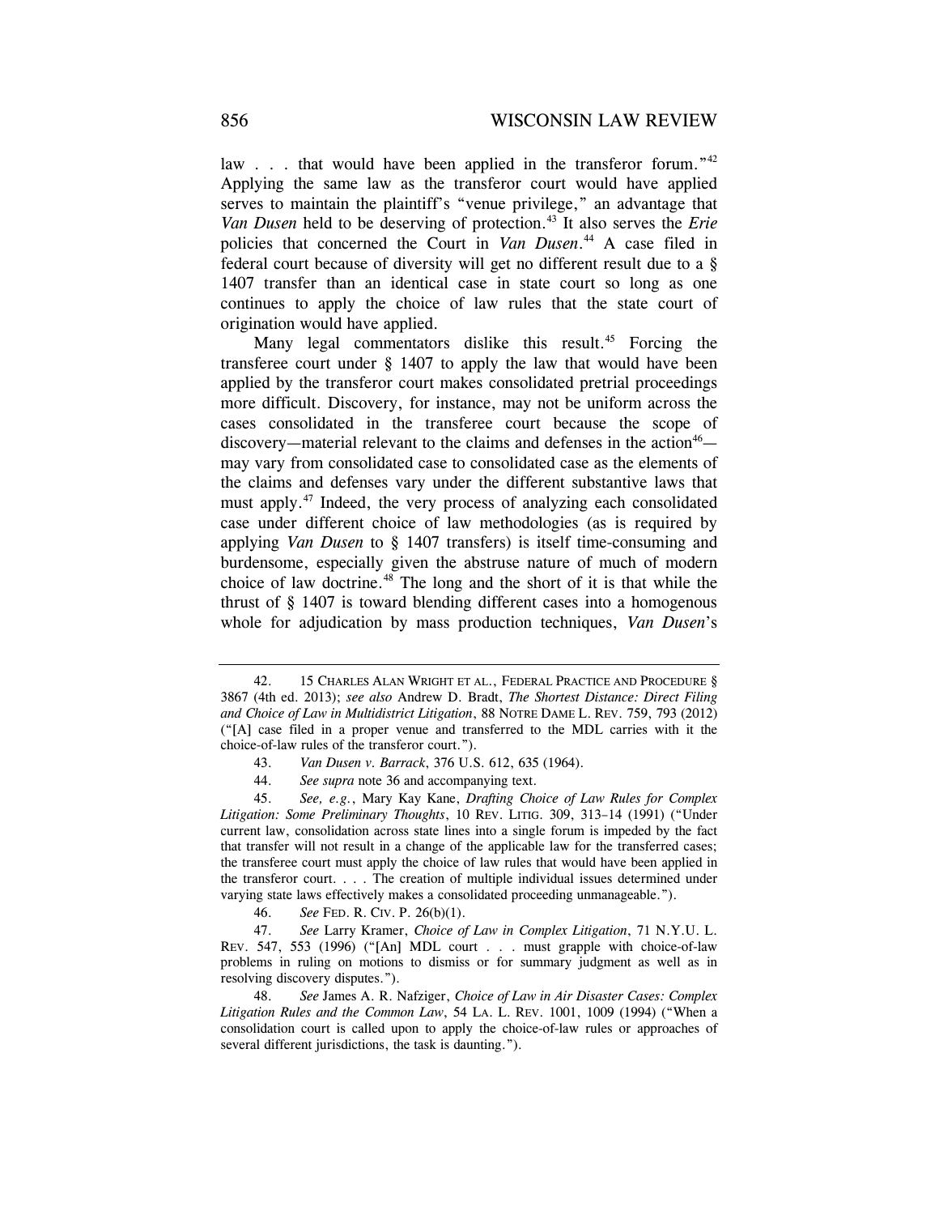law . . . that would have been applied in the transferor forum."[42] Applying the same law as the transferor court would have applied serves to maintain the plaintiff's "venue privilege," an advantage that *Van Dusen* held to be deserving of protection.[43] It also serves the *Erie* policies that concerned the Court in *Van Dusen*.[44] A case filed in federal court because of diversity will get no different result due to a § 1407 transfer than an identical case in state court so long as one continues to apply the choice of law rules that the state court of origination would have applied.

Many legal commentators dislike this result.[45] Forcing the transferee court under § 1407 to apply the law that would have been applied by the transferor court makes consolidated pretrial proceedings more difficult. Discovery, for instance, may not be uniform across the cases consolidated in the transferee court because the scope of discovery—material relevant to the claims and defenses in the action[46]—may vary from consolidated case to consolidated case as the elements of the claims and defenses vary under the different substantive laws that must apply.[47] Indeed, the very process of analyzing each consolidated case under different choice of law methodologies (as is required by applying *Van Dusen* to § 1407 transfers) is itself time-consuming and burdensome, especially given the abstruse nature of much of modern choice of law doctrine.[48] The long and the short of it is that while the thrust of § 1407 is toward blending different cases into a homogenous whole for adjudication by mass production techniques, *Van Dusen*'s

---

42. 15 CHARLES ALAN WRIGHT ET AL., FEDERAL PRACTICE AND PROCEDURE § 3867 (4th ed. 2013); *see also* Andrew D. Bradt, *The Shortest Distance: Direct Filing and Choice of Law in Multidistrict Litigation*, 88 NOTRE DAME L. REV. 759, 793 (2012) ("[A] case filed in a proper venue and transferred to the MDL carries with it the choice-of-law rules of the transferor court.").

43. *Van Dusen v. Barrack*, 376 U.S. 612, 635 (1964).

44. *See supra* note 36 and accompanying text.

45. *See, e.g.*, Mary Kay Kane, *Drafting Choice of Law Rules for Complex Litigation: Some Preliminary Thoughts*, 10 REV. LITIG. 309, 313–14 (1991) ("Under current law, consolidation across state lines into a single forum is impeded by the fact that transfer will not result in a change of the applicable law for the transferred cases; the transferee court must apply the choice of law rules that would have been applied in the transferor court. . . . The creation of multiple individual issues determined under varying state laws effectively makes a consolidated proceeding unmanageable.").

46. *See* FED. R. CIV. P. 26(b)(1).

47. *See* Larry Kramer, *Choice of Law in Complex Litigation*, 71 N.Y.U. L. REV. 547, 553 (1996) ("[An] MDL court . . . must grapple with choice-of-law problems in ruling on motions to dismiss or for summary judgment as well as in resolving discovery disputes.").

48. *See* James A. R. Nafziger, *Choice of Law in Air Disaster Cases: Complex Litigation Rules and the Common Law*, 54 LA. L. REV. 1001, 1009 (1994) ("When a consolidation court is called upon to apply the choice-of-law rules or approaches of several different jurisdictions, the task is daunting.").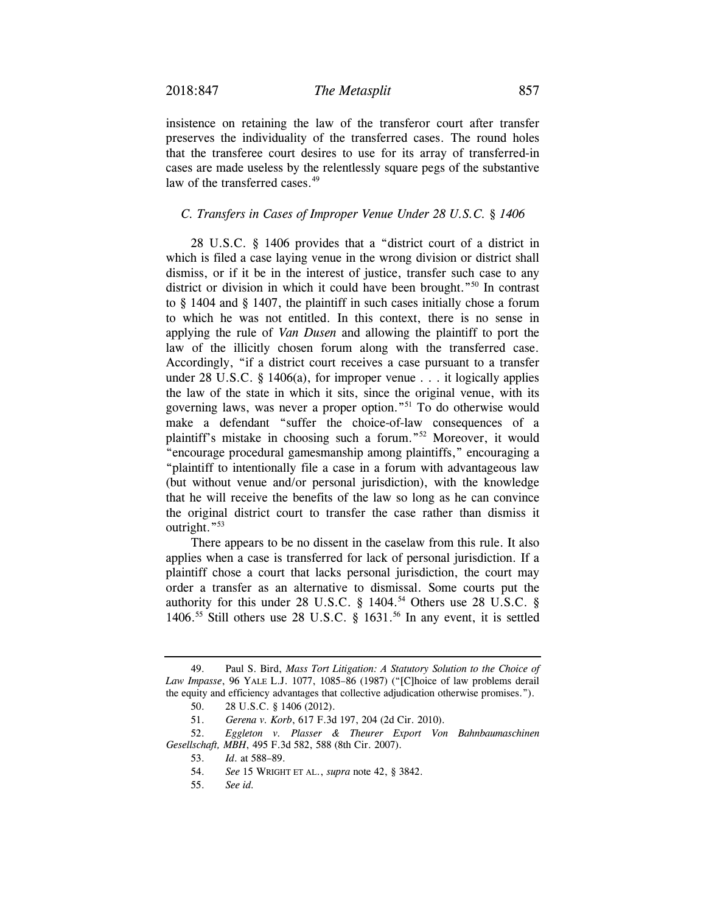insistence on retaining the law of the transferor court after transfer preserves the individuality of the transferred cases. The round holes that the transferee court desires to use for its array of transferred-in cases are made useless by the relentlessly square pegs of the substantive law of the transferred cases.[49]

### *C. Transfers in Cases of Improper Venue Under 28 U.S.C. § 1406*

28 U.S.C. § 1406 provides that a "district court of a district in which is filed a case laying venue in the wrong division or district shall dismiss, or if it be in the interest of justice, transfer such case to any district or division in which it could have been brought."[50] In contrast to § 1404 and § 1407, the plaintiff in such cases initially chose a forum to which he was not entitled. In this context, there is no sense in applying the rule of *Van Dusen* and allowing the plaintiff to port the law of the illicitly chosen forum along with the transferred case. Accordingly, "if a district court receives a case pursuant to a transfer under 28 U.S.C. § 1406(a), for improper venue . . . it logically applies the law of the state in which it sits, since the original venue, with its governing laws, was never a proper option."[51] To do otherwise would make a defendant "suffer the choice-of-law consequences of a plaintiff's mistake in choosing such a forum."[52] Moreover, it would "encourage procedural gamesmanship among plaintiffs," encouraging a "plaintiff to intentionally file a case in a forum with advantageous law (but without venue and/or personal jurisdiction), with the knowledge that he will receive the benefits of the law so long as he can convince the original district court to transfer the case rather than dismiss it outright."[53]

There appears to be no dissent in the caselaw from this rule. It also applies when a case is transferred for lack of personal jurisdiction. If a plaintiff chose a court that lacks personal jurisdiction, the court may order a transfer as an alternative to dismissal. Some courts put the authority for this under 28 U.S.C. § 1404.[54] Others use 28 U.S.C. § 1406.[55] Still others use 28 U.S.C. § 1631.[56] In any event, it is settled

---

49. Paul S. Bird, *Mass Tort Litigation: A Statutory Solution to the Choice of Law Impasse*, 96 YALE L.J. 1077, 1085–86 (1987) ("[C]hoice of law problems derail the equity and efficiency advantages that collective adjudication otherwise promises.").

50. 28 U.S.C. § 1406 (2012).

51. *Gerena v. Korb*, 617 F.3d 197, 204 (2d Cir. 2010).

52. *Eggleton v. Plasser & Theurer Export Von Bahnbaumaschinen Gesellschaft, MBH*, 495 F.3d 582, 588 (8th Cir. 2007).

53. *Id.* at 588–89.

54. *See* 15 WRIGHT ET AL., *supra* note 42, § 3842.

55. *See id.*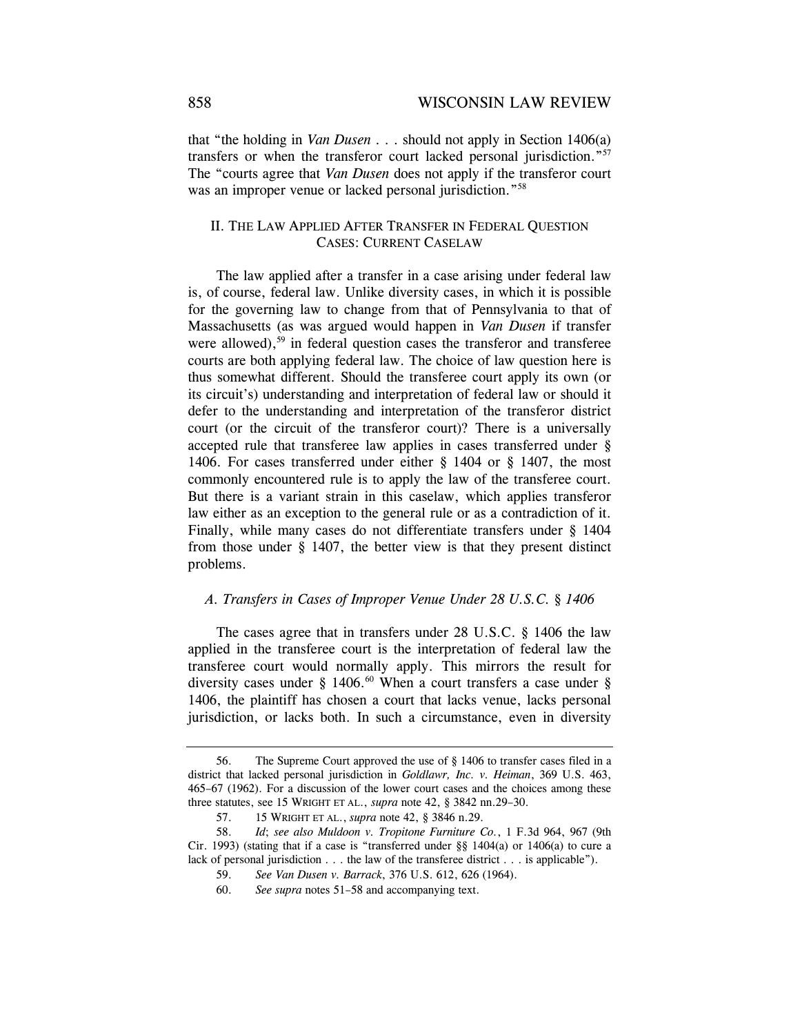that "the holding in *Van Dusen* . . . should not apply in Section 1406(a) transfers or when the transferor court lacked personal jurisdiction."[57] The "courts agree that *Van Dusen* does not apply if the transferor court was an improper venue or lacked personal jurisdiction."[58]

## II. THE LAW APPLIED AFTER TRANSFER IN FEDERAL QUESTION CASES: CURRENT CASELAW

The law applied after a transfer in a case arising under federal law is, of course, federal law. Unlike diversity cases, in which it is possible for the governing law to change from that of Pennsylvania to that of Massachusetts (as was argued would happen in *Van Dusen* if transfer were allowed),[59] in federal question cases the transferor and transferee courts are both applying federal law. The choice of law question here is thus somewhat different. Should the transferee court apply its own (or its circuit's) understanding and interpretation of federal law or should it defer to the understanding and interpretation of the transferor district court (or the circuit of the transferor court)? There is a universally accepted rule that transferee law applies in cases transferred under § 1406. For cases transferred under either § 1404 or § 1407, the most commonly encountered rule is to apply the law of the transferee court. But there is a variant strain in this caselaw, which applies transferor law either as an exception to the general rule or as a contradiction of it. Finally, while many cases do not differentiate transfers under § 1404 from those under § 1407, the better view is that they present distinct problems.

### *A. Transfers in Cases of Improper Venue Under 28 U.S.C. § 1406*

The cases agree that in transfers under 28 U.S.C. § 1406 the law applied in the transferee court is the interpretation of federal law the transferee court would normally apply. This mirrors the result for diversity cases under § 1406.[60] When a court transfers a case under § 1406, the plaintiff has chosen a court that lacks venue, lacks personal jurisdiction, or lacks both. In such a circumstance, even in diversity

---

56. The Supreme Court approved the use of § 1406 to transfer cases filed in a district that lacked personal jurisdiction in *Goldlawr, Inc. v. Heiman*, 369 U.S. 463, 465–67 (1962). For a discussion of the lower court cases and the choices among these three statutes, see 15 WRIGHT ET AL., *supra* note 42, § 3842 nn.29–30.

57. 15 WRIGHT ET AL., *supra* note 42, § 3846 n.29.

58. *Id*; *see also Muldoon v. Tropitone Furniture Co.*, 1 F.3d 964, 967 (9th Cir. 1993) (stating that if a case is "transferred under §§ 1404(a) or 1406(a) to cure a lack of personal jurisdiction . . . the law of the transferee district . . . is applicable").

59. *See Van Dusen v. Barrack*, 376 U.S. 612, 626 (1964).

60. *See supra* notes 51–58 and accompanying text.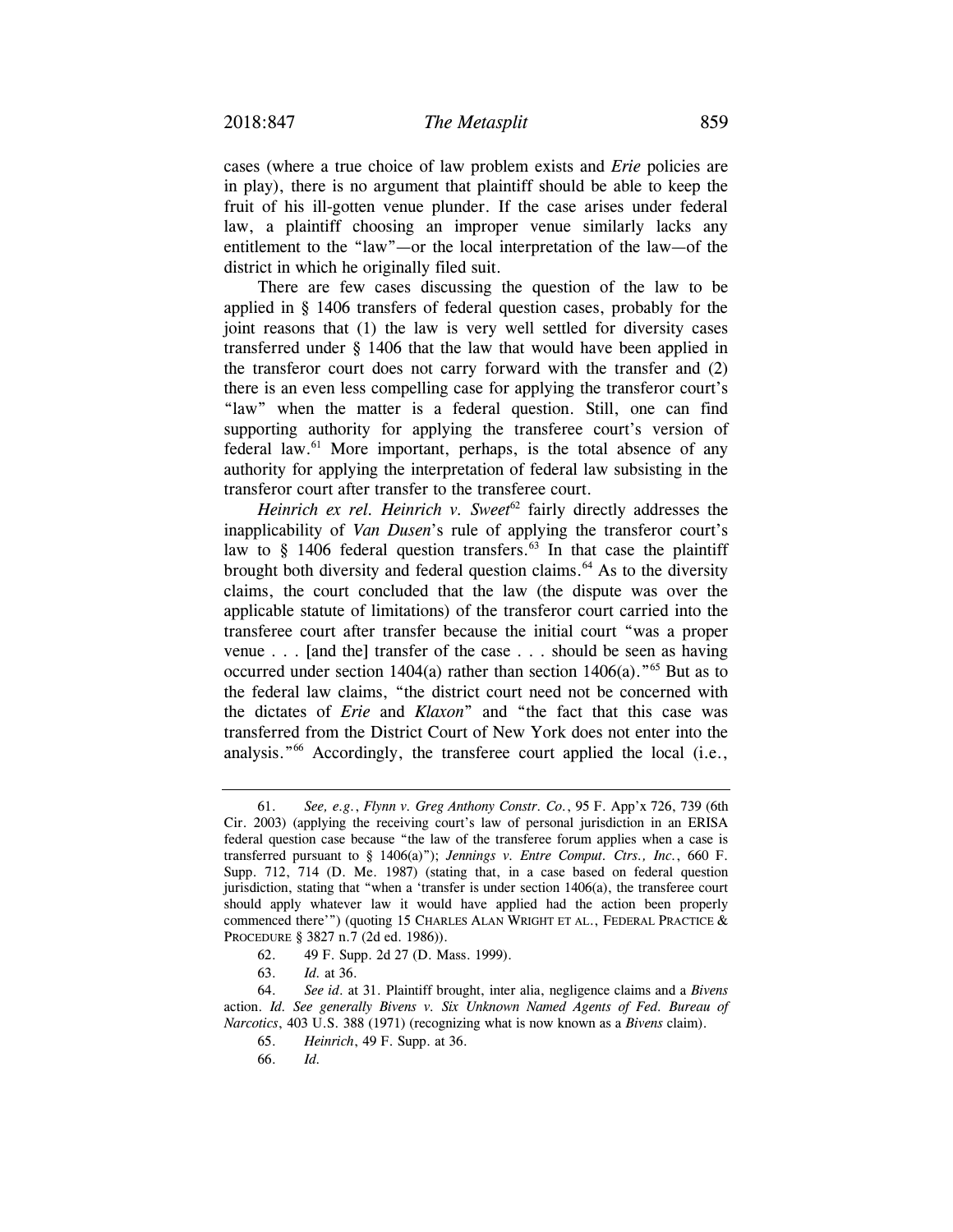cases (where a true choice of law problem exists and *Erie* policies are in play), there is no argument that plaintiff should be able to keep the fruit of his ill-gotten venue plunder. If the case arises under federal law, a plaintiff choosing an improper venue similarly lacks any entitlement to the "law"—or the local interpretation of the law—of the district in which he originally filed suit.

There are few cases discussing the question of the law to be applied in § 1406 transfers of federal question cases, probably for the joint reasons that (1) the law is very well settled for diversity cases transferred under § 1406 that the law that would have been applied in the transferor court does not carry forward with the transfer and (2) there is an even less compelling case for applying the transferor court's "law" when the matter is a federal question. Still, one can find supporting authority for applying the transferee court's version of federal law.[61] More important, perhaps, is the total absence of any authority for applying the interpretation of federal law subsisting in the transferor court after transfer to the transferee court.

*Heinrich ex rel. Heinrich v. Sweet*[62] fairly directly addresses the inapplicability of *Van Dusen*'s rule of applying the transferor court's law to § 1406 federal question transfers.[63] In that case the plaintiff brought both diversity and federal question claims.[64] As to the diversity claims, the court concluded that the law (the dispute was over the applicable statute of limitations) of the transferor court carried into the transferee court after transfer because the initial court "was a proper venue . . . [and the] transfer of the case . . . should be seen as having occurred under section 1404(a) rather than section 1406(a)."[65] But as to the federal law claims, "the district court need not be concerned with the dictates of *Erie* and *Klaxon*" and "the fact that this case was transferred from the District Court of New York does not enter into the analysis."[66] Accordingly, the transferee court applied the local (i.e.,

---

61. *See, e.g.*, *Flynn v. Greg Anthony Constr. Co.*, 95 F. App'x 726, 739 (6th Cir. 2003) (applying the receiving court's law of personal jurisdiction in an ERISA federal question case because "the law of the transferee forum applies when a case is transferred pursuant to § 1406(a)"); *Jennings v. Entre Comput. Ctrs., Inc.*, 660 F. Supp. 712, 714 (D. Me. 1987) (stating that, in a case based on federal question jurisdiction, stating that "when a 'transfer is under section 1406(a), the transferee court should apply whatever law it would have applied had the action been properly commenced there'") (quoting 15 CHARLES ALAN WRIGHT ET AL., FEDERAL PRACTICE & PROCEDURE § 3827 n.7 (2d ed. 1986)).

62. 49 F. Supp. 2d 27 (D. Mass. 1999).

63. *Id.* at 36.

64. *See id.* at 31. Plaintiff brought, inter alia, negligence claims and a *Bivens* action. *Id. See generally Bivens v. Six Unknown Named Agents of Fed. Bureau of Narcotics*, 403 U.S. 388 (1971) (recognizing what is now known as a *Bivens* claim).

65. *Heinrich*, 49 F. Supp. at 36.

66. *Id.*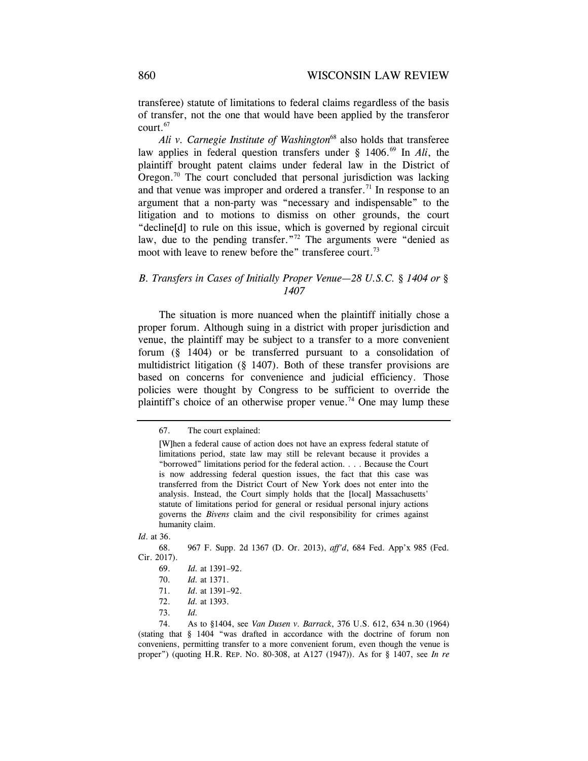transferee) statute of limitations to federal claims regardless of the basis of transfer, not the one that would have been applied by the transferor court.[67]

*Ali v. Carnegie Institute of Washington*[68] also holds that transferee law applies in federal question transfers under § 1406.[69] In *Ali*, the plaintiff brought patent claims under federal law in the District of Oregon.[70] The court concluded that personal jurisdiction was lacking and that venue was improper and ordered a transfer.[71] In response to an argument that a non-party was "necessary and indispensable" to the litigation and to motions to dismiss on other grounds, the court "decline[d] to rule on this issue, which is governed by regional circuit law, due to the pending transfer."[72] The arguments were "denied as moot with leave to renew before the" transferee court.[73]

### *B. Transfers in Cases of Initially Proper Venue—28 U.S.C. § 1404 or § 1407*

The situation is more nuanced when the plaintiff initially chose a proper forum. Although suing in a district with proper jurisdiction and venue, the plaintiff may be subject to a transfer to a more convenient forum (§ 1404) or be transferred pursuant to a consolidation of multidistrict litigation (§ 1407). Both of these transfer provisions are based on concerns for convenience and judicial efficiency. Those policies were thought by Congress to be sufficient to override the plaintiff's choice of an otherwise proper venue.[74] One may lump these

---

67. The court explained:

> [W]hen a federal cause of action does not have an express federal statute of limitations period, state law may still be relevant because it provides a "borrowed" limitations period for the federal action. . . . Because the Court is now addressing federal question issues, the fact that this case was transferred from the District Court of New York does not enter into the analysis. Instead, the Court simply holds that the [local] Massachusetts' statute of limitations period for general or residual personal injury actions governs the *Bivens* claim and the civil responsibility for crimes against humanity claim.

*Id*. at 36.

68. 967 F. Supp. 2d 1367 (D. Or. 2013), *aff'd*, 684 Fed. App'x 985 (Fed. Cir. 2017).

69. *Id*. at 1391–92.

70. *Id*. at 1371.

71. *Id*. at 1391–92.

72. *Id*. at 1393.

73. *Id*.

74. As to §1404, see *Van Dusen v. Barrack*, 376 U.S. 612, 634 n.30 (1964) (stating that § 1404 "was drafted in accordance with the doctrine of forum non conveniens, permitting transfer to a more convenient forum, even though the venue is proper") (quoting H.R. REP. NO. 80-308, at A127 (1947)). As for § 1407, see *In re*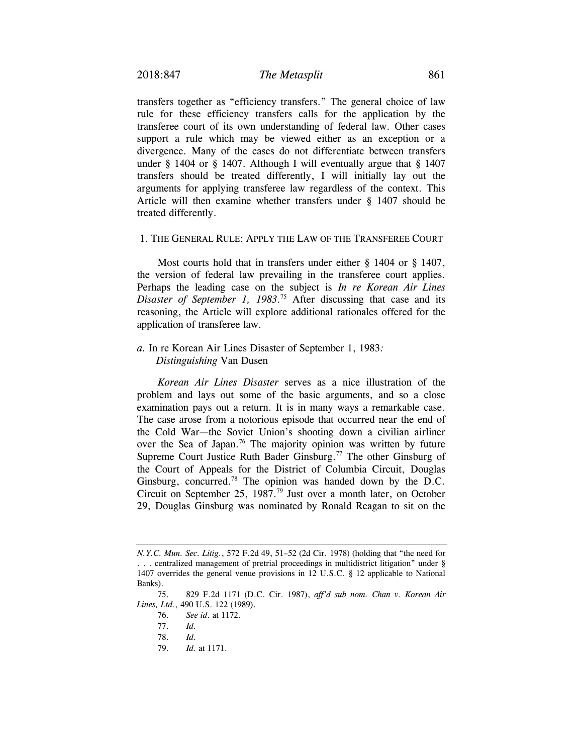transfers together as "efficiency transfers." The general choice of law rule for these efficiency transfers calls for the application by the transferee court of its own understanding of federal law. Other cases support a rule which may be viewed either as an exception or a divergence. Many of the cases do not differentiate between transfers under § 1404 or § 1407. Although I will eventually argue that § 1407 transfers should be treated differently, I will initially lay out the arguments for applying transferee law regardless of the context. This Article will then examine whether transfers under § 1407 should be treated differently.

### 1. The General Rule: Apply the Law of the Transferee Court

Most courts hold that in transfers under either § 1404 or § 1407, the version of federal law prevailing in the transferee court applies. Perhaps the leading case on the subject is *In re Korean Air Lines Disaster of September 1, 1983*.[75] After discussing that case and its reasoning, the Article will explore additional rationales offered for the application of transferee law.

#### *a.* In re Korean Air Lines Disaster of September 1, 1983*: Distinguishing* Van Dusen

*Korean Air Lines Disaster* serves as a nice illustration of the problem and lays out some of the basic arguments, and so a close examination pays out a return. It is in many ways a remarkable case. The case arose from a notorious episode that occurred near the end of the Cold War—the Soviet Union's shooting down a civilian airliner over the Sea of Japan.[76] The majority opinion was written by future Supreme Court Justice Ruth Bader Ginsburg.[77] The other Ginsburg of the Court of Appeals for the District of Columbia Circuit, Douglas Ginsburg, concurred.[78] The opinion was handed down by the D.C. Circuit on September 25, 1987.[79] Just over a month later, on October 29, Douglas Ginsburg was nominated by Ronald Reagan to sit on the

---

*N.Y.C. Mun. Sec. Litig.*, 572 F.2d 49, 51–52 (2d Cir. 1978) (holding that "the need for . . . centralized management of pretrial proceedings in multidistrict litigation" under § 1407 overrides the general venue provisions in 12 U.S.C. § 12 applicable to National Banks).

75. 829 F.2d 1171 (D.C. Cir. 1987), *aff'd sub nom. Chan v. Korean Air Lines, Ltd.*, 490 U.S. 122 (1989).

76. *See id.* at 1172.

77. *Id.*

78. *Id.*

79. *Id.* at 1171.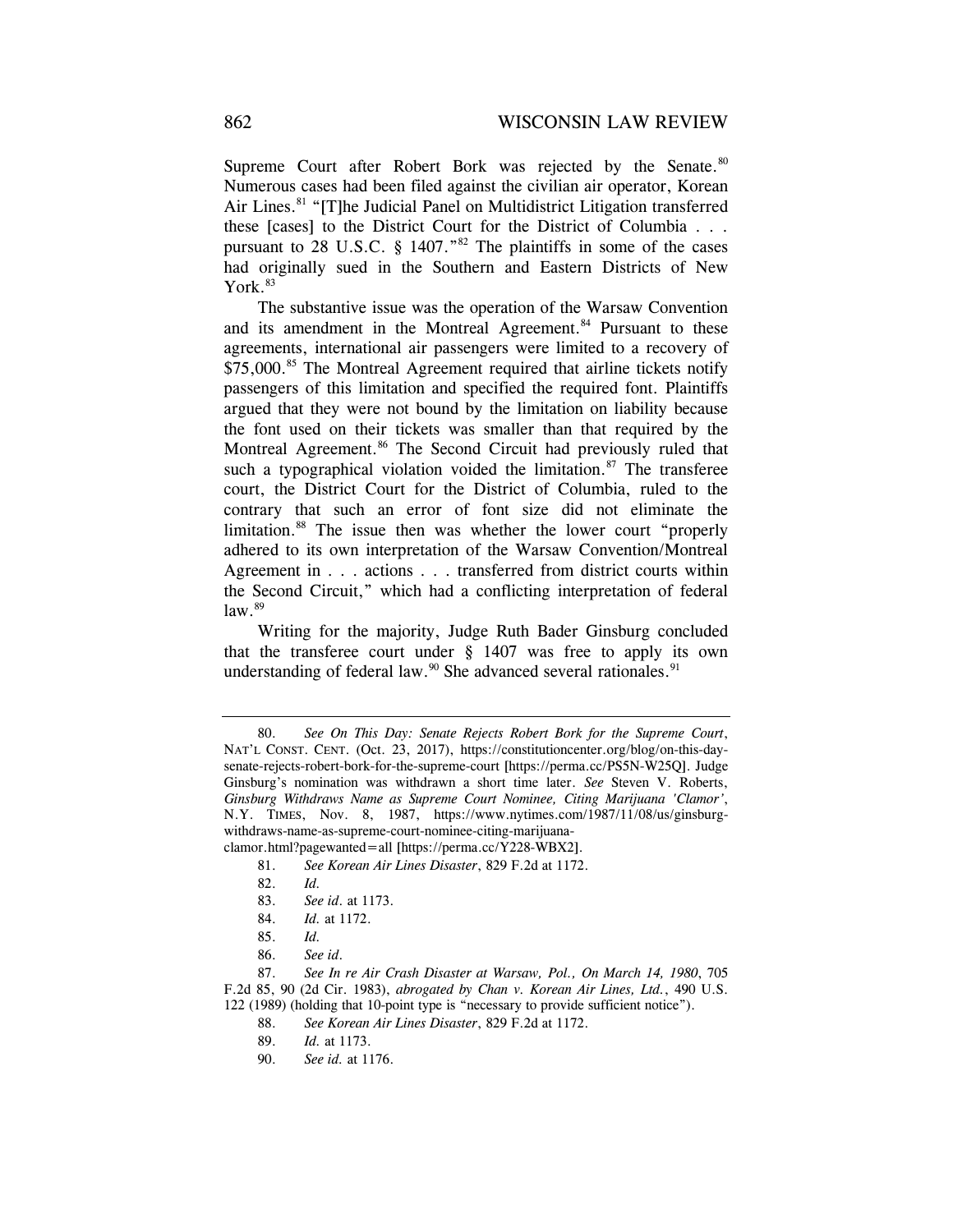Supreme Court after Robert Bork was rejected by the Senate.[80] Numerous cases had been filed against the civilian air operator, Korean Air Lines.[81] "[T]he Judicial Panel on Multidistrict Litigation transferred these [cases] to the District Court for the District of Columbia . . . pursuant to 28 U.S.C. § 1407."[82] The plaintiffs in some of the cases had originally sued in the Southern and Eastern Districts of New York.[83]

The substantive issue was the operation of the Warsaw Convention and its amendment in the Montreal Agreement.[84] Pursuant to these agreements, international air passengers were limited to a recovery of $75,000.[85] The Montreal Agreement required that airline tickets notify passengers of this limitation and specified the required font. Plaintiffs argued that they were not bound by the limitation on liability because the font used on their tickets was smaller than that required by the Montreal Agreement.[86] The Second Circuit had previously ruled that such a typographical violation voided the limitation.[87] The transferee court, the District Court for the District of Columbia, ruled to the contrary that such an error of font size did not eliminate the limitation.[88] The issue then was whether the lower court "properly adhered to its own interpretation of the Warsaw Convention/Montreal Agreement in . . . actions . . . transferred from district courts within the Second Circuit," which had a conflicting interpretation of federal law.[89]

Writing for the majority, Judge Ruth Bader Ginsburg concluded that the transferee court under § 1407 was free to apply its own understanding of federal law.[90] She advanced several rationales.[91]

---

80. *See On This Day: Senate Rejects Robert Bork for the Supreme Court*, NAT'L CONST. CENT. (Oct. 23, 2017), https://constitutioncenter.org/blog/on-this-day-senate-rejects-robert-bork-for-the-supreme-court [https://perma.cc/PS5N-W25Q]. Judge Ginsburg's nomination was withdrawn a short time later. *See* Steven V. Roberts, *Ginsburg Withdraws Name as Supreme Court Nominee, Citing Marijuana 'Clamor'*, N.Y. TIMES, Nov. 8, 1987, https://www.nytimes.com/1987/11/08/us/ginsburg-withdraws-name-as-supreme-court-nominee-citing-marijuana-clamor.html?pagewanted=all [https://perma.cc/Y228-WBX2].

81. *See Korean Air Lines Disaster*, 829 F.2d at 1172.

82. *Id.*

83. *See id.* at 1173.

84. *Id.* at 1172.

85. *Id.*

86. *See id.*

87. *See In re Air Crash Disaster at Warsaw, Pol., On March 14, 1980*, 705 F.2d 85, 90 (2d Cir. 1983), *abrogated by Chan v. Korean Air Lines, Ltd.*, 490 U.S. 122 (1989) (holding that 10-point type is "necessary to provide sufficient notice").

88. *See Korean Air Lines Disaster*, 829 F.2d at 1172.

89. *Id.* at 1173.

90. *See id.* at 1176.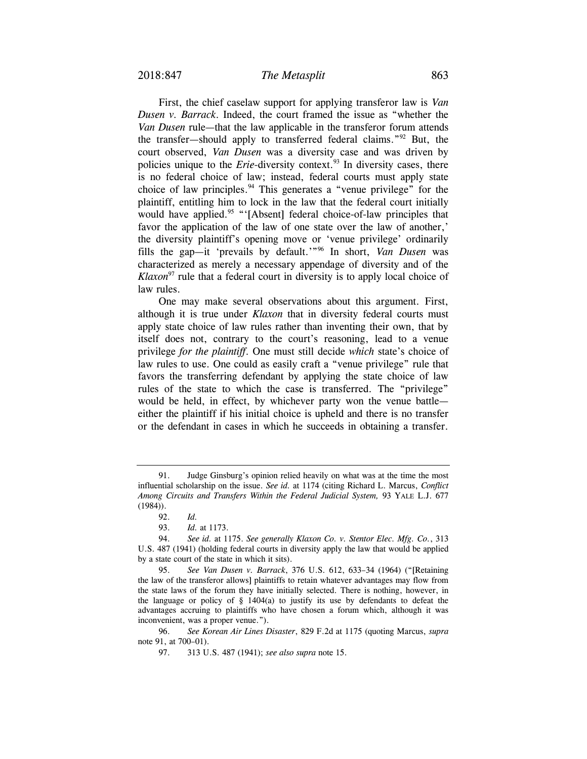First, the chief caselaw support for applying transferor law is *Van Dusen v. Barrack*. Indeed, the court framed the issue as "whether the *Van Dusen* rule—that the law applicable in the transferor forum attends the transfer—should apply to transferred federal claims."[92] But, the court observed, *Van Dusen* was a diversity case and was driven by policies unique to the *Erie*-diversity context.[93] In diversity cases, there is no federal choice of law; instead, federal courts must apply state choice of law principles.[94] This generates a "venue privilege" for the plaintiff, entitling him to lock in the law that the federal court initially would have applied.[95] "'[Absent] federal choice-of-law principles that favor the application of the law of one state over the law of another,' the diversity plaintiff's opening move or 'venue privilege' ordinarily fills the gap—it 'prevails by default.'"[96] In short, *Van Dusen* was characterized as merely a necessary appendage of diversity and of the *Klaxon*[97] rule that a federal court in diversity is to apply local choice of law rules.

One may make several observations about this argument. First, although it is true under *Klaxon* that in diversity federal courts must apply state choice of law rules rather than inventing their own, that by itself does not, contrary to the court's reasoning, lead to a venue privilege *for the plaintiff*. One must still decide *which* state's choice of law rules to use. One could as easily craft a "venue privilege" rule that favors the transferring defendant by applying the state choice of law rules of the state to which the case is transferred. The "privilege" would be held, in effect, by whichever party won the venue battle—either the plaintiff if his initial choice is upheld and there is no transfer or the defendant in cases in which he succeeds in obtaining a transfer.

---

91. Judge Ginsburg's opinion relied heavily on what was at the time the most influential scholarship on the issue. *See id.* at 1174 (citing Richard L. Marcus, *Conflict Among Circuits and Transfers Within the Federal Judicial System,* 93 YALE L.J. 677 (1984)).

92. *Id.*

93. *Id.* at 1173.

94. *See id.* at 1175. *See generally Klaxon Co. v. Stentor Elec. Mfg. Co.*, 313 U.S. 487 (1941) (holding federal courts in diversity apply the law that would be applied by a state court of the state in which it sits).

95. *See Van Dusen v. Barrack*, 376 U.S. 612, 633–34 (1964) ("[Retaining the law of the transferor allows] plaintiffs to retain whatever advantages may flow from the state laws of the forum they have initially selected. There is nothing, however, in the language or policy of § 1404(a) to justify its use by defendants to defeat the advantages accruing to plaintiffs who have chosen a forum which, although it was inconvenient, was a proper venue.").

96. *See Korean Air Lines Disaster*, 829 F.2d at 1175 (quoting Marcus, *supra* note 91, at 700–01).

97. 313 U.S. 487 (1941); *see also supra* note 15.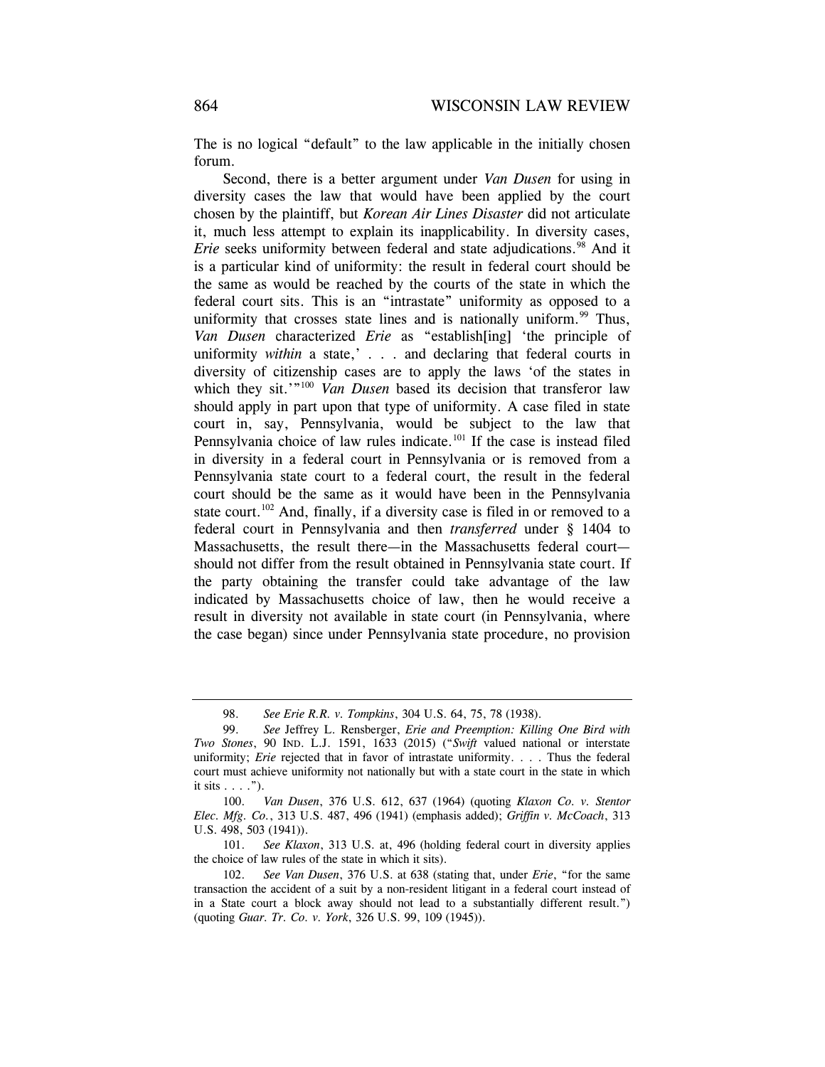The is no logical "default" to the law applicable in the initially chosen forum.

Second, there is a better argument under *Van Dusen* for using in diversity cases the law that would have been applied by the court chosen by the plaintiff, but *Korean Air Lines Disaster* did not articulate it, much less attempt to explain its inapplicability. In diversity cases, *Erie* seeks uniformity between federal and state adjudications.[98] And it is a particular kind of uniformity: the result in federal court should be the same as would be reached by the courts of the state in which the federal court sits. This is an "intrastate" uniformity as opposed to a uniformity that crosses state lines and is nationally uniform.[99] Thus, *Van Dusen* characterized *Erie* as "establish[ing] 'the principle of uniformity *within* a state,' . . . and declaring that federal courts in diversity of citizenship cases are to apply the laws 'of the states in which they sit.'"[100] *Van Dusen* based its decision that transferor law should apply in part upon that type of uniformity. A case filed in state court in, say, Pennsylvania, would be subject to the law that Pennsylvania choice of law rules indicate.[101] If the case is instead filed in diversity in a federal court in Pennsylvania or is removed from a Pennsylvania state court to a federal court, the result in the federal court should be the same as it would have been in the Pennsylvania state court.[102] And, finally, if a diversity case is filed in or removed to a federal court in Pennsylvania and then *transferred* under § 1404 to Massachusetts, the result there—in the Massachusetts federal court—should not differ from the result obtained in Pennsylvania state court. If the party obtaining the transfer could take advantage of the law indicated by Massachusetts choice of law, then he would receive a result in diversity not available in state court (in Pennsylvania, where the case began) since under Pennsylvania state procedure, no provision

---

98. *See Erie R.R. v. Tompkins*, 304 U.S. 64, 75, 78 (1938).

99. *See* Jeffrey L. Rensberger, *Erie and Preemption: Killing One Bird with Two Stones*, 90 IND. L.J. 1591, 1633 (2015) ("*Swift* valued national or interstate uniformity; *Erie* rejected that in favor of intrastate uniformity. . . . Thus the federal court must achieve uniformity not nationally but with a state court in the state in which it sits . . . .").

100. *Van Dusen*, 376 U.S. 612, 637 (1964) (quoting *Klaxon Co. v. Stentor Elec. Mfg. Co.*, 313 U.S. 487, 496 (1941) (emphasis added); *Griffin v. McCoach*, 313 U.S. 498, 503 (1941)).

101. *See Klaxon*, 313 U.S. at, 496 (holding federal court in diversity applies the choice of law rules of the state in which it sits).

102. *See Van Dusen*, 376 U.S. at 638 (stating that, under *Erie*, "for the same transaction the accident of a suit by a non-resident litigant in a federal court instead of in a State court a block away should not lead to a substantially different result.") (quoting *Guar. Tr. Co. v. York*, 326 U.S. 99, 109 (1945)).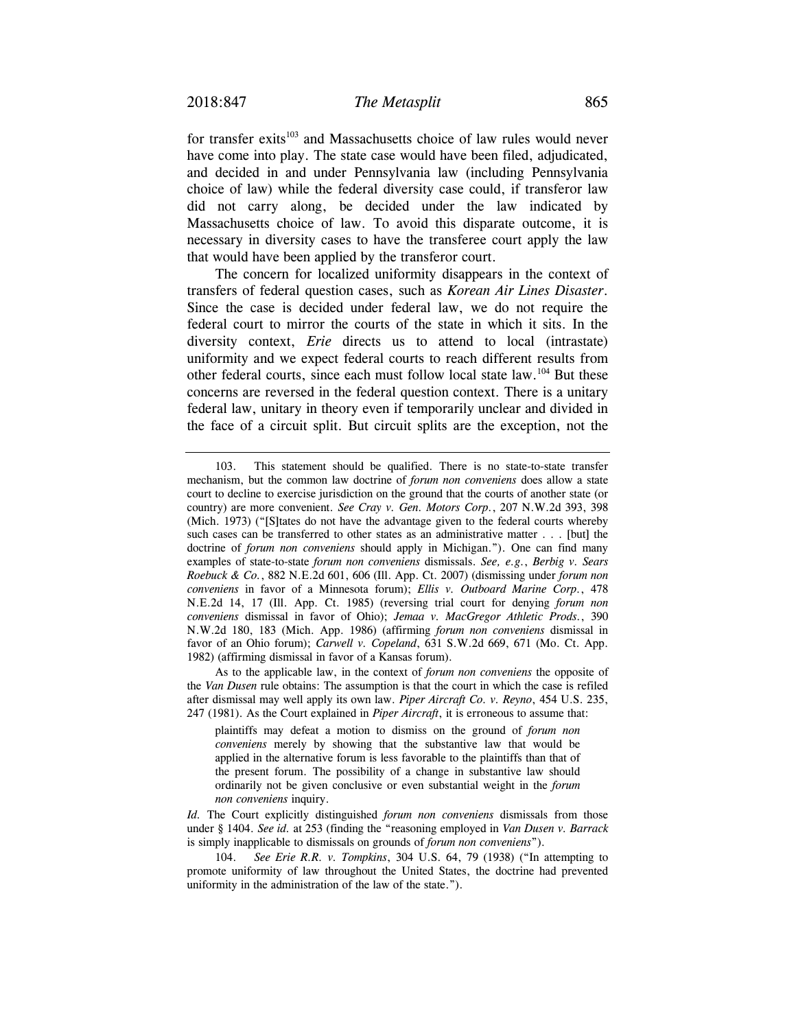for transfer exits[103] and Massachusetts choice of law rules would never have come into play. The state case would have been filed, adjudicated, and decided in and under Pennsylvania law (including Pennsylvania choice of law) while the federal diversity case could, if transferor law did not carry along, be decided under the law indicated by Massachusetts choice of law. To avoid this disparate outcome, it is necessary in diversity cases to have the transferee court apply the law that would have been applied by the transferor court.

The concern for localized uniformity disappears in the context of transfers of federal question cases, such as *Korean Air Lines Disaster*. Since the case is decided under federal law, we do not require the federal court to mirror the courts of the state in which it sits. In the diversity context, *Erie* directs us to attend to local (intrastate) uniformity and we expect federal courts to reach different results from other federal courts, since each must follow local state law.[104] But these concerns are reversed in the federal question context. There is a unitary federal law, unitary in theory even if temporarily unclear and divided in the face of a circuit split. But circuit splits are the exception, not the

---

103. This statement should be qualified. There is no state-to-state transfer mechanism, but the common law doctrine of *forum non conveniens* does allow a state court to decline to exercise jurisdiction on the ground that the courts of another state (or country) are more convenient. *See Cray v. Gen. Motors Corp.*, 207 N.W.2d 393, 398 (Mich. 1973) ("[S]tates do not have the advantage given to the federal courts whereby such cases can be transferred to other states as an administrative matter . . . [but] the doctrine of *forum non conveniens* should apply in Michigan."). One can find many examples of state-to-state *forum non conveniens* dismissals. *See, e.g.*, *Berbig v. Sears Roebuck & Co.*, 882 N.E.2d 601, 606 (Ill. App. Ct. 2007) (dismissing under *forum non conveniens* in favor of a Minnesota forum); *Ellis v. Outboard Marine Corp.*, 478 N.E.2d 14, 17 (Ill. App. Ct. 1985) (reversing trial court for denying *forum non conveniens* dismissal in favor of Ohio); *Jemaa v. MacGregor Athletic Prods.*, 390 N.W.2d 180, 183 (Mich. App. 1986) (affirming *forum non conveniens* dismissal in favor of an Ohio forum); *Carwell v. Copeland*, 631 S.W.2d 669, 671 (Mo. Ct. App. 1982) (affirming dismissal in favor of a Kansas forum).

As to the applicable law, in the context of *forum non conveniens* the opposite of the *Van Dusen* rule obtains: The assumption is that the court in which the case is refiled after dismissal may well apply its own law. *Piper Aircraft Co. v. Reyno*, 454 U.S. 235, 247 (1981). As the Court explained in *Piper Aircraft*, it is erroneous to assume that:

> plaintiffs may defeat a motion to dismiss on the ground of *forum non conveniens* merely by showing that the substantive law that would be applied in the alternative forum is less favorable to the plaintiffs than that of the present forum. The possibility of a change in substantive law should ordinarily not be given conclusive or even substantial weight in the *forum non conveniens* inquiry.

*Id.* The Court explicitly distinguished *forum non conveniens* dismissals from those under § 1404. *See id.* at 253 (finding the "reasoning employed in *Van Dusen v. Barrack* is simply inapplicable to dismissals on grounds of *forum non conveniens*").

104. *See Erie R.R. v. Tompkins*, 304 U.S. 64, 79 (1938) ("In attempting to promote uniformity of law throughout the United States, the doctrine had prevented uniformity in the administration of the law of the state.").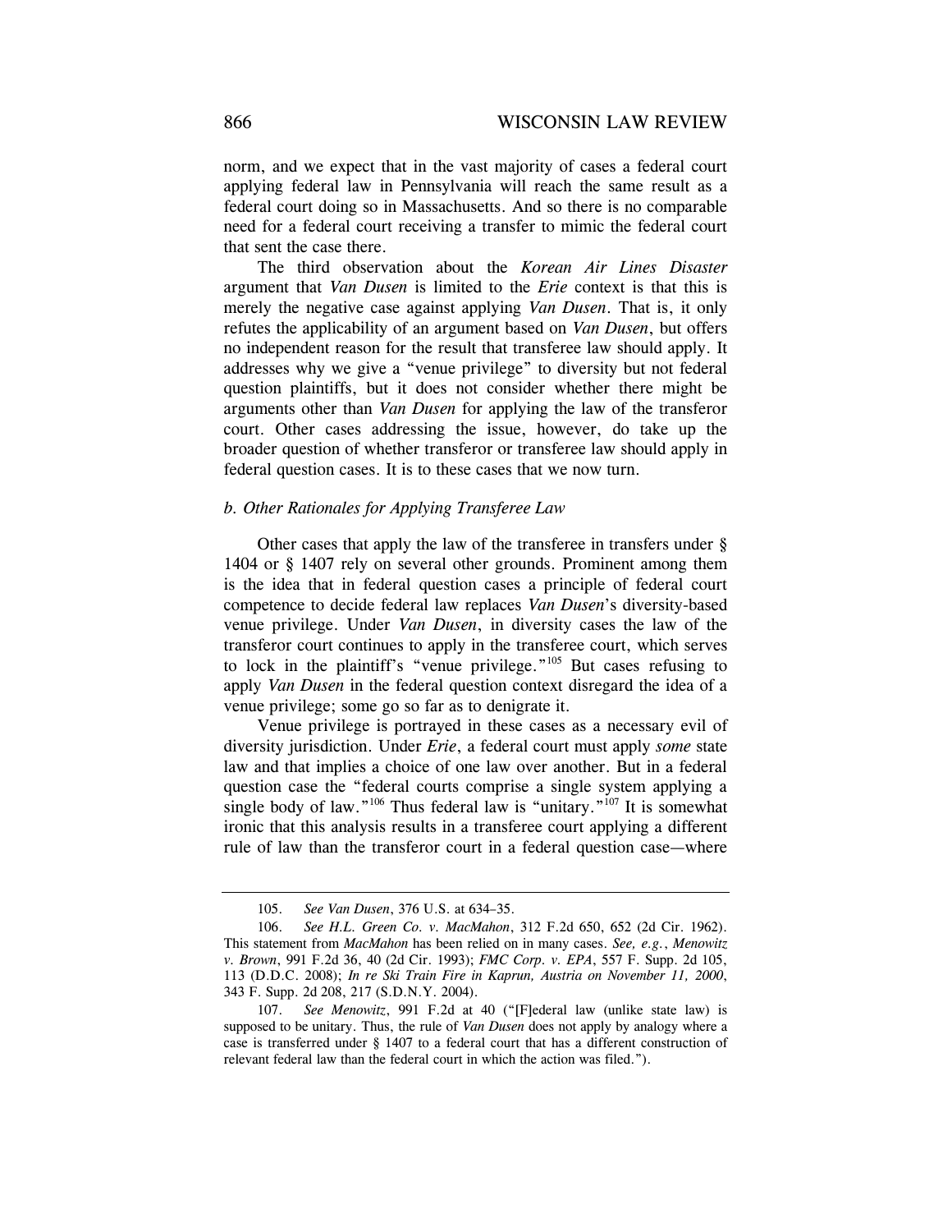norm, and we expect that in the vast majority of cases a federal court applying federal law in Pennsylvania will reach the same result as a federal court doing so in Massachusetts. And so there is no comparable need for a federal court receiving a transfer to mimic the federal court that sent the case there.

The third observation about the *Korean Air Lines Disaster* argument that *Van Dusen* is limited to the *Erie* context is that this is merely the negative case against applying *Van Dusen*. That is, it only refutes the applicability of an argument based on *Van Dusen*, but offers no independent reason for the result that transferee law should apply. It addresses why we give a "venue privilege" to diversity but not federal question plaintiffs, but it does not consider whether there might be arguments other than *Van Dusen* for applying the law of the transferor court. Other cases addressing the issue, however, do take up the broader question of whether transferor or transferee law should apply in federal question cases. It is to these cases that we now turn.

### *b. Other Rationales for Applying Transferee Law*

Other cases that apply the law of the transferee in transfers under § 1404 or § 1407 rely on several other grounds. Prominent among them is the idea that in federal question cases a principle of federal court competence to decide federal law replaces *Van Dusen*'s diversity-based venue privilege. Under *Van Dusen*, in diversity cases the law of the transferor court continues to apply in the transferee court, which serves to lock in the plaintiff's "venue privilege."[105] But cases refusing to apply *Van Dusen* in the federal question context disregard the idea of a venue privilege; some go so far as to denigrate it.

Venue privilege is portrayed in these cases as a necessary evil of diversity jurisdiction. Under *Erie*, a federal court must apply *some* state law and that implies a choice of one law over another. But in a federal question case the "federal courts comprise a single system applying a single body of law."[106] Thus federal law is "unitary."[107] It is somewhat ironic that this analysis results in a transferee court applying a different rule of law than the transferor court in a federal question case—where

---

105. *See Van Dusen*, 376 U.S. at 634–35.

106. *See H.L. Green Co. v. MacMahon*, 312 F.2d 650, 652 (2d Cir. 1962). This statement from *MacMahon* has been relied on in many cases. *See, e.g.*, *Menowitz v. Brown*, 991 F.2d 36, 40 (2d Cir. 1993); *FMC Corp. v. EPA*, 557 F. Supp. 2d 105, 113 (D.D.C. 2008); *In re Ski Train Fire in Kaprun, Austria on November 11, 2000*, 343 F. Supp. 2d 208, 217 (S.D.N.Y. 2004).

107. *See Menowitz*, 991 F.2d at 40 ("[F]ederal law (unlike state law) is supposed to be unitary. Thus, the rule of *Van Dusen* does not apply by analogy where a case is transferred under § 1407 to a federal court that has a different construction of relevant federal law than the federal court in which the action was filed.").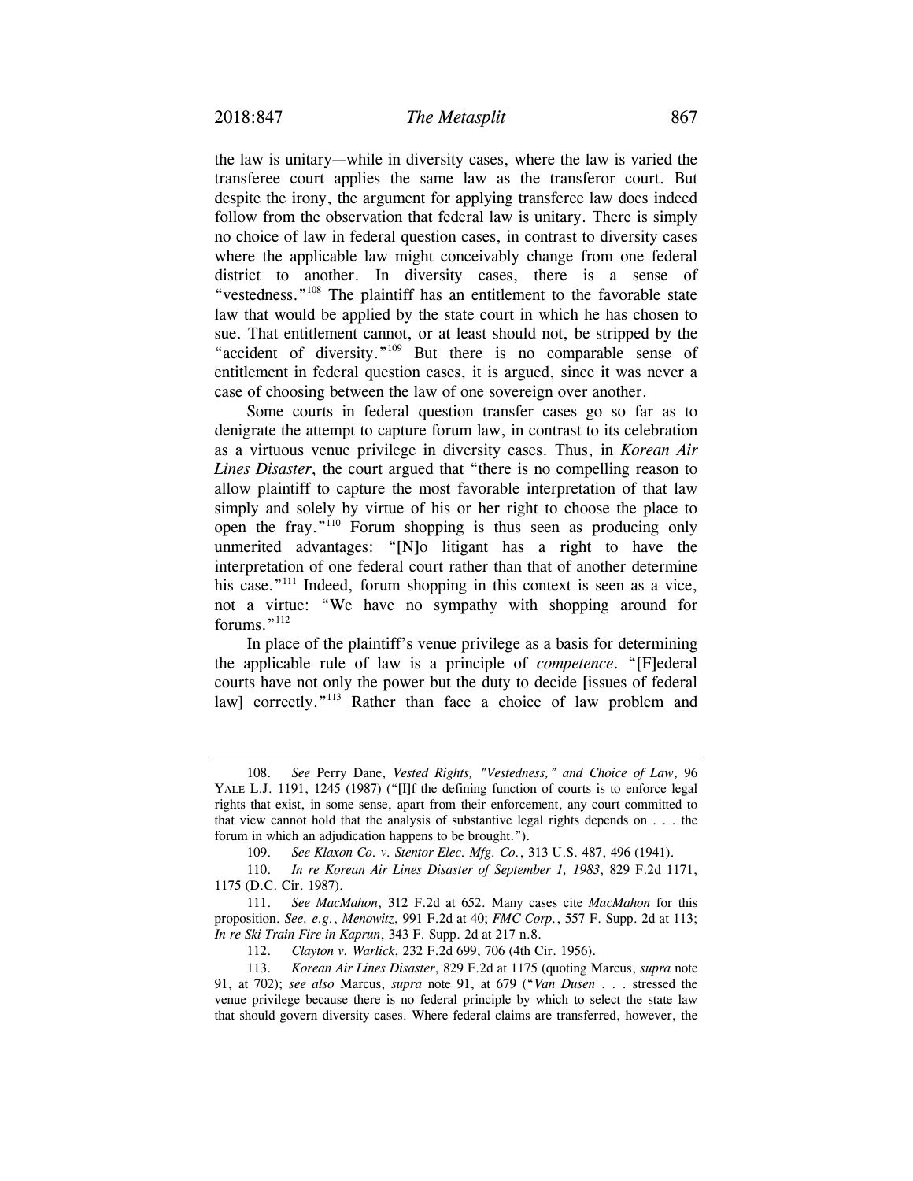the law is unitary—while in diversity cases, where the law is varied the transferee court applies the same law as the transferor court. But despite the irony, the argument for applying transferee law does indeed follow from the observation that federal law is unitary. There is simply no choice of law in federal question cases, in contrast to diversity cases where the applicable law might conceivably change from one federal district to another. In diversity cases, there is a sense of "vestedness."[108] The plaintiff has an entitlement to the favorable state law that would be applied by the state court in which he has chosen to sue. That entitlement cannot, or at least should not, be stripped by the "accident of diversity."[109] But there is no comparable sense of entitlement in federal question cases, it is argued, since it was never a case of choosing between the law of one sovereign over another.

Some courts in federal question transfer cases go so far as to denigrate the attempt to capture forum law, in contrast to its celebration as a virtuous venue privilege in diversity cases. Thus, in *Korean Air Lines Disaster*, the court argued that "there is no compelling reason to allow plaintiff to capture the most favorable interpretation of that law simply and solely by virtue of his or her right to choose the place to open the fray."[110] Forum shopping is thus seen as producing only unmerited advantages: "[N]o litigant has a right to have the interpretation of one federal court rather than that of another determine his case."[111] Indeed, forum shopping in this context is seen as a vice, not a virtue: "We have no sympathy with shopping around for forums."[112]

In place of the plaintiff's venue privilege as a basis for determining the applicable rule of law is a principle of *competence*. "[F]ederal courts have not only the power but the duty to decide [issues of federal law] correctly."[113] Rather than face a choice of law problem and

---

108. *See* Perry Dane, *Vested Rights, "Vestedness," and Choice of Law*, 96 YALE L.J. 1191, 1245 (1987) ("[I]f the defining function of courts is to enforce legal rights that exist, in some sense, apart from their enforcement, any court committed to that view cannot hold that the analysis of substantive legal rights depends on . . . the forum in which an adjudication happens to be brought.").

109. *See Klaxon Co. v. Stentor Elec. Mfg. Co.*, 313 U.S. 487, 496 (1941).

110. *In re Korean Air Lines Disaster of September 1, 1983*, 829 F.2d 1171, 1175 (D.C. Cir. 1987).

111. *See MacMahon*, 312 F.2d at 652. Many cases cite *MacMahon* for this proposition. *See, e.g.*, *Menowitz*, 991 F.2d at 40; *FMC Corp.*, 557 F. Supp. 2d at 113; *In re Ski Train Fire in Kaprun*, 343 F. Supp. 2d at 217 n.8.

112. *Clayton v. Warlick*, 232 F.2d 699, 706 (4th Cir. 1956).

113. *Korean Air Lines Disaster*, 829 F.2d at 1175 (quoting Marcus, *supra* note 91, at 702); *see also* Marcus, *supra* note 91, at 679 ("*Van Dusen* . . . stressed the venue privilege because there is no federal principle by which to select the state law that should govern diversity cases. Where federal claims are transferred, however, the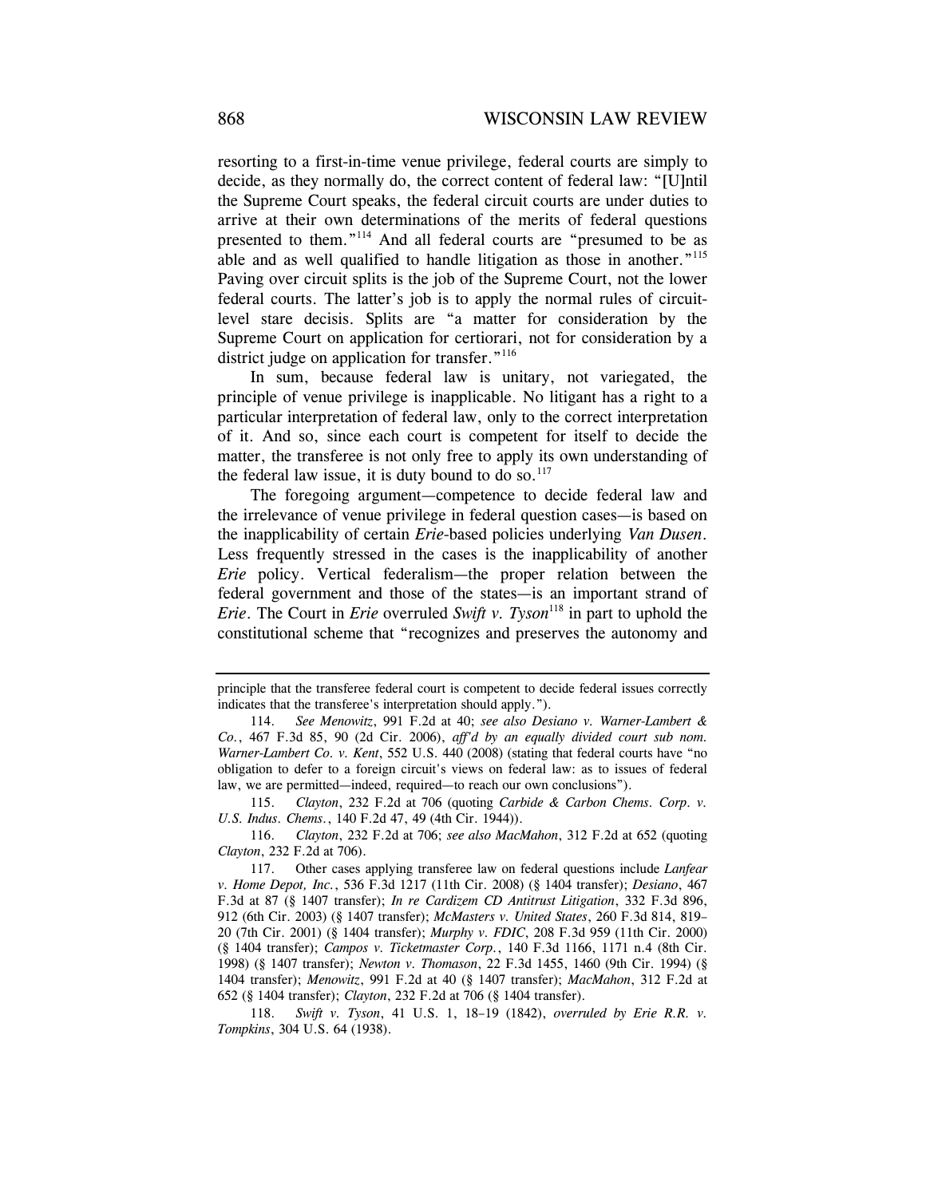resorting to a first-in-time venue privilege, federal courts are simply to decide, as they normally do, the correct content of federal law: "[U]ntil the Supreme Court speaks, the federal circuit courts are under duties to arrive at their own determinations of the merits of federal questions presented to them."[114] And all federal courts are "presumed to be as able and as well qualified to handle litigation as those in another."[115] Paving over circuit splits is the job of the Supreme Court, not the lower federal courts. The latter's job is to apply the normal rules of circuit-level stare decisis. Splits are "a matter for consideration by the Supreme Court on application for certiorari, not for consideration by a district judge on application for transfer."[116]

In sum, because federal law is unitary, not variegated, the principle of venue privilege is inapplicable. No litigant has a right to a particular interpretation of federal law, only to the correct interpretation of it. And so, since each court is competent for itself to decide the matter, the transferee is not only free to apply its own understanding of the federal law issue, it is duty bound to do so.[117]

The foregoing argument—competence to decide federal law and the irrelevance of venue privilege in federal question cases—is based on the inapplicability of certain *Erie*-based policies underlying *Van Dusen*. Less frequently stressed in the cases is the inapplicability of another *Erie* policy. Vertical federalism—the proper relation between the federal government and those of the states—is an important strand of *Erie*. The Court in *Erie* overruled *Swift v. Tyson*[118] in part to uphold the constitutional scheme that "recognizes and preserves the autonomy and

---

principle that the transferee federal court is competent to decide federal issues correctly indicates that the transferee's interpretation should apply.").

114. *See Menowitz*, 991 F.2d at 40; *see also Desiano v. Warner-Lambert & Co.*, 467 F.3d 85, 90 (2d Cir. 2006), *aff'd by an equally divided court sub nom. Warner-Lambert Co. v. Kent*, 552 U.S. 440 (2008) (stating that federal courts have "no obligation to defer to a foreign circuit's views on federal law: as to issues of federal law, we are permitted—indeed, required—to reach our own conclusions").

115. *Clayton*, 232 F.2d at 706 (quoting *Carbide & Carbon Chems. Corp. v. U.S. Indus. Chems.*, 140 F.2d 47, 49 (4th Cir. 1944)).

116. *Clayton*, 232 F.2d at 706; *see also MacMahon*, 312 F.2d at 652 (quoting *Clayton*, 232 F.2d at 706).

117. Other cases applying transferee law on federal questions include *Lanfear v. Home Depot, Inc.*, 536 F.3d 1217 (11th Cir. 2008) (§ 1404 transfer); *Desiano*, 467 F.3d at 87 (§ 1407 transfer); *In re Cardizem CD Antitrust Litigation*, 332 F.3d 896, 912 (6th Cir. 2003) (§ 1407 transfer); *McMasters v. United States*, 260 F.3d 814, 819–20 (7th Cir. 2001) (§ 1404 transfer); *Murphy v. FDIC*, 208 F.3d 959 (11th Cir. 2000) (§ 1404 transfer); *Campos v. Ticketmaster Corp.*, 140 F.3d 1166, 1171 n.4 (8th Cir. 1998) (§ 1407 transfer); *Newton v. Thomason*, 22 F.3d 1455, 1460 (9th Cir. 1994) (§ 1404 transfer); *Menowitz*, 991 F.2d at 40 (§ 1407 transfer); *MacMahon*, 312 F.2d at 652 (§ 1404 transfer); *Clayton*, 232 F.2d at 706 (§ 1404 transfer).

118. *Swift v. Tyson*, 41 U.S. 1, 18–19 (1842), *overruled by Erie R.R. v. Tompkins*, 304 U.S. 64 (1938).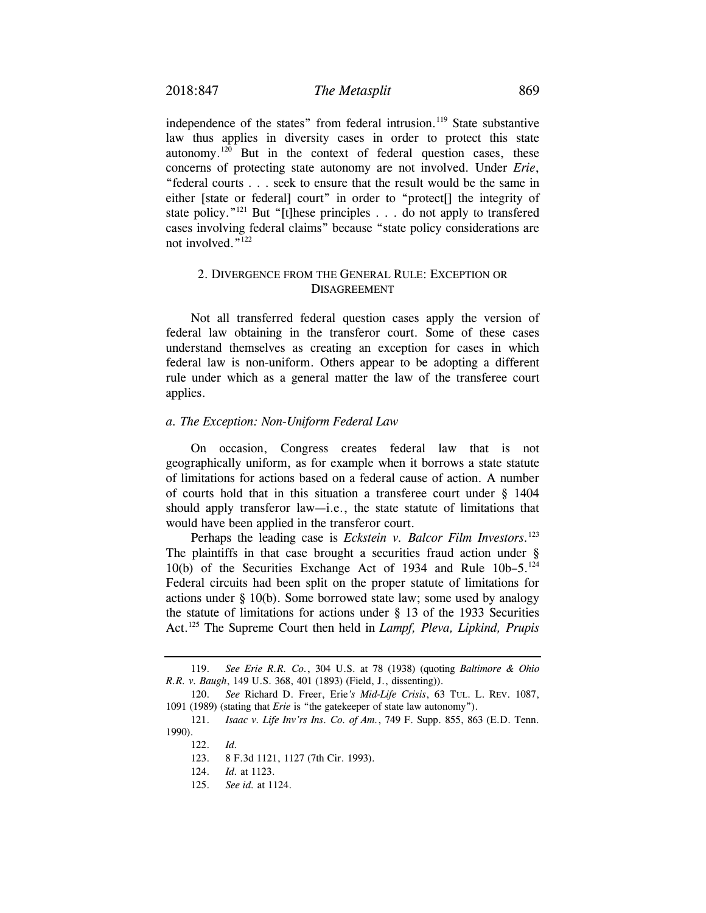independence of the states" from federal intrusion.[119] State substantive law thus applies in diversity cases in order to protect this state autonomy.[120] But in the context of federal question cases, these concerns of protecting state autonomy are not involved. Under *Erie*, "federal courts . . . seek to ensure that the result would be the same in either [state or federal] court" in order to "protect[] the integrity of state policy."[121] But "[t]hese principles . . . do not apply to transfered cases involving federal claims" because "state policy considerations are not involved."[122]

### 2. Divergence from the General Rule: Exception or Disagreement

Not all transferred federal question cases apply the version of federal law obtaining in the transferor court. Some of these cases understand themselves as creating an exception for cases in which federal law is non-uniform. Others appear to be adopting a different rule under which as a general matter the law of the transferee court applies.

#### *a. The Exception: Non-Uniform Federal Law*

On occasion, Congress creates federal law that is not geographically uniform, as for example when it borrows a state statute of limitations for actions based on a federal cause of action. A number of courts hold that in this situation a transferee court under § 1404 should apply transferor law—i.e., the state statute of limitations that would have been applied in the transferor court.

Perhaps the leading case is *Eckstein v. Balcor Film Investors*.[123] The plaintiffs in that case brought a securities fraud action under § 10(b) of the Securities Exchange Act of 1934 and Rule 10b–5.[124] Federal circuits had been split on the proper statute of limitations for actions under § 10(b). Some borrowed state law; some used by analogy the statute of limitations for actions under § 13 of the 1933 Securities Act.[125] The Supreme Court then held in *Lampf, Pleva, Lipkind, Prupis*

---

119. *See Erie R.R. Co.*, 304 U.S. at 78 (1938) (quoting *Baltimore & Ohio R.R. v. Baugh*, 149 U.S. 368, 401 (1893) (Field, J., dissenting)).

120. *See* Richard D. Freer, Erie*'s Mid-Life Crisis*, 63 TUL. L. REV. 1087, 1091 (1989) (stating that *Erie* is "the gatekeeper of state law autonomy").

121. *Isaac v. Life Inv'rs Ins. Co. of Am.*, 749 F. Supp. 855, 863 (E.D. Tenn. 1990).

122. *Id.*

123. 8 F.3d 1121, 1127 (7th Cir. 1993).

124. *Id.* at 1123.

125. *See id.* at 1124.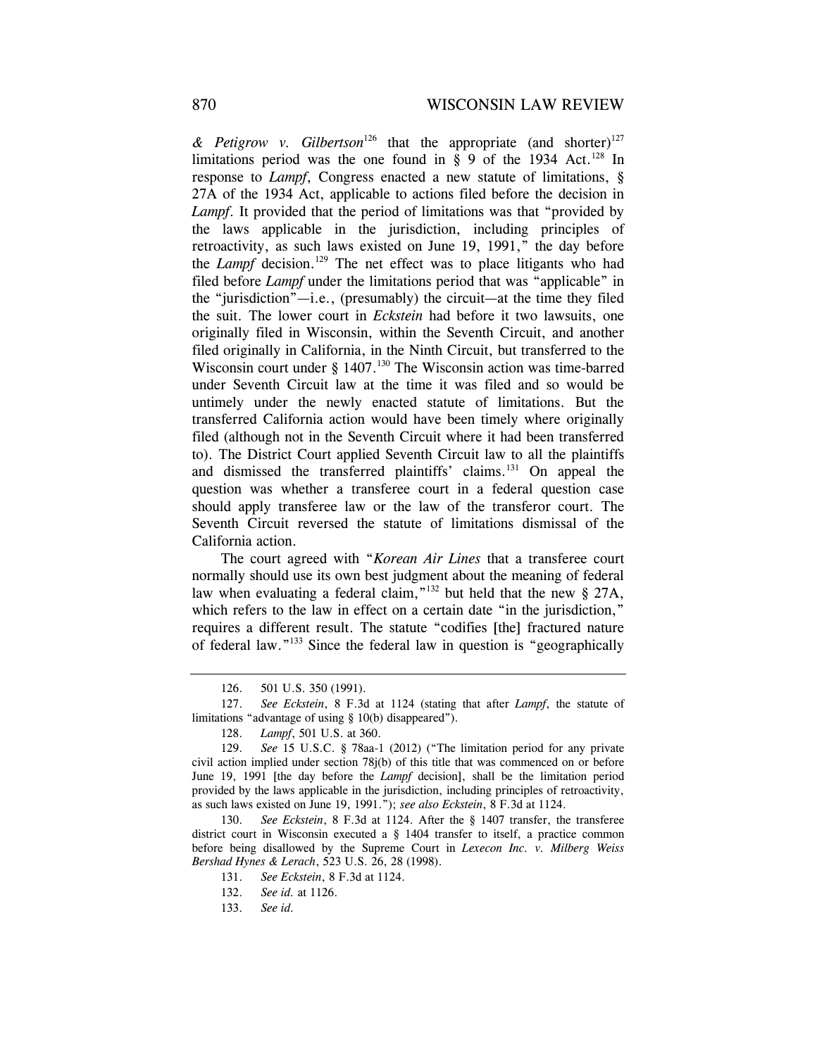*& Petigrow v. Gilbertson*[126] that the appropriate (and shorter)[127] limitations period was the one found in § 9 of the 1934 Act.[128] In response to *Lampf*, Congress enacted a new statute of limitations, § 27A of the 1934 Act, applicable to actions filed before the decision in *Lampf*. It provided that the period of limitations was that "provided by the laws applicable in the jurisdiction, including principles of retroactivity, as such laws existed on June 19, 1991," the day before the *Lampf* decision.[129] The net effect was to place litigants who had filed before *Lampf* under the limitations period that was "applicable" in the "jurisdiction"—i.e., (presumably) the circuit—at the time they filed the suit. The lower court in *Eckstein* had before it two lawsuits, one originally filed in Wisconsin, within the Seventh Circuit, and another filed originally in California, in the Ninth Circuit, but transferred to the Wisconsin court under § 1407.[130] The Wisconsin action was time-barred under Seventh Circuit law at the time it was filed and so would be untimely under the newly enacted statute of limitations. But the transferred California action would have been timely where originally filed (although not in the Seventh Circuit where it had been transferred to). The District Court applied Seventh Circuit law to all the plaintiffs and dismissed the transferred plaintiffs' claims.[131] On appeal the question was whether a transferee court in a federal question case should apply transferee law or the law of the transferor court. The Seventh Circuit reversed the statute of limitations dismissal of the California action.

The court agreed with "*Korean Air Lines* that a transferee court normally should use its own best judgment about the meaning of federal law when evaluating a federal claim,"[132] but held that the new § 27A, which refers to the law in effect on a certain date "in the jurisdiction," requires a different result. The statute "codifies [the] fractured nature of federal law."[133] Since the federal law in question is "geographically

---

126. 501 U.S. 350 (1991).

127. *See Eckstein*, 8 F.3d at 1124 (stating that after *Lampf*, the statute of limitations "advantage of using § 10(b) disappeared").

128. *Lampf*, 501 U.S. at 360.

129. *See* 15 U.S.C. § 78aa-1 (2012) ("The limitation period for any private civil action implied under section 78j(b) of this title that was commenced on or before June 19, 1991 [the day before the *Lampf* decision], shall be the limitation period provided by the laws applicable in the jurisdiction, including principles of retroactivity, as such laws existed on June 19, 1991."); *see also Eckstein*, 8 F.3d at 1124.

130. *See Eckstein*, 8 F.3d at 1124. After the § 1407 transfer, the transferee district court in Wisconsin executed a § 1404 transfer to itself, a practice common before being disallowed by the Supreme Court in *Lexecon Inc. v. Milberg Weiss Bershad Hynes & Lerach*, 523 U.S. 26, 28 (1998).

131. *See Eckstein*, 8 F.3d at 1124.

132. *See id.* at 1126.

133. *See id.*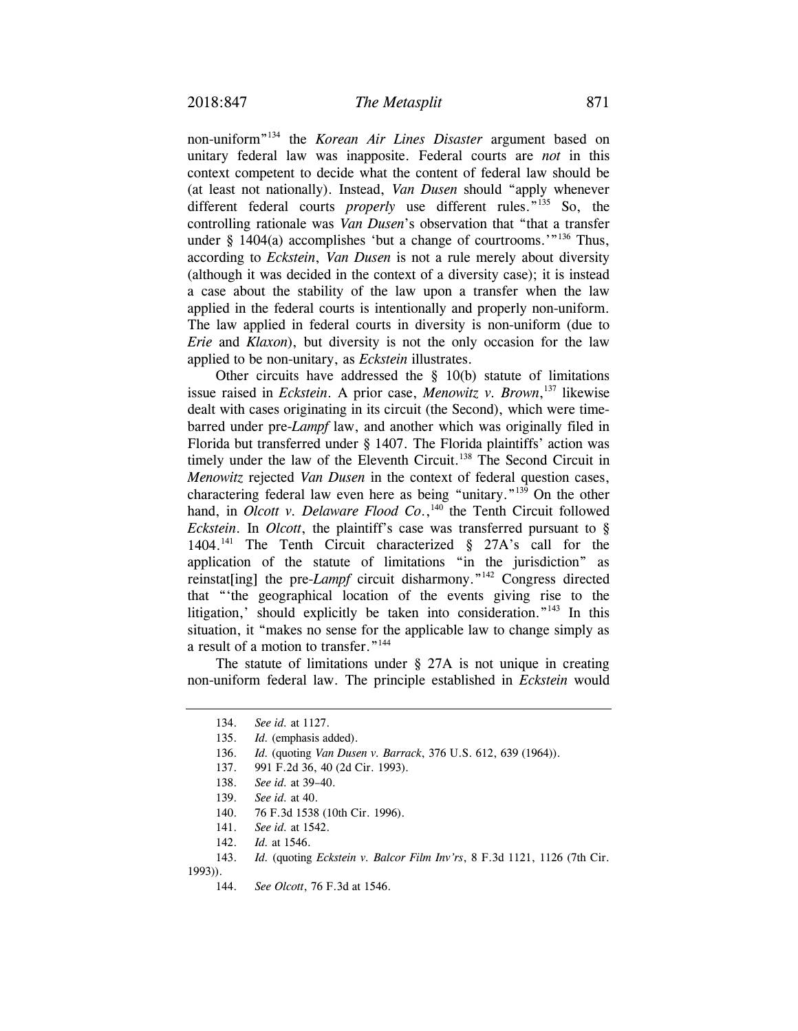non-uniform"[134] the *Korean Air Lines Disaster* argument based on unitary federal law was inapposite. Federal courts are *not* in this context competent to decide what the content of federal law should be (at least not nationally). Instead, *Van Dusen* should "apply whenever different federal courts *properly* use different rules."[135] So, the controlling rationale was *Van Dusen*'s observation that "that a transfer under § 1404(a) accomplishes 'but a change of courtrooms.'"[136] Thus, according to *Eckstein*, *Van Dusen* is not a rule merely about diversity (although it was decided in the context of a diversity case); it is instead a case about the stability of the law upon a transfer when the law applied in the federal courts is intentionally and properly non-uniform. The law applied in federal courts in diversity is non-uniform (due to *Erie* and *Klaxon*), but diversity is not the only occasion for the law applied to be non-unitary, as *Eckstein* illustrates.

Other circuits have addressed the § 10(b) statute of limitations issue raised in *Eckstein*. A prior case, *Menowitz v. Brown*,[137] likewise dealt with cases originating in its circuit (the Second), which were time-barred under pre-*Lampf* law, and another which was originally filed in Florida but transferred under § 1407. The Florida plaintiffs' action was timely under the law of the Eleventh Circuit.[138] The Second Circuit in *Menowitz* rejected *Van Dusen* in the context of federal question cases, charactering federal law even here as being "unitary."[139] On the other hand, in *Olcott v. Delaware Flood Co.*,[140] the Tenth Circuit followed *Eckstein*. In *Olcott*, the plaintiff's case was transferred pursuant to § 1404.[141] The Tenth Circuit characterized § 27A's call for the application of the statute of limitations "in the jurisdiction" as reinstat[ing] the pre-*Lampf* circuit disharmony."[142] Congress directed that "'the geographical location of the events giving rise to the litigation,' should explicitly be taken into consideration."[143] In this situation, it "makes no sense for the applicable law to change simply as a result of a motion to transfer."[144]

The statute of limitations under § 27A is not unique in creating non-uniform federal law. The principle established in *Eckstein* would

---

134. *See id.* at 1127.

135. *Id.* (emphasis added).

136. *Id.* (quoting *Van Dusen v. Barrack*, 376 U.S. 612, 639 (1964)).

137. 991 F.2d 36, 40 (2d Cir. 1993).

138. *See id.* at 39–40.

139. *See id.* at 40.

140. 76 F.3d 1538 (10th Cir. 1996).

141. *See id.* at 1542.

142. *Id.* at 1546.

143. *Id.* (quoting *Eckstein v. Balcor Film Inv'rs*, 8 F.3d 1121, 1126 (7th Cir. 1993)).

144. *See Olcott*, 76 F.3d at 1546.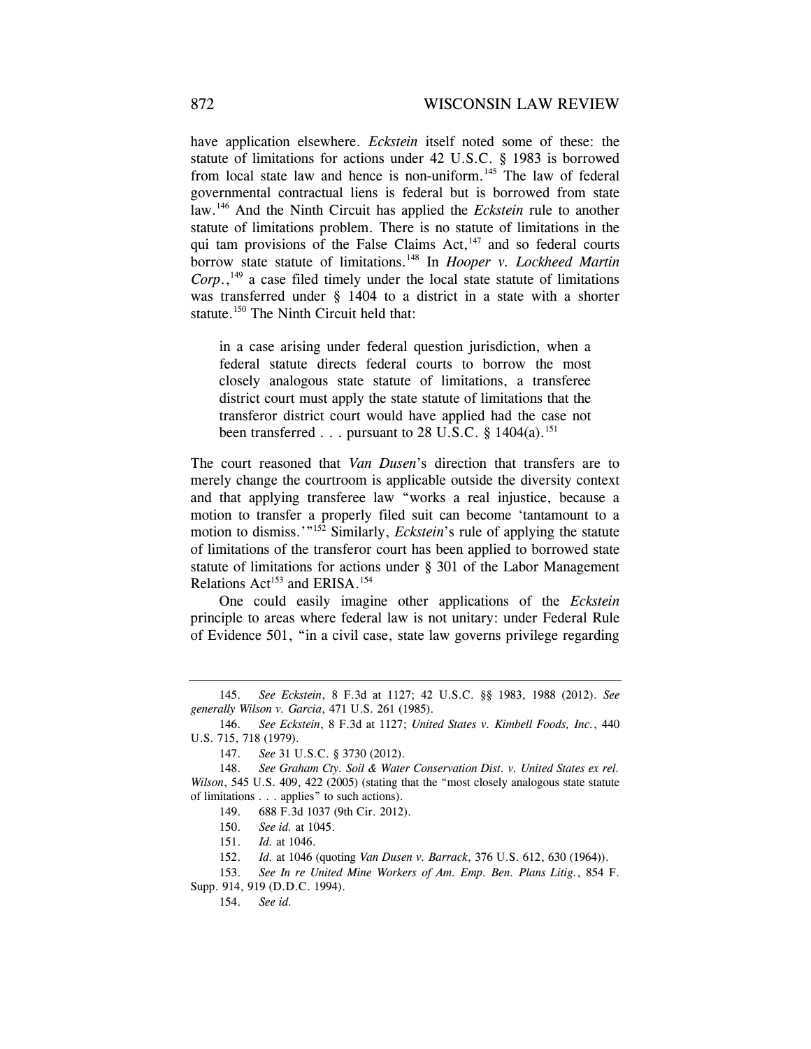have application elsewhere. *Eckstein* itself noted some of these: the statute of limitations for actions under 42 U.S.C. § 1983 is borrowed from local state law and hence is non-uniform.[145] The law of federal governmental contractual liens is federal but is borrowed from state law.[146] And the Ninth Circuit has applied the *Eckstein* rule to another statute of limitations problem. There is no statute of limitations in the qui tam provisions of the False Claims Act,[147] and so federal courts borrow state statute of limitations.[148] In *Hooper v. Lockheed Martin Corp.*,[149] a case filed timely under the local state statute of limitations was transferred under § 1404 to a district in a state with a shorter statute.[150] The Ninth Circuit held that:

> in a case arising under federal question jurisdiction, when a federal statute directs federal courts to borrow the most closely analogous state statute of limitations, a transferee district court must apply the state statute of limitations that the transferor district court would have applied had the case not been transferred . . . pursuant to 28 U.S.C. § 1404(a).[151]

The court reasoned that *Van Dusen*'s direction that transfers are to merely change the courtroom is applicable outside the diversity context and that applying transferee law "works a real injustice, because a motion to transfer a properly filed suit can become 'tantamount to a motion to dismiss.'"[152] Similarly, *Eckstein*'s rule of applying the statute of limitations of the transferor court has been applied to borrowed state statute of limitations for actions under § 301 of the Labor Management Relations Act[153] and ERISA.[154]

One could easily imagine other applications of the *Eckstein* principle to areas where federal law is not unitary: under Federal Rule of Evidence 501, "in a civil case, state law governs privilege regarding

---

145. *See Eckstein*, 8 F.3d at 1127; 42 U.S.C. §§ 1983, 1988 (2012). *See generally Wilson v. Garcia*, 471 U.S. 261 (1985).

146. *See Eckstein*, 8 F.3d at 1127; *United States v. Kimbell Foods, Inc.*, 440 U.S. 715, 718 (1979).

147. *See* 31 U.S.C. § 3730 (2012).

148. *See Graham Cty. Soil & Water Conservation Dist. v. United States ex rel. Wilson*, 545 U.S. 409, 422 (2005) (stating that the "most closely analogous state statute of limitations . . . applies" to such actions).

149. 688 F.3d 1037 (9th Cir. 2012).

150. *See id.* at 1045.

151. *Id.* at 1046.

152. *Id.* at 1046 (quoting *Van Dusen v. Barrack*, 376 U.S. 612, 630 (1964)).

153. *See In re United Mine Workers of Am. Emp. Ben. Plans Litig.*, 854 F. Supp. 914, 919 (D.D.C. 1994).

154. *See id.*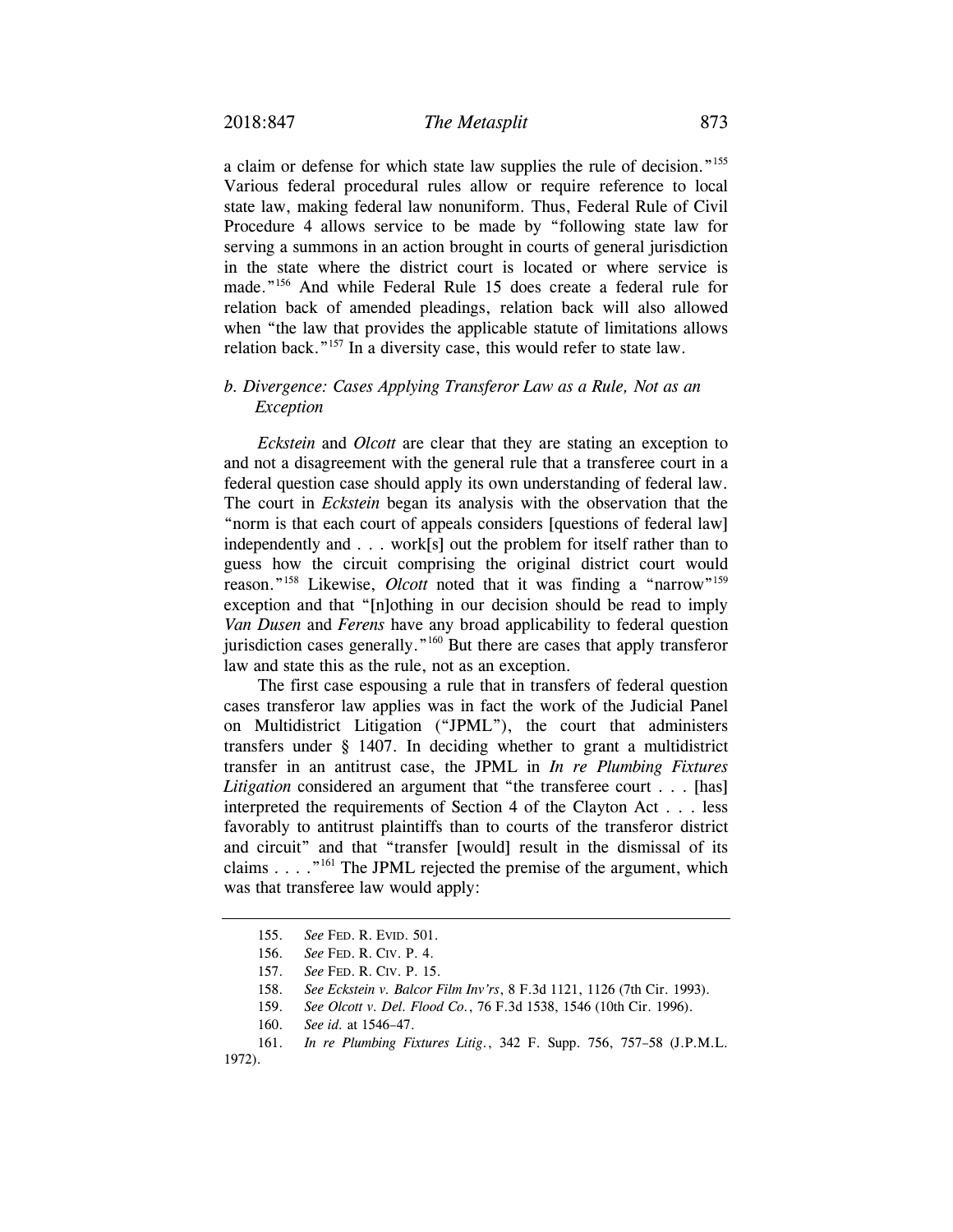a claim or defense for which state law supplies the rule of decision."[155] Various federal procedural rules allow or require reference to local state law, making federal law nonuniform. Thus, Federal Rule of Civil Procedure 4 allows service to be made by "following state law for serving a summons in an action brought in courts of general jurisdiction in the state where the district court is located or where service is made."[156] And while Federal Rule 15 does create a federal rule for relation back of amended pleadings, relation back will also allowed when "the law that provides the applicable statute of limitations allows relation back."[157] In a diversity case, this would refer to state law.

### b. Divergence: Cases Applying Transferor Law as a Rule, Not as an Exception

*Eckstein* and *Olcott* are clear that they are stating an exception to and not a disagreement with the general rule that a transferee court in a federal question case should apply its own understanding of federal law. The court in *Eckstein* began its analysis with the observation that the "norm is that each court of appeals considers [questions of federal law] independently and . . . work[s] out the problem for itself rather than to guess how the circuit comprising the original district court would reason."[158] Likewise, *Olcott* noted that it was finding a "narrow"[159] exception and that "[n]othing in our decision should be read to imply *Van Dusen* and *Ferens* have any broad applicability to federal question jurisdiction cases generally."[160] But there are cases that apply transferor law and state this as the rule, not as an exception.

The first case espousing a rule that in transfers of federal question cases transferor law applies was in fact the work of the Judicial Panel on Multidistrict Litigation ("JPML"), the court that administers transfers under § 1407. In deciding whether to grant a multidistrict transfer in an antitrust case, the JPML in *In re Plumbing Fixtures Litigation* considered an argument that "the transferee court . . . [has] interpreted the requirements of Section 4 of the Clayton Act . . . less favorably to antitrust plaintiffs than to courts of the transferor district and circuit" and that "transfer [would] result in the dismissal of its claims . . . ."[161] The JPML rejected the premise of the argument, which was that transferee law would apply:

---

155. *See* FED. R. EVID. 501.

156. *See* FED. R. CIV. P. 4.

157. *See* FED. R. CIV. P. 15.

158. *See Eckstein v. Balcor Film Inv'rs*, 8 F.3d 1121, 1126 (7th Cir. 1993).

159. *See Olcott v. Del. Flood Co.*, 76 F.3d 1538, 1546 (10th Cir. 1996).

160. *See id.* at 1546–47.

161. *In re Plumbing Fixtures Litig.*, 342 F. Supp. 756, 757–58 (J.P.M.L. 1972).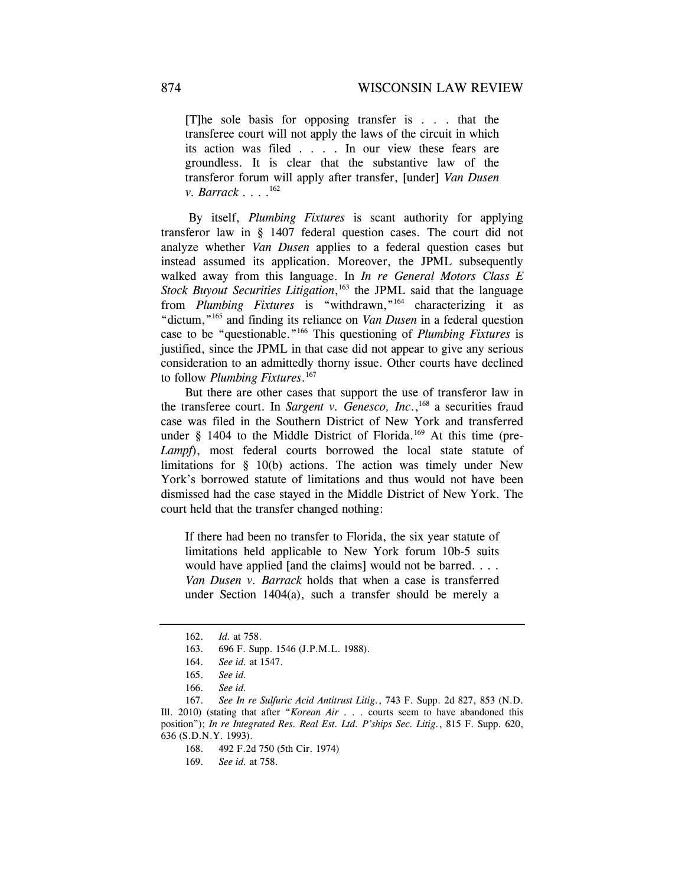> [T]he sole basis for opposing transfer is . . . that the transferee court will not apply the laws of the circuit in which its action was filed . . . . In our view these fears are groundless. It is clear that the substantive law of the transferor forum will apply after transfer, [under] *Van Dusen v. Barrack* . . . .[162]

By itself, *Plumbing Fixtures* is scant authority for applying transferor law in § 1407 federal question cases. The court did not analyze whether *Van Dusen* applies to a federal question cases but instead assumed its application. Moreover, the JPML subsequently walked away from this language. In *In re General Motors Class E Stock Buyout Securities Litigation*,[163] the JPML said that the language from *Plumbing Fixtures* is "withdrawn,"[164] characterizing it as "dictum,"[165] and finding its reliance on *Van Dusen* in a federal question case to be "questionable."[166] This questioning of *Plumbing Fixtures* is justified, since the JPML in that case did not appear to give any serious consideration to an admittedly thorny issue. Other courts have declined to follow *Plumbing Fixtures*.[167]

But there are other cases that support the use of transferor law in the transferee court. In *Sargent v. Genesco, Inc.*,[168] a securities fraud case was filed in the Southern District of New York and transferred under § 1404 to the Middle District of Florida.[169] At this time (pre-*Lampf*), most federal courts borrowed the local state statute of limitations for § 10(b) actions. The action was timely under New York's borrowed statute of limitations and thus would not have been dismissed had the case stayed in the Middle District of New York. The court held that the transfer changed nothing:

> If there had been no transfer to Florida, the six year statute of limitations held applicable to New York forum 10b-5 suits would have applied [and the claims] would not be barred. . . . *Van Dusen v. Barrack* holds that when a case is transferred under Section 1404(a), such a transfer should be merely a

---

162. *Id.* at 758.

163. 696 F. Supp. 1546 (J.P.M.L. 1988).

164. *See id.* at 1547.

165. *See id.*

166. *See id.*

167. *See In re Sulfuric Acid Antitrust Litig.*, 743 F. Supp. 2d 827, 853 (N.D. Ill. 2010) (stating that after "*Korean Air* . . . courts seem to have abandoned this position"); *In re Integrated Res. Real Est. Ltd. P'ships Sec. Litig.*, 815 F. Supp. 620, 636 (S.D.N.Y. 1993).

168. 492 F.2d 750 (5th Cir. 1974)

169. *See id.* at 758.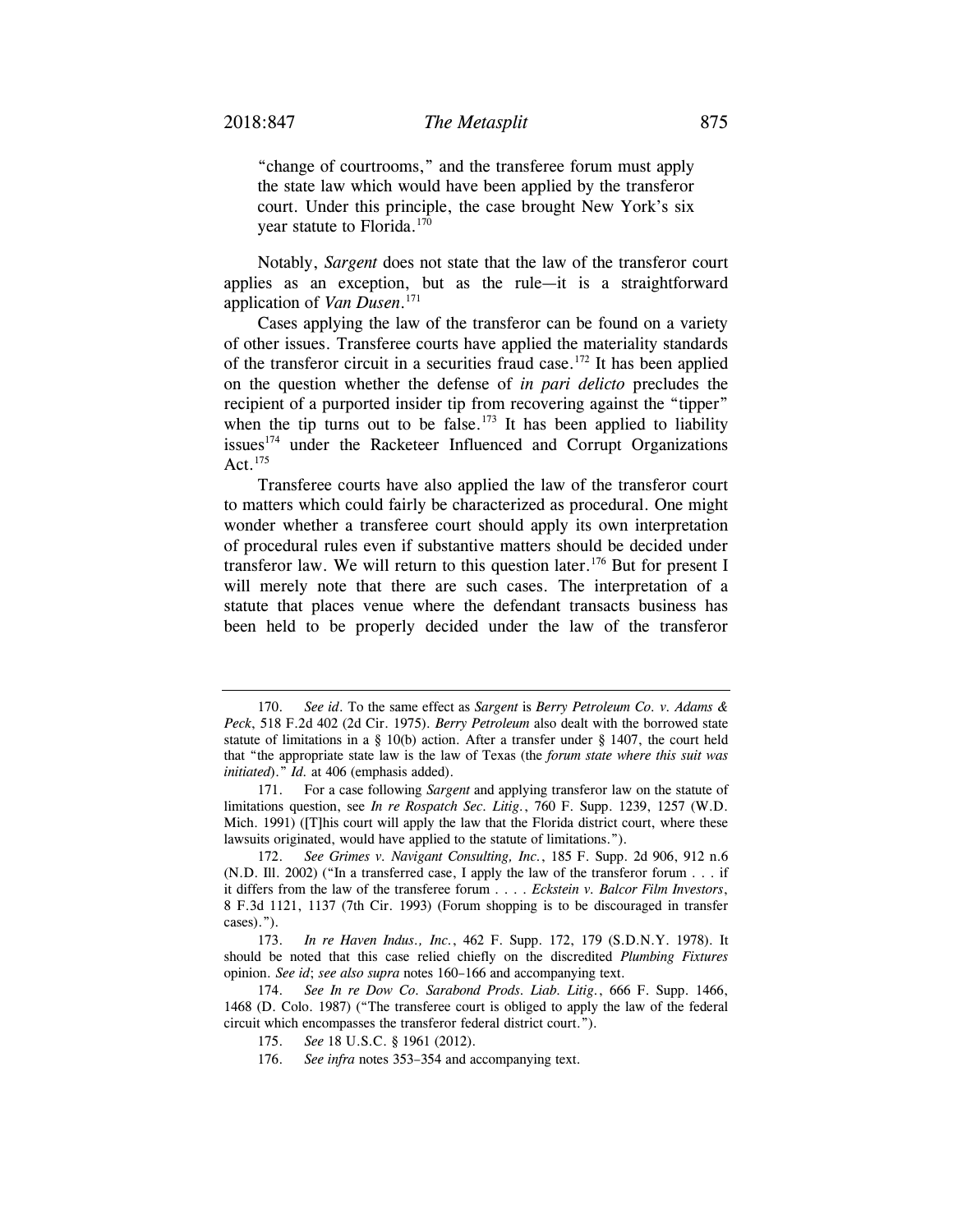"change of courtrooms," and the transferee forum must apply the state law which would have been applied by the transferor court. Under this principle, the case brought New York's six year statute to Florida.[170]

Notably, *Sargent* does not state that the law of the transferor court applies as an exception, but as the rule—it is a straightforward application of *Van Dusen*.[171]

Cases applying the law of the transferor can be found on a variety of other issues. Transferee courts have applied the materiality standards of the transferor circuit in a securities fraud case.[172] It has been applied on the question whether the defense of *in pari delicto* precludes the recipient of a purported insider tip from recovering against the "tipper" when the tip turns out to be false.[173] It has been applied to liability issues[174] under the Racketeer Influenced and Corrupt Organizations Act.[175]

Transferee courts have also applied the law of the transferor court to matters which could fairly be characterized as procedural. One might wonder whether a transferee court should apply its own interpretation of procedural rules even if substantive matters should be decided under transferor law. We will return to this question later.[176] But for present I will merely note that there are such cases. The interpretation of a statute that places venue where the defendant transacts business has been held to be properly decided under the law of the transferor

---

170. *See id*. To the same effect as *Sargent* is *Berry Petroleum Co. v. Adams & Peck*, 518 F.2d 402 (2d Cir. 1975). *Berry Petroleum* also dealt with the borrowed state statute of limitations in a § 10(b) action. After a transfer under § 1407, the court held that "the appropriate state law is the law of Texas (the *forum state where this suit was initiated*)." *Id.* at 406 (emphasis added).

171. For a case following *Sargent* and applying transferor law on the statute of limitations question, see *In re Rospatch Sec. Litig.*, 760 F. Supp. 1239, 1257 (W.D. Mich. 1991) ([T]his court will apply the law that the Florida district court, where these lawsuits originated, would have applied to the statute of limitations.").

172. *See Grimes v. Navigant Consulting, Inc.*, 185 F. Supp. 2d 906, 912 n.6 (N.D. Ill. 2002) ("In a transferred case, I apply the law of the transferor forum . . . if it differs from the law of the transferee forum . . . . *Eckstein v. Balcor Film Investors*, 8 F.3d 1121, 1137 (7th Cir. 1993) (Forum shopping is to be discouraged in transfer cases).").

173. *In re Haven Indus., Inc.*, 462 F. Supp. 172, 179 (S.D.N.Y. 1978). It should be noted that this case relied chiefly on the discredited *Plumbing Fixtures* opinion. *See id*; *see also supra* notes 160–166 and accompanying text.

174. *See In re Dow Co. Sarabond Prods. Liab. Litig.*, 666 F. Supp. 1466, 1468 (D. Colo. 1987) ("The transferee court is obliged to apply the law of the federal circuit which encompasses the transferor federal district court.").

175. *See* 18 U.S.C. § 1961 (2012).

176. *See infra* notes 353–354 and accompanying text.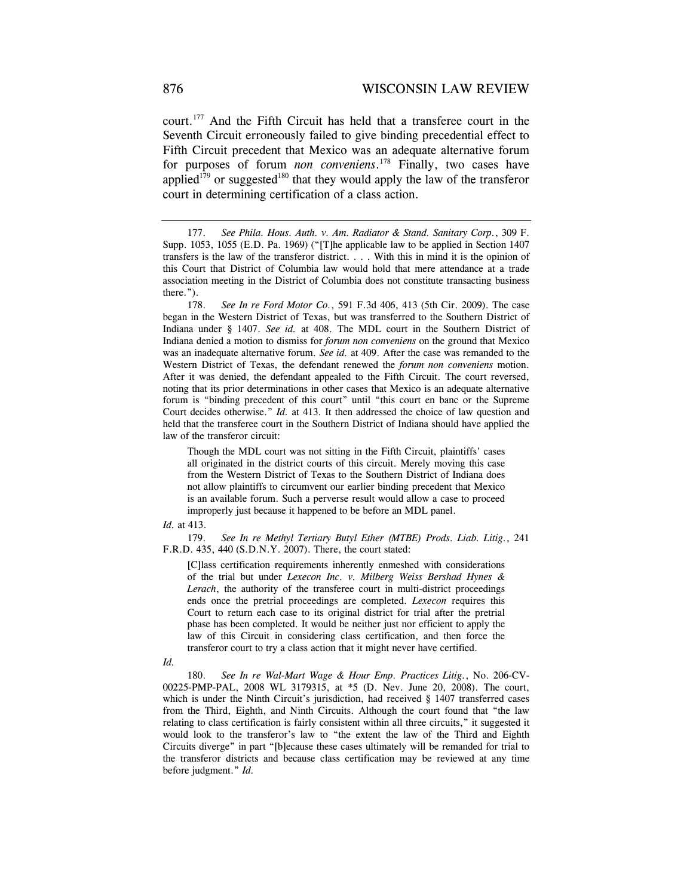court.[177] And the Fifth Circuit has held that a transferee court in the Seventh Circuit erroneously failed to give binding precedential effect to Fifth Circuit precedent that Mexico was an adequate alternative forum for purposes of forum *non conveniens*.[178] Finally, two cases have applied[179] or suggested[180] that they would apply the law of the transferor court in determining certification of a class action.

---

177. *See Phila. Hous. Auth. v. Am. Radiator & Stand. Sanitary Corp.*, 309 F. Supp. 1053, 1055 (E.D. Pa. 1969) ("[T]he applicable law to be applied in Section 1407 transfers is the law of the transferor district. . . . With this in mind it is the opinion of this Court that District of Columbia law would hold that mere attendance at a trade association meeting in the District of Columbia does not constitute transacting business there.").

178. *See In re Ford Motor Co.*, 591 F.3d 406, 413 (5th Cir. 2009). The case began in the Western District of Texas, but was transferred to the Southern District of Indiana under § 1407. *See id.* at 408. The MDL court in the Southern District of Indiana denied a motion to dismiss for *forum non conveniens* on the ground that Mexico was an inadequate alternative forum. *See id.* at 409. After the case was remanded to the Western District of Texas, the defendant renewed the *forum non conveniens* motion. After it was denied, the defendant appealed to the Fifth Circuit. The court reversed, noting that its prior determinations in other cases that Mexico is an adequate alternative forum is "binding precedent of this court" until "this court en banc or the Supreme Court decides otherwise." *Id.* at 413. It then addressed the choice of law question and held that the transferee court in the Southern District of Indiana should have applied the law of the transferor circuit:

> Though the MDL court was not sitting in the Fifth Circuit, plaintiffs' cases all originated in the district courts of this circuit. Merely moving this case from the Western District of Texas to the Southern District of Indiana does not allow plaintiffs to circumvent our earlier binding precedent that Mexico is an available forum. Such a perverse result would allow a case to proceed improperly just because it happened to be before an MDL panel.

*Id.* at 413.

179. *See In re Methyl Tertiary Butyl Ether (MTBE) Prods. Liab. Litig.*, 241 F.R.D. 435, 440 (S.D.N.Y. 2007). There, the court stated:

> [C]lass certification requirements inherently enmeshed with considerations of the trial but under *Lexecon Inc. v. Milberg Weiss Bershad Hynes & Lerach*, the authority of the transferee court in multi-district proceedings ends once the pretrial proceedings are completed. *Lexecon* requires this Court to return each case to its original district for trial after the pretrial phase has been completed. It would be neither just nor efficient to apply the law of this Circuit in considering class certification, and then force the transferor court to try a class action that it might never have certified.

*Id.*

180. *See In re Wal-Mart Wage & Hour Emp. Practices Litig.*, No. 206-CV-00225-PMP-PAL, 2008 WL 3179315, at *5 (D. Nev. June 20, 2008). The court, which is under the Ninth Circuit's jurisdiction, had received § 1407 transferred cases from the Third, Eighth, and Ninth Circuits. Although the court found that "the law relating to class certification is fairly consistent within all three circuits," it suggested it would look to the transferor's law to "the extent the law of the Third and Eighth Circuits diverge" in part "[b]ecause these cases ultimately will be remanded for trial to the transferor districts and because class certification may be reviewed at any time before judgment." *Id.*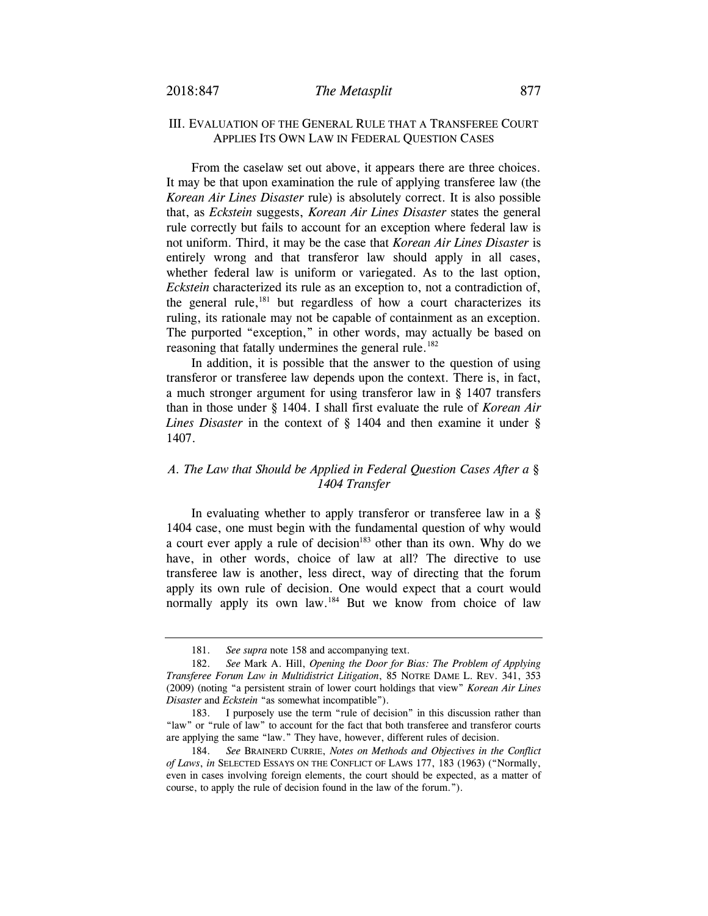## III. EVALUATION OF THE GENERAL RULE THAT A TRANSFEREE COURT APPLIES ITS OWN LAW IN FEDERAL QUESTION CASES

From the caselaw set out above, it appears there are three choices. It may be that upon examination the rule of applying transferee law (the *Korean Air Lines Disaster* rule) is absolutely correct. It is also possible that, as *Eckstein* suggests, *Korean Air Lines Disaster* states the general rule correctly but fails to account for an exception where federal law is not uniform. Third, it may be the case that *Korean Air Lines Disaster* is entirely wrong and that transferor law should apply in all cases, whether federal law is uniform or variegated. As to the last option, *Eckstein* characterized its rule as an exception to, not a contradiction of, the general rule,[181] but regardless of how a court characterizes its ruling, its rationale may not be capable of containment as an exception. The purported "exception," in other words, may actually be based on reasoning that fatally undermines the general rule.[182]

In addition, it is possible that the answer to the question of using transferor or transferee law depends upon the context. There is, in fact, a much stronger argument for using transferor law in § 1407 transfers than in those under § 1404. I shall first evaluate the rule of *Korean Air Lines Disaster* in the context of § 1404 and then examine it under § 1407.

### *A. The Law that Should be Applied in Federal Question Cases After a § 1404 Transfer*

In evaluating whether to apply transferor or transferee law in a § 1404 case, one must begin with the fundamental question of why would a court ever apply a rule of decision[183] other than its own. Why do we have, in other words, choice of law at all? The directive to use transferee law is another, less direct, way of directing that the forum apply its own rule of decision. One would expect that a court would normally apply its own law.[184] But we know from choice of law

---

181. *See supra* note 158 and accompanying text.

182. *See* Mark A. Hill, *Opening the Door for Bias: The Problem of Applying Transferee Forum Law in Multidistrict Litigation*, 85 NOTRE DAME L. REV. 341, 353 (2009) (noting "a persistent strain of lower court holdings that view" *Korean Air Lines Disaster* and *Eckstein* "as somewhat incompatible").

183. I purposely use the term "rule of decision" in this discussion rather than "law" or "rule of law" to account for the fact that both transferee and transferor courts are applying the same "law." They have, however, different rules of decision.

184. *See* BRAINERD CURRIE, *Notes on Methods and Objectives in the Conflict of Laws*, *in* SELECTED ESSAYS ON THE CONFLICT OF LAWS 177, 183 (1963) ("Normally, even in cases involving foreign elements, the court should be expected, as a matter of course, to apply the rule of decision found in the law of the forum.").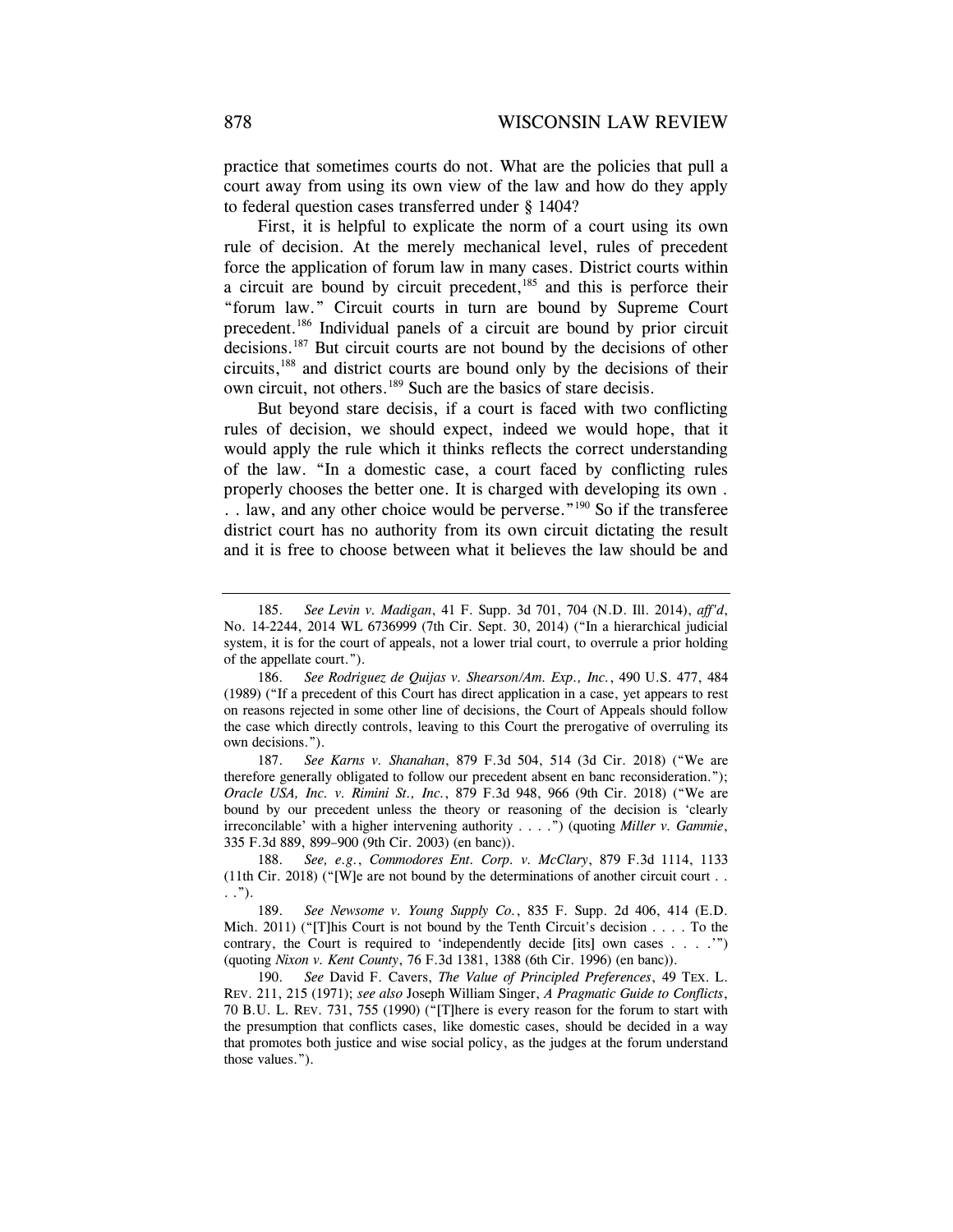practice that sometimes courts do not. What are the policies that pull a court away from using its own view of the law and how do they apply to federal question cases transferred under § 1404?

First, it is helpful to explicate the norm of a court using its own rule of decision. At the merely mechanical level, rules of precedent force the application of forum law in many cases. District courts within a circuit are bound by circuit precedent,[185] and this is perforce their "forum law." Circuit courts in turn are bound by Supreme Court precedent.[186] Individual panels of a circuit are bound by prior circuit decisions.[187] But circuit courts are not bound by the decisions of other circuits,[188] and district courts are bound only by the decisions of their own circuit, not others.[189] Such are the basics of stare decisis.

But beyond stare decisis, if a court is faced with two conflicting rules of decision, we should expect, indeed we would hope, that it would apply the rule which it thinks reflects the correct understanding of the law. "In a domestic case, a court faced by conflicting rules properly chooses the better one. It is charged with developing its own . . . law, and any other choice would be perverse."[190] So if the transferee district court has no authority from its own circuit dictating the result and it is free to choose between what it believes the law should be and

---

185. *See Levin v. Madigan*, 41 F. Supp. 3d 701, 704 (N.D. Ill. 2014), *aff'd*, No. 14-2244, 2014 WL 6736999 (7th Cir. Sept. 30, 2014) ("In a hierarchical judicial system, it is for the court of appeals, not a lower trial court, to overrule a prior holding of the appellate court.").

186. *See Rodriguez de Quijas v. Shearson/Am. Exp., Inc.*, 490 U.S. 477, 484 (1989) ("If a precedent of this Court has direct application in a case, yet appears to rest on reasons rejected in some other line of decisions, the Court of Appeals should follow the case which directly controls, leaving to this Court the prerogative of overruling its own decisions.").

187. *See Karns v. Shanahan*, 879 F.3d 504, 514 (3d Cir. 2018) ("We are therefore generally obligated to follow our precedent absent en banc reconsideration."); *Oracle USA, Inc. v. Rimini St., Inc.*, 879 F.3d 948, 966 (9th Cir. 2018) ("We are bound by our precedent unless the theory or reasoning of the decision is 'clearly irreconcilable' with a higher intervening authority . . . .") (quoting *Miller v. Gammie*, 335 F.3d 889, 899–900 (9th Cir. 2003) (en banc)).

188. *See, e.g.*, *Commodores Ent. Corp. v. McClary*, 879 F.3d 1114, 1133 (11th Cir. 2018) ("[W]e are not bound by the determinations of another circuit court . . . .").

189. *See Newsome v. Young Supply Co.*, 835 F. Supp. 2d 406, 414 (E.D. Mich. 2011) ("[T]his Court is not bound by the Tenth Circuit's decision . . . . To the contrary, the Court is required to 'independently decide [its] own cases . . . .'") (quoting *Nixon v. Kent County*, 76 F.3d 1381, 1388 (6th Cir. 1996) (en banc)).

190. *See* David F. Cavers, *The Value of Principled Preferences*, 49 TEX. L. REV. 211, 215 (1971); *see also* Joseph William Singer, *A Pragmatic Guide to Conflicts*, 70 B.U. L. REV. 731, 755 (1990) ("[T]here is every reason for the forum to start with the presumption that conflicts cases, like domestic cases, should be decided in a way that promotes both justice and wise social policy, as the judges at the forum understand those values.").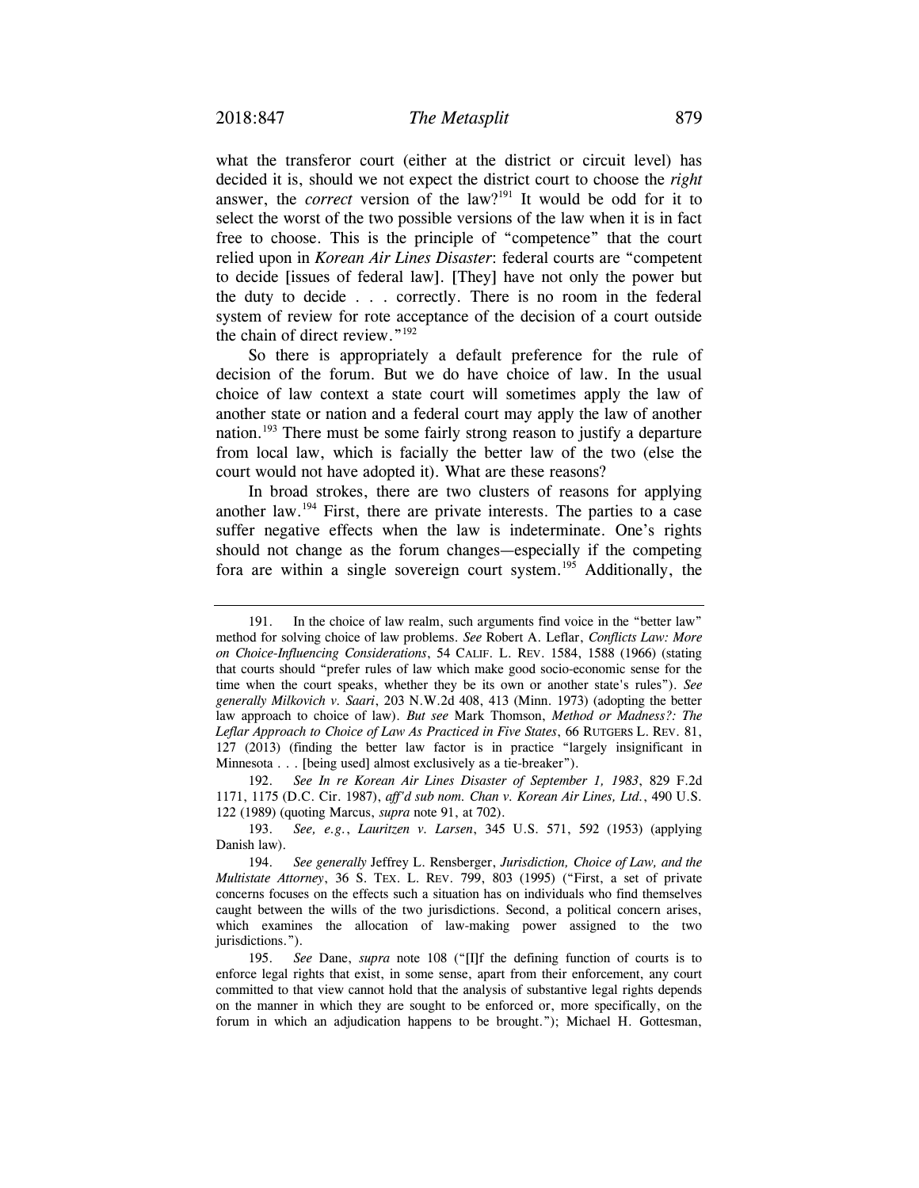what the transferor court (either at the district or circuit level) has decided it is, should we not expect the district court to choose the *right* answer, the *correct* version of the law?[191] It would be odd for it to select the worst of the two possible versions of the law when it is in fact free to choose. This is the principle of "competence" that the court relied upon in *Korean Air Lines Disaster*: federal courts are "competent to decide [issues of federal law]. [They] have not only the power but the duty to decide . . . correctly. There is no room in the federal system of review for rote acceptance of the decision of a court outside the chain of direct review."[192]

So there is appropriately a default preference for the rule of decision of the forum. But we do have choice of law. In the usual choice of law context a state court will sometimes apply the law of another state or nation and a federal court may apply the law of another nation.[193] There must be some fairly strong reason to justify a departure from local law, which is facially the better law of the two (else the court would not have adopted it). What are these reasons?

In broad strokes, there are two clusters of reasons for applying another law.[194] First, there are private interests. The parties to a case suffer negative effects when the law is indeterminate. One's rights should not change as the forum changes—especially if the competing fora are within a single sovereign court system.[195] Additionally, the

---

191. In the choice of law realm, such arguments find voice in the "better law" method for solving choice of law problems. *See* Robert A. Leflar, *Conflicts Law: More on Choice-Influencing Considerations*, 54 CALIF. L. REV. 1584, 1588 (1966) (stating that courts should "prefer rules of law which make good socio-economic sense for the time when the court speaks, whether they be its own or another state's rules"). *See generally Milkovich v. Saari*, 203 N.W.2d 408, 413 (Minn. 1973) (adopting the better law approach to choice of law). *But see* Mark Thomson, *Method or Madness?: The Leflar Approach to Choice of Law As Practiced in Five States*, 66 RUTGERS L. REV. 81, 127 (2013) (finding the better law factor is in practice "largely insignificant in Minnesota . . . [being used] almost exclusively as a tie-breaker").

192. *See In re Korean Air Lines Disaster of September 1, 1983*, 829 F.2d 1171, 1175 (D.C. Cir. 1987), *aff'd sub nom. Chan v. Korean Air Lines, Ltd.*, 490 U.S. 122 (1989) (quoting Marcus, *supra* note 91, at 702).

193. *See, e.g.*, *Lauritzen v. Larsen*, 345 U.S. 571, 592 (1953) (applying Danish law).

194. *See generally* Jeffrey L. Rensberger, *Jurisdiction, Choice of Law, and the Multistate Attorney*, 36 S. TEX. L. REV. 799, 803 (1995) ("First, a set of private concerns focuses on the effects such a situation has on individuals who find themselves caught between the wills of the two jurisdictions. Second, a political concern arises, which examines the allocation of law-making power assigned to the two jurisdictions.").

195. *See* Dane, *supra* note 108 ("[I]f the defining function of courts is to enforce legal rights that exist, in some sense, apart from their enforcement, any court committed to that view cannot hold that the analysis of substantive legal rights depends on the manner in which they are sought to be enforced or, more specifically, on the forum in which an adjudication happens to be brought."); Michael H. Gottesman,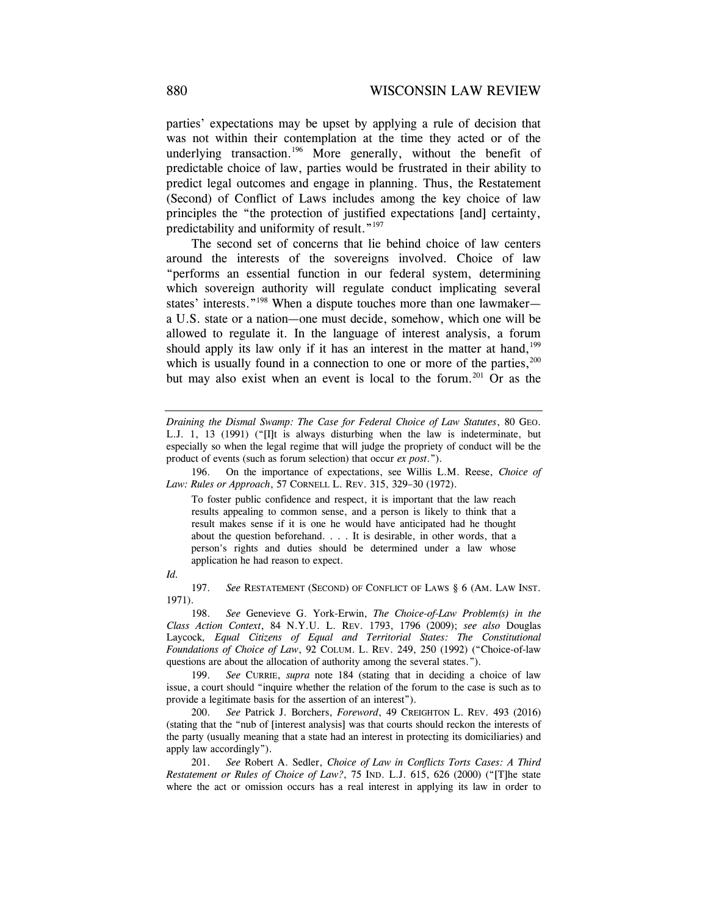parties' expectations may be upset by applying a rule of decision that was not within their contemplation at the time they acted or of the underlying transaction.[196] More generally, without the benefit of predictable choice of law, parties would be frustrated in their ability to predict legal outcomes and engage in planning. Thus, the Restatement (Second) of Conflict of Laws includes among the key choice of law principles the "the protection of justified expectations [and] certainty, predictability and uniformity of result."[197]

The second set of concerns that lie behind choice of law centers around the interests of the sovereigns involved. Choice of law "performs an essential function in our federal system, determining which sovereign authority will regulate conduct implicating several states' interests."[198] When a dispute touches more than one lawmaker—a U.S. state or a nation—one must decide, somehow, which one will be allowed to regulate it. In the language of interest analysis, a forum should apply its law only if it has an interest in the matter at hand,[199] which is usually found in a connection to one or more of the parties,[200] but may also exist when an event is local to the forum.[201] Or as the

---

*Draining the Dismal Swamp: The Case for Federal Choice of Law Statutes*, 80 GEO. L.J. 1, 13 (1991) ("[I]t is always disturbing when the law is indeterminate, but especially so when the legal regime that will judge the propriety of conduct will be the product of events (such as forum selection) that occur *ex post*.").

196. On the importance of expectations, see Willis L.M. Reese, *Choice of Law: Rules or Approach*, 57 CORNELL L. REV. 315, 329–30 (1972).

> To foster public confidence and respect, it is important that the law reach results appealing to common sense, and a person is likely to think that a result makes sense if it is one he would have anticipated had he thought about the question beforehand. . . . It is desirable, in other words, that a person's rights and duties should be determined under a law whose application he had reason to expect.

*Id.*

197. *See* RESTATEMENT (SECOND) OF CONFLICT OF LAWS § 6 (AM. LAW INST. 1971).

198. *See* Genevieve G. York-Erwin, *The Choice-of-Law Problem(s) in the Class Action Context*, 84 N.Y.U. L. REV. 1793, 1796 (2009); *see also* Douglas Laycock, *Equal Citizens of Equal and Territorial States: The Constitutional Foundations of Choice of Law*, 92 COLUM. L. REV. 249, 250 (1992) ("Choice-of-law questions are about the allocation of authority among the several states.").

199. *See* CURRIE, *supra* note 184 (stating that in deciding a choice of law issue, a court should "inquire whether the relation of the forum to the case is such as to provide a legitimate basis for the assertion of an interest").

200. *See* Patrick J. Borchers, *Foreword*, 49 CREIGHTON L. REV. 493 (2016) (stating that the "nub of [interest analysis] was that courts should reckon the interests of the party (usually meaning that a state had an interest in protecting its domiciliaries) and apply law accordingly").

201. *See* Robert A. Sedler, *Choice of Law in Conflicts Torts Cases: A Third Restatement or Rules of Choice of Law?*, 75 IND. L.J. 615, 626 (2000) ("[T]he state where the act or omission occurs has a real interest in applying its law in order to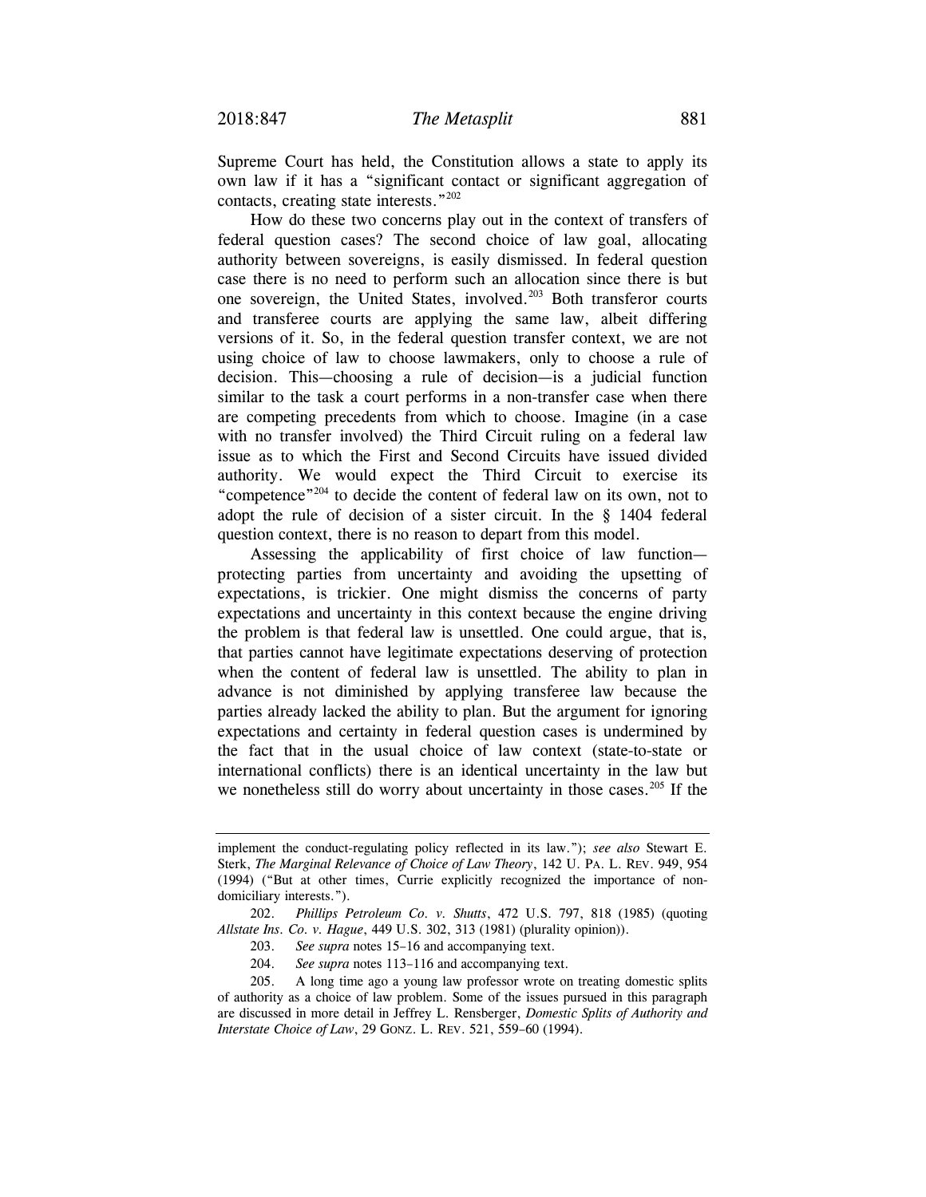Supreme Court has held, the Constitution allows a state to apply its own law if it has a "significant contact or significant aggregation of contacts, creating state interests."[202]

How do these two concerns play out in the context of transfers of federal question cases? The second choice of law goal, allocating authority between sovereigns, is easily dismissed. In federal question case there is no need to perform such an allocation since there is but one sovereign, the United States, involved.[203] Both transferor courts and transferee courts are applying the same law, albeit differing versions of it. So, in the federal question transfer context, we are not using choice of law to choose lawmakers, only to choose a rule of decision. This—choosing a rule of decision—is a judicial function similar to the task a court performs in a non-transfer case when there are competing precedents from which to choose. Imagine (in a case with no transfer involved) the Third Circuit ruling on a federal law issue as to which the First and Second Circuits have issued divided authority. We would expect the Third Circuit to exercise its "competence"[204] to decide the content of federal law on its own, not to adopt the rule of decision of a sister circuit. In the § 1404 federal question context, there is no reason to depart from this model.

Assessing the applicability of first choice of law function—protecting parties from uncertainty and avoiding the upsetting of expectations, is trickier. One might dismiss the concerns of party expectations and uncertainty in this context because the engine driving the problem is that federal law is unsettled. One could argue, that is, that parties cannot have legitimate expectations deserving of protection when the content of federal law is unsettled. The ability to plan in advance is not diminished by applying transferee law because the parties already lacked the ability to plan. But the argument for ignoring expectations and certainty in federal question cases is undermined by the fact that in the usual choice of law context (state-to-state or international conflicts) there is an identical uncertainty in the law but we nonetheless still do worry about uncertainty in those cases.[205] If the

---

implement the conduct-regulating policy reflected in its law."); *see also* Stewart E. Sterk, *The Marginal Relevance of Choice of Law Theory*, 142 U. PA. L. REV. 949, 954 (1994) ("But at other times, Currie explicitly recognized the importance of non-domiciliary interests.").

202. *Phillips Petroleum Co. v. Shutts*, 472 U.S. 797, 818 (1985) (quoting *Allstate Ins. Co. v. Hague*, 449 U.S. 302, 313 (1981) (plurality opinion)).

203. *See supra* notes 15–16 and accompanying text.

204. *See supra* notes 113–116 and accompanying text.

205. A long time ago a young law professor wrote on treating domestic splits of authority as a choice of law problem. Some of the issues pursued in this paragraph are discussed in more detail in Jeffrey L. Rensberger, *Domestic Splits of Authority and Interstate Choice of Law*, 29 GONZ. L. REV. 521, 559–60 (1994).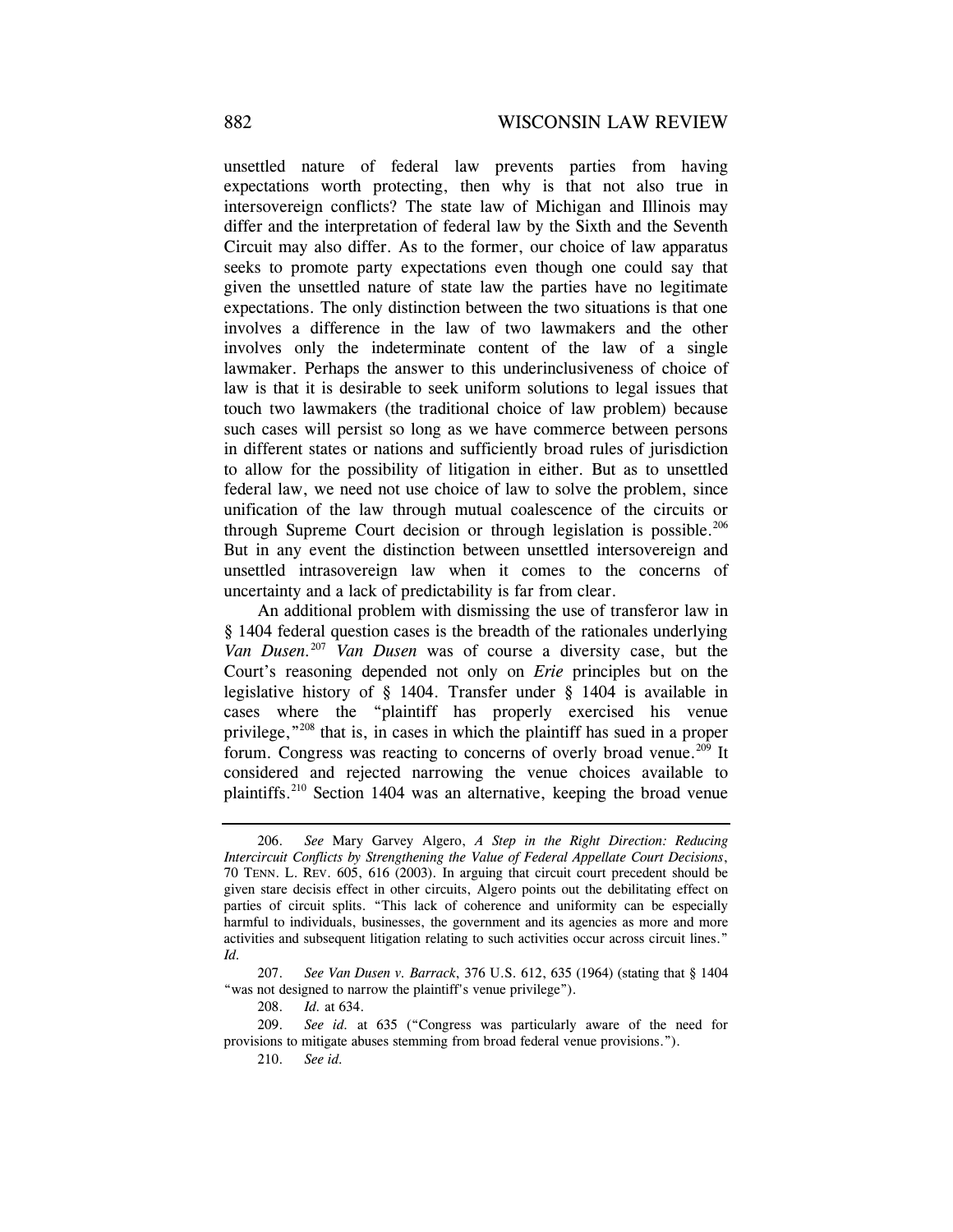unsettled nature of federal law prevents parties from having expectations worth protecting, then why is that not also true in intersovereign conflicts? The state law of Michigan and Illinois may differ and the interpretation of federal law by the Sixth and the Seventh Circuit may also differ. As to the former, our choice of law apparatus seeks to promote party expectations even though one could say that given the unsettled nature of state law the parties have no legitimate expectations. The only distinction between the two situations is that one involves a difference in the law of two lawmakers and the other involves only the indeterminate content of the law of a single lawmaker. Perhaps the answer to this underinclusiveness of choice of law is that it is desirable to seek uniform solutions to legal issues that touch two lawmakers (the traditional choice of law problem) because such cases will persist so long as we have commerce between persons in different states or nations and sufficiently broad rules of jurisdiction to allow for the possibility of litigation in either. But as to unsettled federal law, we need not use choice of law to solve the problem, since unification of the law through mutual coalescence of the circuits or through Supreme Court decision or through legislation is possible.[206] But in any event the distinction between unsettled intersovereign and unsettled intrasovereign law when it comes to the concerns of uncertainty and a lack of predictability is far from clear.

An additional problem with dismissing the use of transferor law in § 1404 federal question cases is the breadth of the rationales underlying *Van Dusen.*[207] *Van Dusen* was of course a diversity case, but the Court's reasoning depended not only on *Erie* principles but on the legislative history of § 1404. Transfer under § 1404 is available in cases where the "plaintiff has properly exercised his venue privilege,"[208] that is, in cases in which the plaintiff has sued in a proper forum. Congress was reacting to concerns of overly broad venue.[209] It considered and rejected narrowing the venue choices available to plaintiffs.[210] Section 1404 was an alternative, keeping the broad venue

---

206. *See* Mary Garvey Algero, *A Step in the Right Direction: Reducing Intercircuit Conflicts by Strengthening the Value of Federal Appellate Court Decisions*, 70 TENN. L. REV. 605, 616 (2003). In arguing that circuit court precedent should be given stare decisis effect in other circuits, Algero points out the debilitating effect on parties of circuit splits. "This lack of coherence and uniformity can be especially harmful to individuals, businesses, the government and its agencies as more and more activities and subsequent litigation relating to such activities occur across circuit lines." *Id.*

207. *See Van Dusen v. Barrack*, 376 U.S. 612, 635 (1964) (stating that § 1404 "was not designed to narrow the plaintiff's venue privilege").

208. *Id.* at 634.

209. *See id.* at 635 ("Congress was particularly aware of the need for provisions to mitigate abuses stemming from broad federal venue provisions.").

210. *See id.*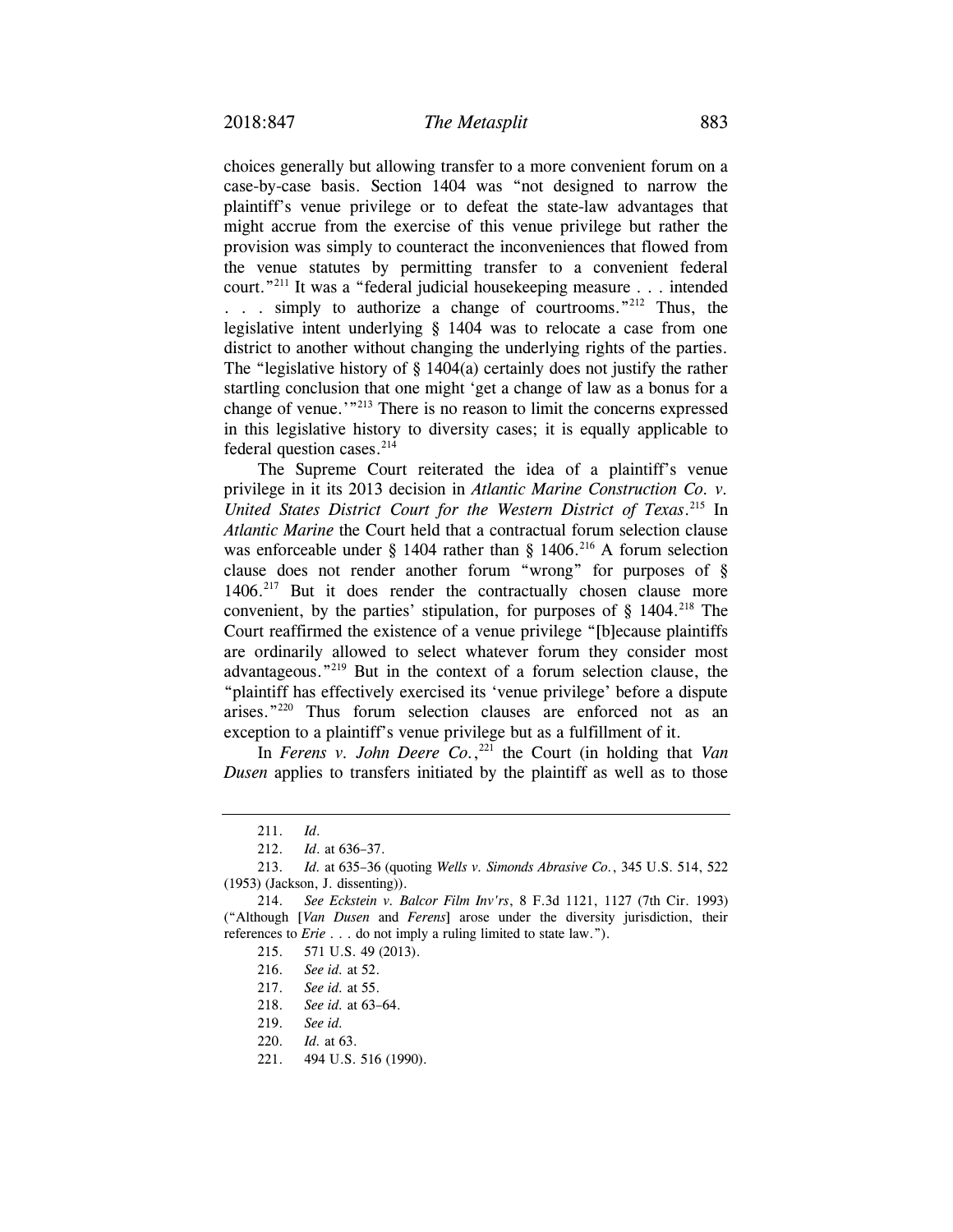choices generally but allowing transfer to a more convenient forum on a case-by-case basis. Section 1404 was "not designed to narrow the plaintiff's venue privilege or to defeat the state-law advantages that might accrue from the exercise of this venue privilege but rather the provision was simply to counteract the inconveniences that flowed from the venue statutes by permitting transfer to a convenient federal court."[211] It was a "federal judicial housekeeping measure . . . intended . . . simply to authorize a change of courtrooms."[212] Thus, the legislative intent underlying § 1404 was to relocate a case from one district to another without changing the underlying rights of the parties. The "legislative history of § 1404(a) certainly does not justify the rather startling conclusion that one might 'get a change of law as a bonus for a change of venue.'"[213] There is no reason to limit the concerns expressed in this legislative history to diversity cases; it is equally applicable to federal question cases.[214]

The Supreme Court reiterated the idea of a plaintiff's venue privilege in it its 2013 decision in *Atlantic Marine Construction Co. v. United States District Court for the Western District of Texas*.[215] In *Atlantic Marine* the Court held that a contractual forum selection clause was enforceable under § 1404 rather than § 1406.[216] A forum selection clause does not render another forum "wrong" for purposes of § 1406.[217] But it does render the contractually chosen clause more convenient, by the parties' stipulation, for purposes of § 1404.[218] The Court reaffirmed the existence of a venue privilege "[b]ecause plaintiffs are ordinarily allowed to select whatever forum they consider most advantageous."[219] But in the context of a forum selection clause, the "plaintiff has effectively exercised its 'venue privilege' before a dispute arises."[220] Thus forum selection clauses are enforced not as an exception to a plaintiff's venue privilege but as a fulfillment of it.

In *Ferens v. John Deere Co.*,[221] the Court (in holding that *Van Dusen* applies to transfers initiated by the plaintiff as well as to those

---

211. *Id*.

212. *Id*. at 636–37.

213. *Id*. at 635–36 (quoting *Wells v. Simonds Abrasive Co.*, 345 U.S. 514, 522 (1953) (Jackson, J. dissenting)).

214. *See Eckstein v. Balcor Film Inv'rs*, 8 F.3d 1121, 1127 (7th Cir. 1993) ("Although [*Van Dusen* and *Ferens*] arose under the diversity jurisdiction, their references to *Erie* . . . do not imply a ruling limited to state law.").

215. 571 U.S. 49 (2013).

216. *See id.* at 52.

217. *See id.* at 55.

218. *See id.* at 63–64.

219. *See id.*

220. *Id.* at 63.

221. 494 U.S. 516 (1990).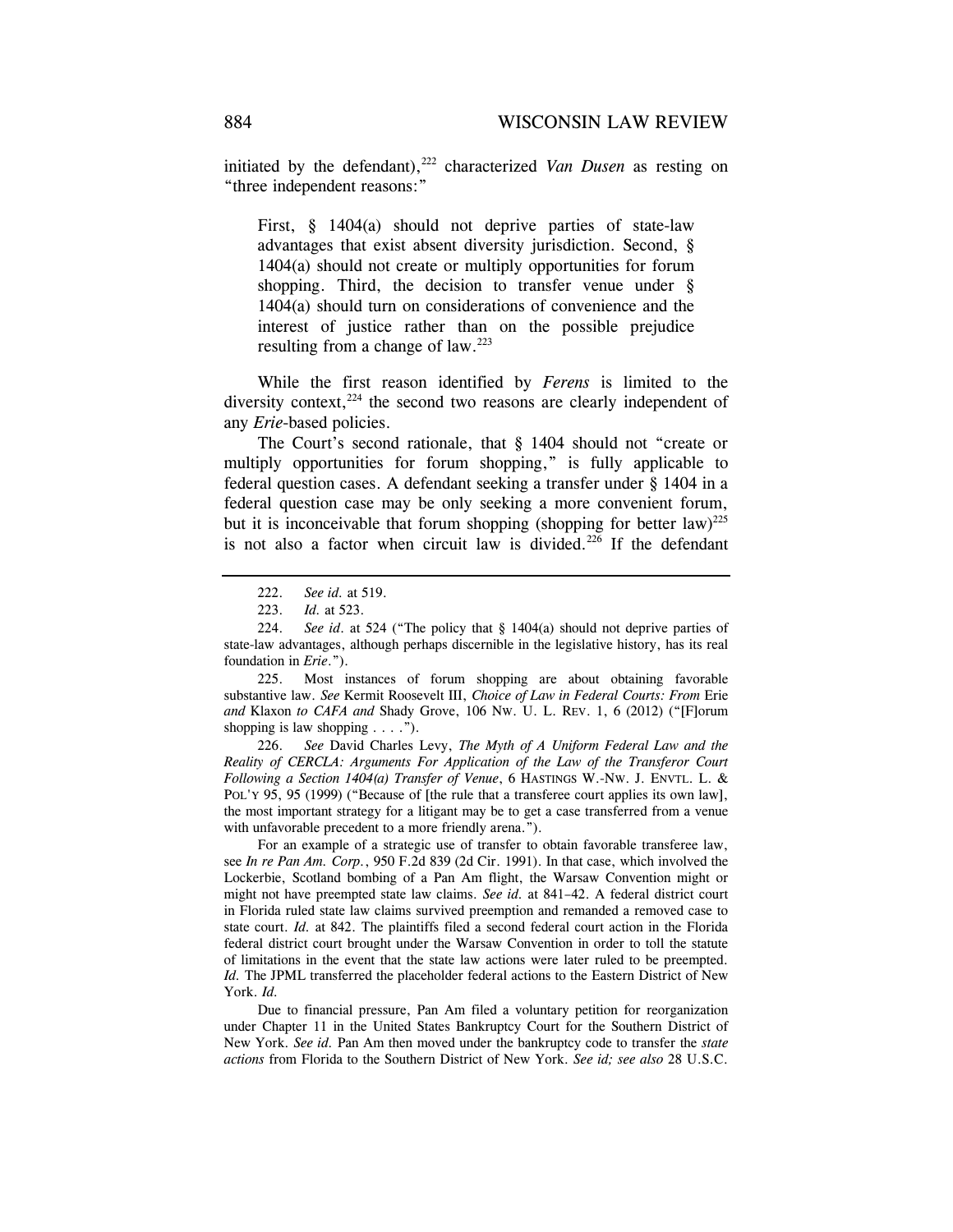initiated by the defendant),[222] characterized *Van Dusen* as resting on "three independent reasons:"

> First, § 1404(a) should not deprive parties of state-law advantages that exist absent diversity jurisdiction. Second, § 1404(a) should not create or multiply opportunities for forum shopping. Third, the decision to transfer venue under § 1404(a) should turn on considerations of convenience and the interest of justice rather than on the possible prejudice resulting from a change of law.[223]

While the first reason identified by *Ferens* is limited to the diversity context,[224] the second two reasons are clearly independent of any *Erie*-based policies.

The Court's second rationale, that § 1404 should not "create or multiply opportunities for forum shopping," is fully applicable to federal question cases. A defendant seeking a transfer under § 1404 in a federal question case may be only seeking a more convenient forum, but it is inconceivable that forum shopping (shopping for better law)[225] is not also a factor when circuit law is divided.[226] If the defendant

---

222. *See id.* at 519.

223. *Id.* at 523.

224. *See id.* at 524 ("The policy that § 1404(a) should not deprive parties of state-law advantages, although perhaps discernible in the legislative history, has its real foundation in *Erie*.").

225. Most instances of forum shopping are about obtaining favorable substantive law. *See* Kermit Roosevelt III, *Choice of Law in Federal Courts: From* Erie *and* Klaxon *to CAFA and* Shady Grove, 106 NW. U. L. REV. 1, 6 (2012) ("[F]orum shopping is law shopping . . . .").

226. *See* David Charles Levy, *The Myth of A Uniform Federal Law and the Reality of CERCLA: Arguments For Application of the Law of the Transferor Court Following a Section 1404(a) Transfer of Venue*, 6 HASTINGS W.-NW. J. ENVTL. L. & POL'Y 95, 95 (1999) ("Because of [the rule that a transferee court applies its own law], the most important strategy for a litigant may be to get a case transferred from a venue with unfavorable precedent to a more friendly arena.").

For an example of a strategic use of transfer to obtain favorable transferee law, see *In re Pan Am. Corp.*, 950 F.2d 839 (2d Cir. 1991). In that case, which involved the Lockerbie, Scotland bombing of a Pan Am flight, the Warsaw Convention might or might not have preempted state law claims. *See id.* at 841–42. A federal district court in Florida ruled state law claims survived preemption and remanded a removed case to state court. *Id.* at 842. The plaintiffs filed a second federal court action in the Florida federal district court brought under the Warsaw Convention in order to toll the statute of limitations in the event that the state law actions were later ruled to be preempted. *Id.* The JPML transferred the placeholder federal actions to the Eastern District of New York. *Id.*

Due to financial pressure, Pan Am filed a voluntary petition for reorganization under Chapter 11 in the United States Bankruptcy Court for the Southern District of New York. *See id.* Pan Am then moved under the bankruptcy code to transfer the *state actions* from Florida to the Southern District of New York. *See id; see also* 28 U.S.C.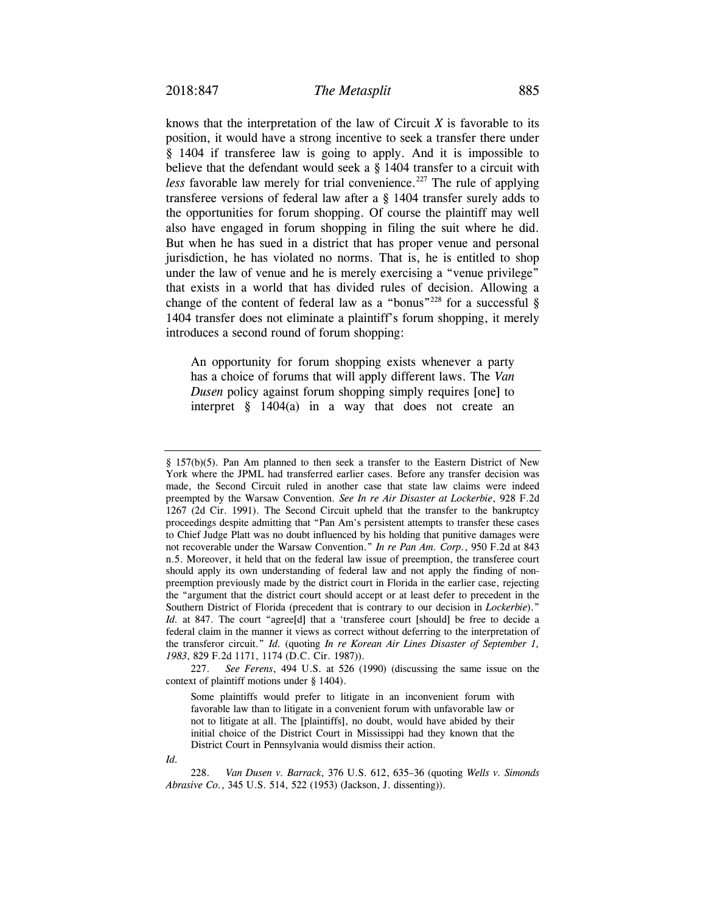knows that the interpretation of the law of Circuit *X* is favorable to its position, it would have a strong incentive to seek a transfer there under § 1404 if transferee law is going to apply. And it is impossible to believe that the defendant would seek a § 1404 transfer to a circuit with *less* favorable law merely for trial convenience.[227] The rule of applying transferee versions of federal law after a § 1404 transfer surely adds to the opportunities for forum shopping. Of course the plaintiff may well also have engaged in forum shopping in filing the suit where he did. But when he has sued in a district that has proper venue and personal jurisdiction, he has violated no norms. That is, he is entitled to shop under the law of venue and he is merely exercising a "venue privilege" that exists in a world that has divided rules of decision. Allowing a change of the content of federal law as a "bonus"[228] for a successful § 1404 transfer does not eliminate a plaintiff's forum shopping, it merely introduces a second round of forum shopping:

> An opportunity for forum shopping exists whenever a party has a choice of forums that will apply different laws. The *Van Dusen* policy against forum shopping simply requires [one] to interpret § 1404(a) in a way that does not create an

---

§ 157(b)(5). Pan Am planned to then seek a transfer to the Eastern District of New York where the JPML had transferred earlier cases. Before any transfer decision was made, the Second Circuit ruled in another case that state law claims were indeed preempted by the Warsaw Convention. *See In re Air Disaster at Lockerbie*, 928 F.2d 1267 (2d Cir. 1991). The Second Circuit upheld that the transfer to the bankruptcy proceedings despite admitting that "Pan Am's persistent attempts to transfer these cases to Chief Judge Platt was no doubt influenced by his holding that punitive damages were not recoverable under the Warsaw Convention." *In re Pan Am. Corp.*, 950 F.2d at 843 n.5. Moreover, it held that on the federal law issue of preemption, the transferee court should apply its own understanding of federal law and not apply the finding of non-preemption previously made by the district court in Florida in the earlier case, rejecting the "argument that the district court should accept or at least defer to precedent in the Southern District of Florida (precedent that is contrary to our decision in *Lockerbie*)." *Id.* at 847. The court "agree[d] that a 'transferee court [should] be free to decide a federal claim in the manner it views as correct without deferring to the interpretation of the transferor circuit." *Id.* (quoting *In re Korean Air Lines Disaster of September 1, 1983*, 829 F.2d 1171, 1174 (D.C. Cir. 1987)).

227. *See Ferens*, 494 U.S. at 526 (1990) (discussing the same issue on the context of plaintiff motions under § 1404).

> Some plaintiffs would prefer to litigate in an inconvenient forum with favorable law than to litigate in a convenient forum with unfavorable law or not to litigate at all. The [plaintiffs], no doubt, would have abided by their initial choice of the District Court in Mississippi had they known that the District Court in Pennsylvania would dismiss their action.

*Id.*

228. *Van Dusen v. Barrack*, 376 U.S. 612, 635–36 (quoting *Wells v. Simonds Abrasive Co.*, 345 U.S. 514, 522 (1953) (Jackson, J. dissenting)).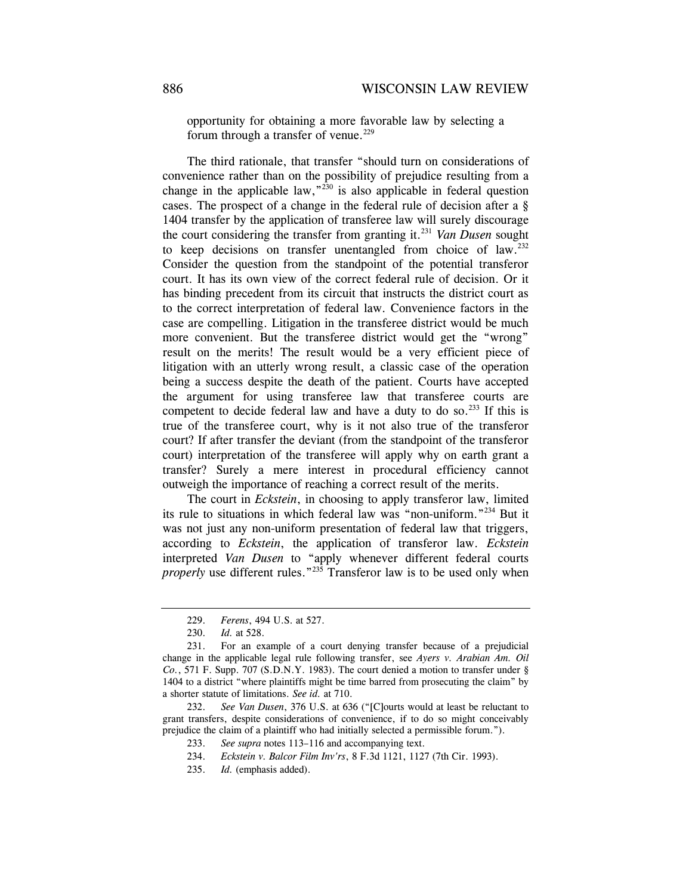opportunity for obtaining a more favorable law by selecting a forum through a transfer of venue.[229]

The third rationale, that transfer "should turn on considerations of convenience rather than on the possibility of prejudice resulting from a change in the applicable law,"[230] is also applicable in federal question cases. The prospect of a change in the federal rule of decision after a § 1404 transfer by the application of transferee law will surely discourage the court considering the transfer from granting it.[231] *Van Dusen* sought to keep decisions on transfer unentangled from choice of law.[232] Consider the question from the standpoint of the potential transferor court. It has its own view of the correct federal rule of decision. Or it has binding precedent from its circuit that instructs the district court as to the correct interpretation of federal law. Convenience factors in the case are compelling. Litigation in the transferee district would be much more convenient. But the transferee district would get the "wrong" result on the merits! The result would be a very efficient piece of litigation with an utterly wrong result, a classic case of the operation being a success despite the death of the patient. Courts have accepted the argument for using transferee law that transferee courts are competent to decide federal law and have a duty to do so.[233] If this is true of the transferee court, why is it not also true of the transferor court? If after transfer the deviant (from the standpoint of the transferor court) interpretation of the transferee will apply why on earth grant a transfer? Surely a mere interest in procedural efficiency cannot outweigh the importance of reaching a correct result of the merits.

The court in *Eckstein*, in choosing to apply transferor law, limited its rule to situations in which federal law was "non-uniform."[234] But it was not just any non-uniform presentation of federal law that triggers, according to *Eckstein*, the application of transferor law. *Eckstein* interpreted *Van Dusen* to "apply whenever different federal courts *properly* use different rules."[235] Transferor law is to be used only when

---

229. *Ferens*, 494 U.S. at 527.

230. *Id.* at 528.

231. For an example of a court denying transfer because of a prejudicial change in the applicable legal rule following transfer, see *Ayers v. Arabian Am. Oil Co.*, 571 F. Supp. 707 (S.D.N.Y. 1983). The court denied a motion to transfer under § 1404 to a district "where plaintiffs might be time barred from prosecuting the claim" by a shorter statute of limitations. *See id.* at 710.

232. *See Van Dusen*, 376 U.S. at 636 ("[C]ourts would at least be reluctant to grant transfers, despite considerations of convenience, if to do so might conceivably prejudice the claim of a plaintiff who had initially selected a permissible forum.").

233. *See supra* notes 113–116 and accompanying text.

234. *Eckstein v. Balcor Film Inv'rs*, 8 F.3d 1121, 1127 (7th Cir. 1993).

235. *Id.* (emphasis added).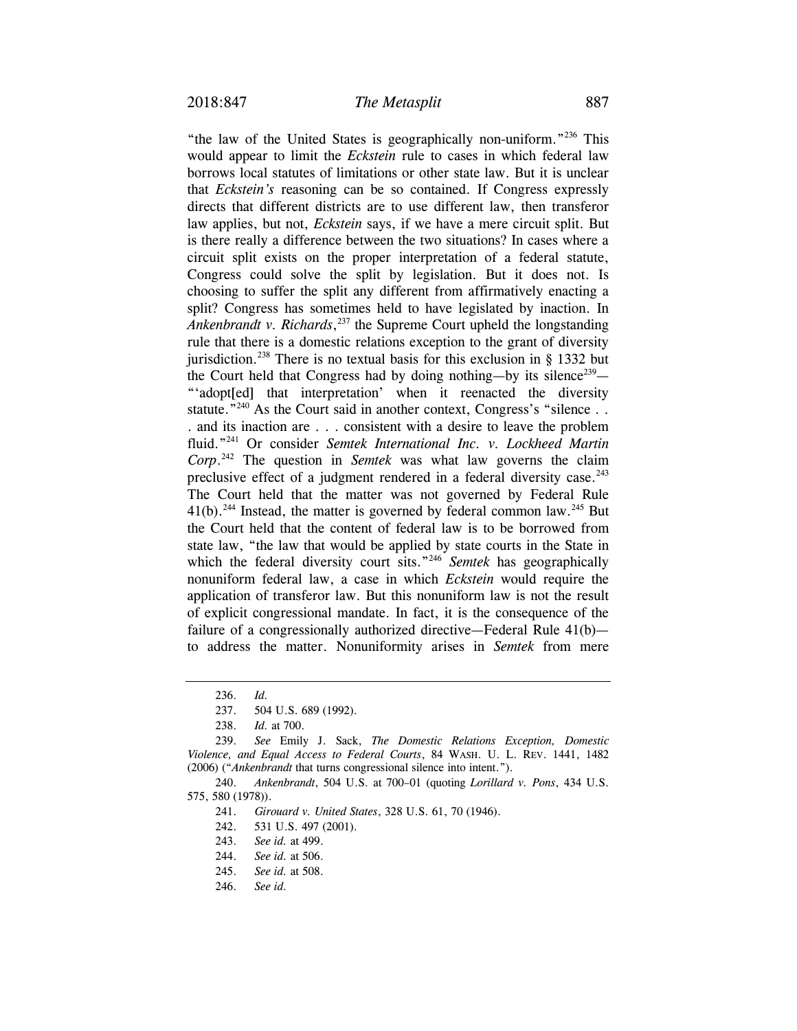"the law of the United States is geographically non-uniform."[236] This would appear to limit the *Eckstein* rule to cases in which federal law borrows local statutes of limitations or other state law. But it is unclear that *Eckstein's* reasoning can be so contained. If Congress expressly directs that different districts are to use different law, then transferor law applies, but not, *Eckstein* says, if we have a mere circuit split. But is there really a difference between the two situations? In cases where a circuit split exists on the proper interpretation of a federal statute, Congress could solve the split by legislation. But it does not. Is choosing to suffer the split any different from affirmatively enacting a split? Congress has sometimes held to have legislated by inaction. In *Ankenbrandt v. Richards*,[237] the Supreme Court upheld the longstanding rule that there is a domestic relations exception to the grant of diversity jurisdiction.[238] There is no textual basis for this exclusion in § 1332 but the Court held that Congress had by doing nothing—by its silence[239]—"'adopt[ed] that interpretation' when it reenacted the diversity statute."[240] As the Court said in another context, Congress's "silence . . . and its inaction are . . . consistent with a desire to leave the problem fluid."[241] Or consider *Semtek International Inc. v. Lockheed Martin Corp*.[242] The question in *Semtek* was what law governs the claim preclusive effect of a judgment rendered in a federal diversity case.[243] The Court held that the matter was not governed by Federal Rule 41(b).[244] Instead, the matter is governed by federal common law.[245] But the Court held that the content of federal law is to be borrowed from state law, "the law that would be applied by state courts in the State in which the federal diversity court sits."[246] *Semtek* has geographically nonuniform federal law, a case in which *Eckstein* would require the application of transferor law. But this nonuniform law is not the result of explicit congressional mandate. In fact, it is the consequence of the failure of a congressionally authorized directive—Federal Rule 41(b)—to address the matter. Nonuniformity arises in *Semtek* from mere

---

236. *Id.*

237. 504 U.S. 689 (1992).

238. *Id.* at 700.

239. *See* Emily J. Sack, *The Domestic Relations Exception, Domestic Violence, and Equal Access to Federal Courts*, 84 WASH. U. L. REV. 1441, 1482 (2006) ("*Ankenbrandt* that turns congressional silence into intent.").

240. *Ankenbrandt*, 504 U.S. at 700–01 (quoting *Lorillard v. Pons*, 434 U.S. 575, 580 (1978)).

241. *Girouard v. United States*, 328 U.S. 61, 70 (1946).

242. 531 U.S. 497 (2001).

243. *See id.* at 499.

244. *See id.* at 506.

245. *See id.* at 508.

246. *See id.*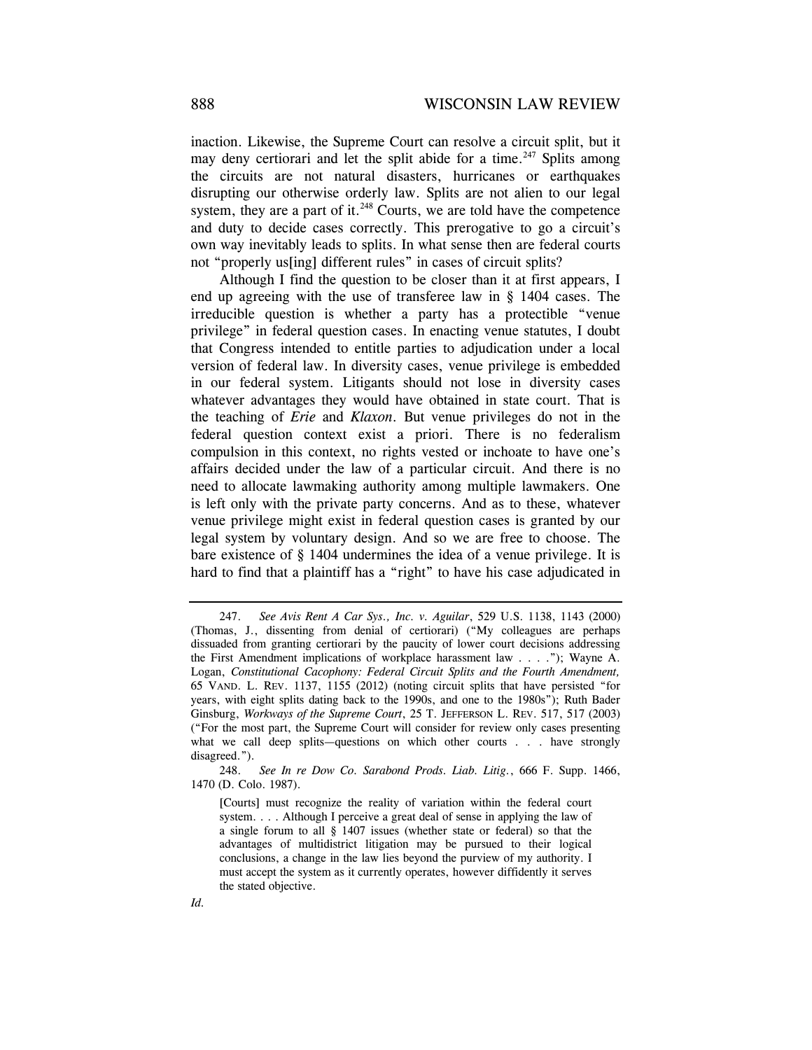inaction. Likewise, the Supreme Court can resolve a circuit split, but it may deny certiorari and let the split abide for a time.[247] Splits among the circuits are not natural disasters, hurricanes or earthquakes disrupting our otherwise orderly law. Splits are not alien to our legal system, they are a part of it.[248] Courts, we are told have the competence and duty to decide cases correctly. This prerogative to go a circuit's own way inevitably leads to splits. In what sense then are federal courts not "properly us[ing] different rules" in cases of circuit splits?

Although I find the question to be closer than it at first appears, I end up agreeing with the use of transferee law in § 1404 cases. The irreducible question is whether a party has a protectible "venue privilege" in federal question cases. In enacting venue statutes, I doubt that Congress intended to entitle parties to adjudication under a local version of federal law. In diversity cases, venue privilege is embedded in our federal system. Litigants should not lose in diversity cases whatever advantages they would have obtained in state court. That is the teaching of *Erie* and *Klaxon*. But venue privileges do not in the federal question context exist a priori. There is no federalism compulsion in this context, no rights vested or inchoate to have one's affairs decided under the law of a particular circuit. And there is no need to allocate lawmaking authority among multiple lawmakers. One is left only with the private party concerns. And as to these, whatever venue privilege might exist in federal question cases is granted by our legal system by voluntary design. And so we are free to choose. The bare existence of § 1404 undermines the idea of a venue privilege. It is hard to find that a plaintiff has a "right" to have his case adjudicated in

---

247. *See Avis Rent A Car Sys., Inc. v. Aguilar*, 529 U.S. 1138, 1143 (2000) (Thomas, J., dissenting from denial of certiorari) ("My colleagues are perhaps dissuaded from granting certiorari by the paucity of lower court decisions addressing the First Amendment implications of workplace harassment law . . . ."); Wayne A. Logan, *Constitutional Cacophony: Federal Circuit Splits and the Fourth Amendment,* 65 VAND. L. REV. 1137, 1155 (2012) (noting circuit splits that have persisted "for years, with eight splits dating back to the 1990s, and one to the 1980s"); Ruth Bader Ginsburg, *Workways of the Supreme Court*, 25 T. JEFFERSON L. REV. 517, 517 (2003) ("For the most part, the Supreme Court will consider for review only cases presenting what we call deep splits—questions on which other courts . . . have strongly disagreed.").

248. *See In re Dow Co. Sarabond Prods. Liab. Litig.*, 666 F. Supp. 1466, 1470 (D. Colo. 1987).

> [Courts] must recognize the reality of variation within the federal court system. . . . Although I perceive a great deal of sense in applying the law of a single forum to all § 1407 issues (whether state or federal) so that the advantages of multidistrict litigation may be pursued to their logical conclusions, a change in the law lies beyond the purview of my authority. I must accept the system as it currently operates, however diffidently it serves the stated objective.

*Id.*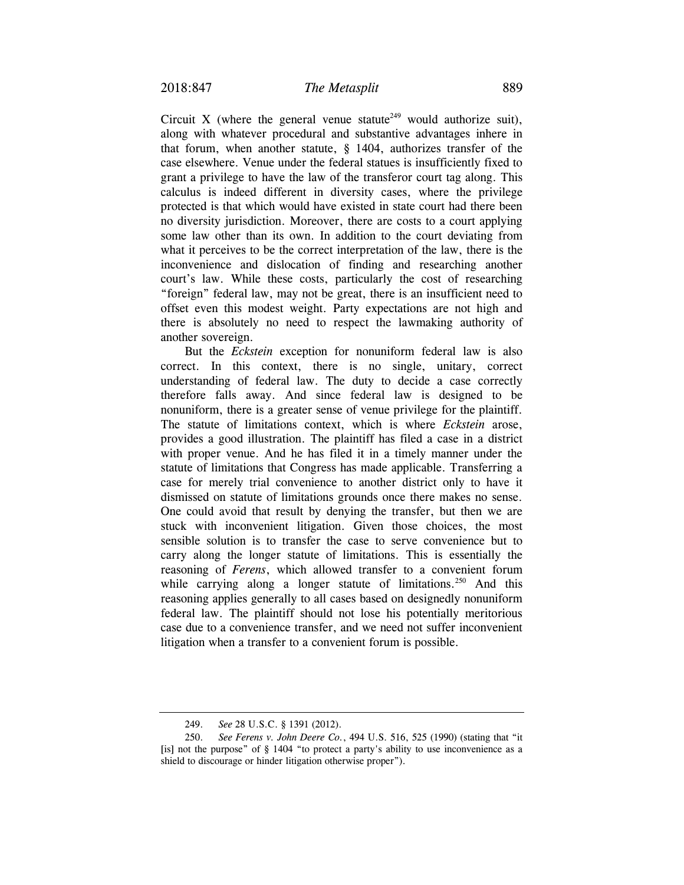Circuit X (where the general venue statute[249] would authorize suit), along with whatever procedural and substantive advantages inhere in that forum, when another statute, § 1404, authorizes transfer of the case elsewhere. Venue under the federal statues is insufficiently fixed to grant a privilege to have the law of the transferor court tag along. This calculus is indeed different in diversity cases, where the privilege protected is that which would have existed in state court had there been no diversity jurisdiction. Moreover, there are costs to a court applying some law other than its own. In addition to the court deviating from what it perceives to be the correct interpretation of the law, there is the inconvenience and dislocation of finding and researching another court's law. While these costs, particularly the cost of researching "foreign" federal law, may not be great, there is an insufficient need to offset even this modest weight. Party expectations are not high and there is absolutely no need to respect the lawmaking authority of another sovereign.

But the *Eckstein* exception for nonuniform federal law is also correct. In this context, there is no single, unitary, correct understanding of federal law. The duty to decide a case correctly therefore falls away. And since federal law is designed to be nonuniform, there is a greater sense of venue privilege for the plaintiff. The statute of limitations context, which is where *Eckstein* arose, provides a good illustration. The plaintiff has filed a case in a district with proper venue. And he has filed it in a timely manner under the statute of limitations that Congress has made applicable. Transferring a case for merely trial convenience to another district only to have it dismissed on statute of limitations grounds once there makes no sense. One could avoid that result by denying the transfer, but then we are stuck with inconvenient litigation. Given those choices, the most sensible solution is to transfer the case to serve convenience but to carry along the longer statute of limitations. This is essentially the reasoning of *Ferens*, which allowed transfer to a convenient forum while carrying along a longer statute of limitations.[250] And this reasoning applies generally to all cases based on designedly nonuniform federal law. The plaintiff should not lose his potentially meritorious case due to a convenience transfer, and we need not suffer inconvenient litigation when a transfer to a convenient forum is possible.

---

249. *See* 28 U.S.C. § 1391 (2012).

250. *See Ferens v. John Deere Co.*, 494 U.S. 516, 525 (1990) (stating that "it [is] not the purpose" of § 1404 "to protect a party's ability to use inconvenience as a shield to discourage or hinder litigation otherwise proper").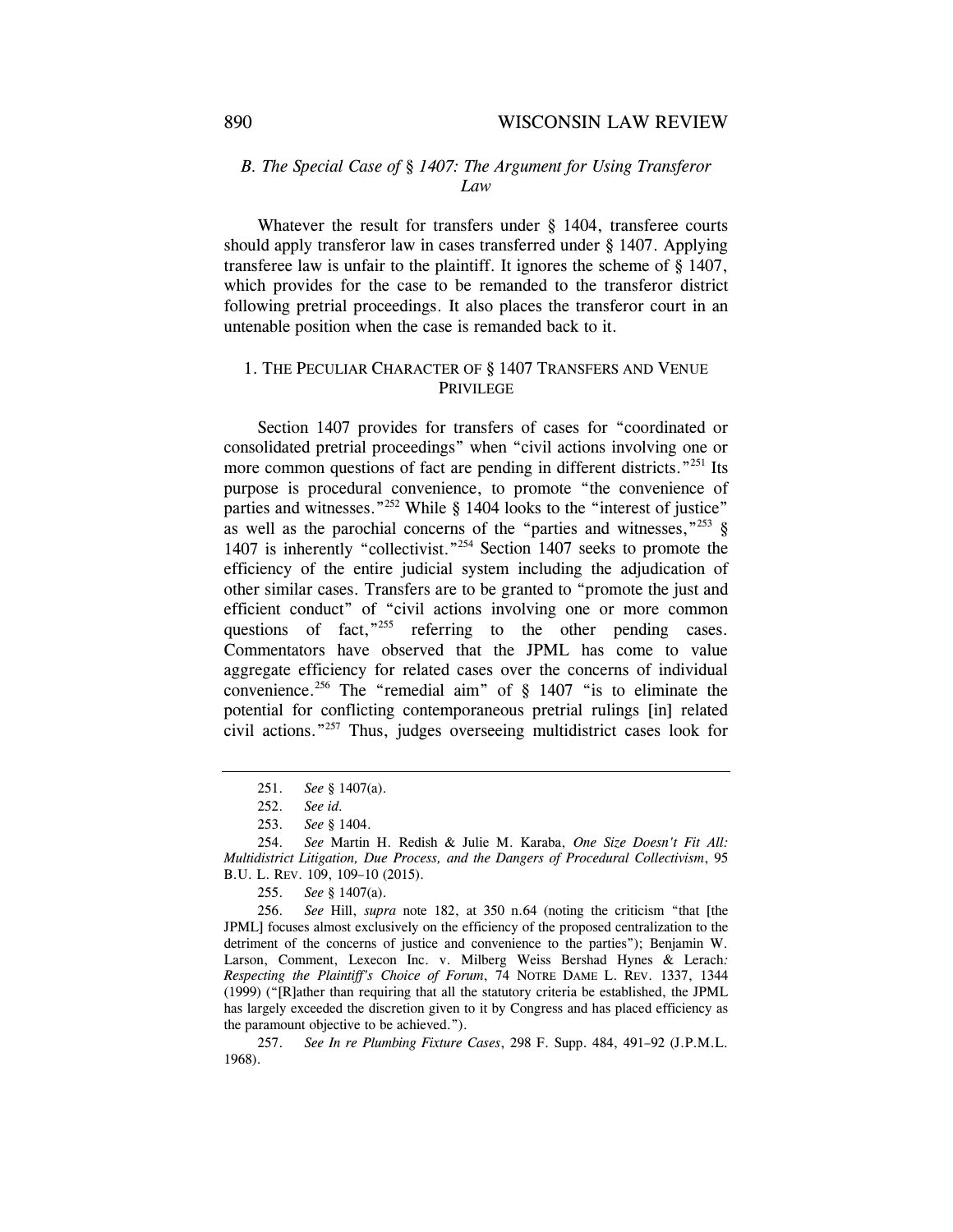### *B. The Special Case of § 1407: The Argument for Using Transferor Law*

Whatever the result for transfers under § 1404, transferee courts should apply transferor law in cases transferred under § 1407. Applying transferee law is unfair to the plaintiff. It ignores the scheme of § 1407, which provides for the case to be remanded to the transferor district following pretrial proceedings. It also places the transferor court in an untenable position when the case is remanded back to it.

#### 1. THE PECULIAR CHARACTER OF § 1407 TRANSFERS AND VENUE PRIVILEGE

Section 1407 provides for transfers of cases for "coordinated or consolidated pretrial proceedings" when "civil actions involving one or more common questions of fact are pending in different districts."[251] Its purpose is procedural convenience, to promote "the convenience of parties and witnesses."[252] While § 1404 looks to the "interest of justice" as well as the parochial concerns of the "parties and witnesses,"[253] § 1407 is inherently "collectivist."[254] Section 1407 seeks to promote the efficiency of the entire judicial system including the adjudication of other similar cases. Transfers are to be granted to "promote the just and efficient conduct" of "civil actions involving one or more common questions of fact,"[255] referring to the other pending cases. Commentators have observed that the JPML has come to value aggregate efficiency for related cases over the concerns of individual convenience.[256] The "remedial aim" of § 1407 "is to eliminate the potential for conflicting contemporaneous pretrial rulings [in] related civil actions."[257] Thus, judges overseeing multidistrict cases look for

---

251. *See* § 1407(a).

252. *See id.*

253. *See* § 1404.

254. *See* Martin H. Redish & Julie M. Karaba, *One Size Doesn't Fit All: Multidistrict Litigation, Due Process, and the Dangers of Procedural Collectivism*, 95 B.U. L. REV. 109, 109–10 (2015).

255. *See* § 1407(a).

256. *See* Hill, *supra* note 182, at 350 n.64 (noting the criticism "that [the JPML] focuses almost exclusively on the efficiency of the proposed centralization to the detriment of the concerns of justice and convenience to the parties"); Benjamin W. Larson, Comment, Lexecon Inc. v. Milberg Weiss Bershad Hynes & Lerach*: Respecting the Plaintiff's Choice of Forum*, 74 NOTRE DAME L. REV. 1337, 1344 (1999) ("[R]ather than requiring that all the statutory criteria be established, the JPML has largely exceeded the discretion given to it by Congress and has placed efficiency as the paramount objective to be achieved.").

257. *See In re Plumbing Fixture Cases*, 298 F. Supp. 484, 491–92 (J.P.M.L. 1968).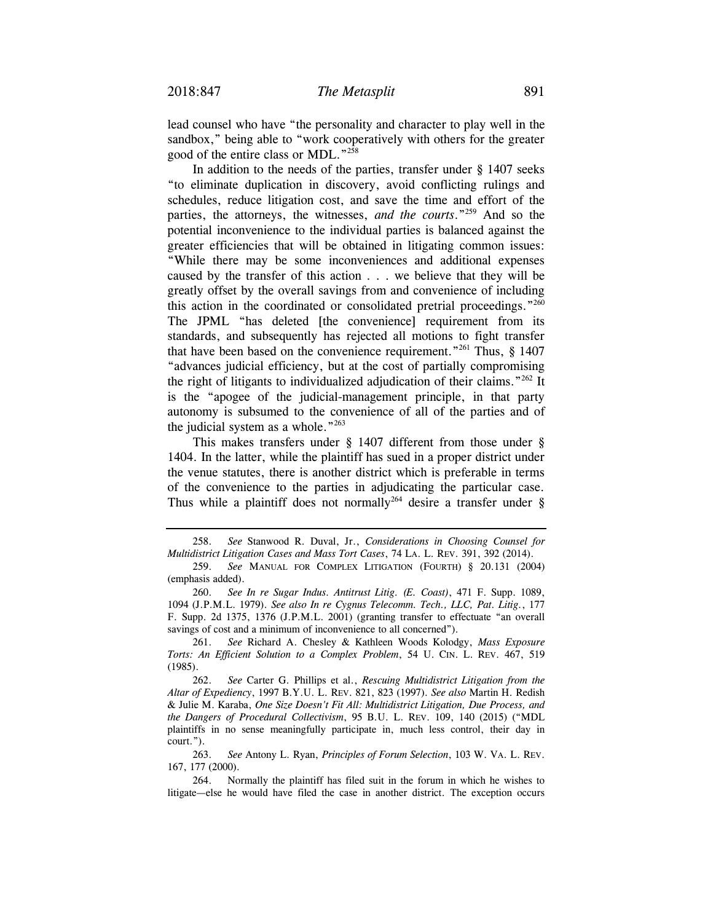lead counsel who have "the personality and character to play well in the sandbox," being able to "work cooperatively with others for the greater good of the entire class or MDL."[258]

In addition to the needs of the parties, transfer under § 1407 seeks "to eliminate duplication in discovery, avoid conflicting rulings and schedules, reduce litigation cost, and save the time and effort of the parties, the attorneys, the witnesses, *and the courts*."[259] And so the potential inconvenience to the individual parties is balanced against the greater efficiencies that will be obtained in litigating common issues: "While there may be some inconveniences and additional expenses caused by the transfer of this action . . . we believe that they will be greatly offset by the overall savings from and convenience of including this action in the coordinated or consolidated pretrial proceedings."[260] The JPML "has deleted [the convenience] requirement from its standards, and subsequently has rejected all motions to fight transfer that have been based on the convenience requirement."[261] Thus, § 1407 "advances judicial efficiency, but at the cost of partially compromising the right of litigants to individualized adjudication of their claims."[262] It is the "apogee of the judicial-management principle, in that party autonomy is subsumed to the convenience of all of the parties and of the judicial system as a whole."[263]

This makes transfers under § 1407 different from those under § 1404. In the latter, while the plaintiff has sued in a proper district under the venue statutes, there is another district which is preferable in terms of the convenience to the parties in adjudicating the particular case. Thus while a plaintiff does not normally[264] desire a transfer under §

---

258. *See* Stanwood R. Duval, Jr., *Considerations in Choosing Counsel for Multidistrict Litigation Cases and Mass Tort Cases*, 74 LA. L. REV. 391, 392 (2014).

259. *See* MANUAL FOR COMPLEX LITIGATION (FOURTH) § 20.131 (2004) (emphasis added).

260. *See In re Sugar Indus. Antitrust Litig. (E. Coast)*, 471 F. Supp. 1089, 1094 (J.P.M.L. 1979). *See also In re Cygnus Telecomm. Tech., LLC, Pat. Litig.*, 177 F. Supp. 2d 1375, 1376 (J.P.M.L. 2001) (granting transfer to effectuate "an overall savings of cost and a minimum of inconvenience to all concerned").

261. *See* Richard A. Chesley & Kathleen Woods Kolodgy, *Mass Exposure Torts: An Efficient Solution to a Complex Problem*, 54 U. CIN. L. REV. 467, 519 (1985).

262. *See* Carter G. Phillips et al., *Rescuing Multidistrict Litigation from the Altar of Expediency*, 1997 B.Y.U. L. REV. 821, 823 (1997). *See also* Martin H. Redish & Julie M. Karaba, *One Size Doesn't Fit All: Multidistrict Litigation, Due Process, and the Dangers of Procedural Collectivism*, 95 B.U. L. REV. 109, 140 (2015) ("MDL plaintiffs in no sense meaningfully participate in, much less control, their day in court.").

263. *See* Antony L. Ryan, *Principles of Forum Selection*, 103 W. VA. L. REV. 167, 177 (2000).

264. Normally the plaintiff has filed suit in the forum in which he wishes to litigate—else he would have filed the case in another district. The exception occurs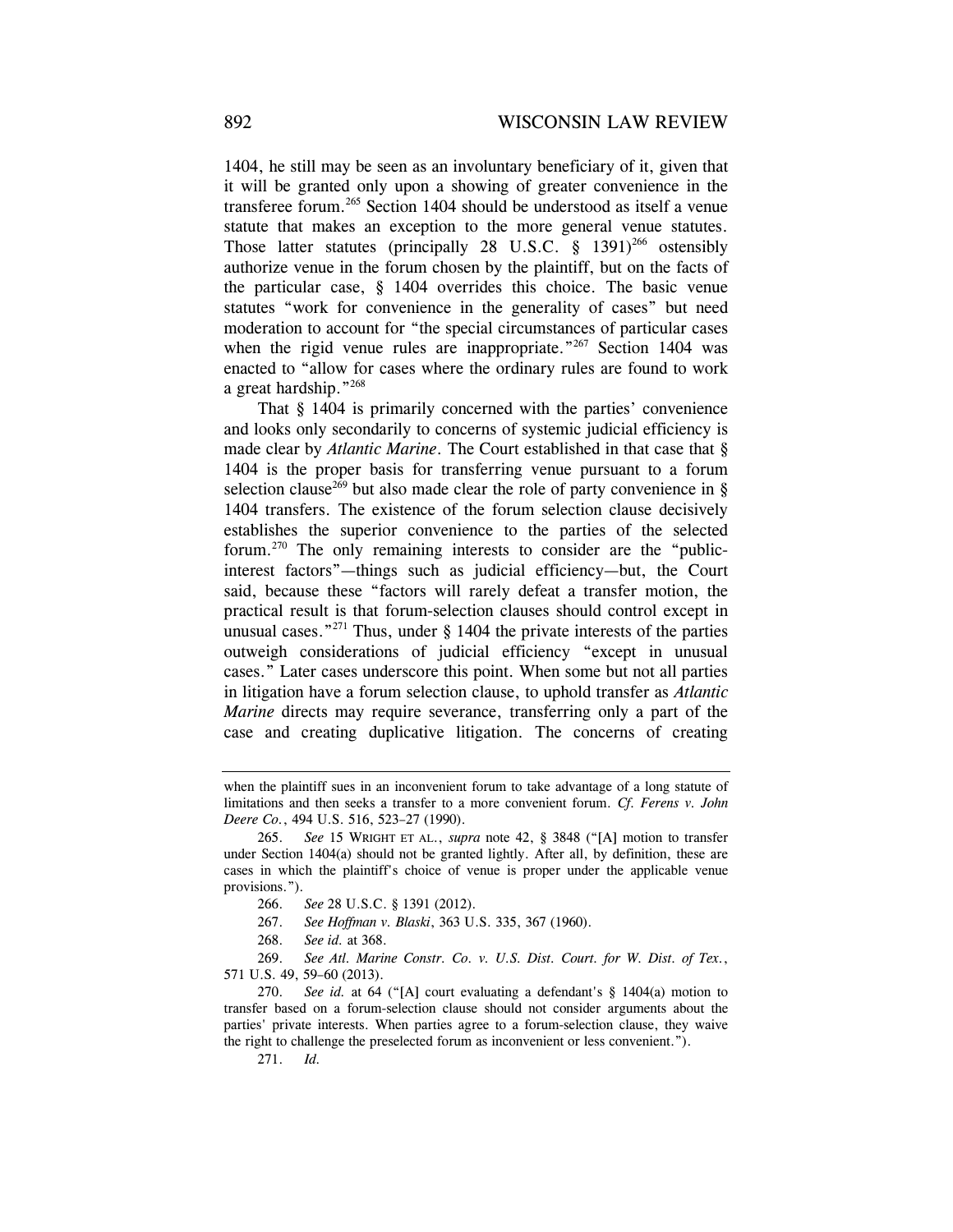1404, he still may be seen as an involuntary beneficiary of it, given that it will be granted only upon a showing of greater convenience in the transferee forum.[265] Section 1404 should be understood as itself a venue statute that makes an exception to the more general venue statutes. Those latter statutes (principally 28 U.S.C. § 1391)[266] ostensibly authorize venue in the forum chosen by the plaintiff, but on the facts of the particular case, § 1404 overrides this choice. The basic venue statutes "work for convenience in the generality of cases" but need moderation to account for "the special circumstances of particular cases when the rigid venue rules are inappropriate."[267] Section 1404 was enacted to "allow for cases where the ordinary rules are found to work a great hardship."[268]

That § 1404 is primarily concerned with the parties' convenience and looks only secondarily to concerns of systemic judicial efficiency is made clear by *Atlantic Marine*. The Court established in that case that § 1404 is the proper basis for transferring venue pursuant to a forum selection clause[269] but also made clear the role of party convenience in § 1404 transfers. The existence of the forum selection clause decisively establishes the superior convenience to the parties of the selected forum.[270] The only remaining interests to consider are the "public-interest factors"—things such as judicial efficiency—but, the Court said, because these "factors will rarely defeat a transfer motion, the practical result is that forum-selection clauses should control except in unusual cases."[271] Thus, under § 1404 the private interests of the parties outweigh considerations of judicial efficiency "except in unusual cases." Later cases underscore this point. When some but not all parties in litigation have a forum selection clause, to uphold transfer as *Atlantic Marine* directs may require severance, transferring only a part of the case and creating duplicative litigation. The concerns of creating

---

when the plaintiff sues in an inconvenient forum to take advantage of a long statute of limitations and then seeks a transfer to a more convenient forum. *Cf. Ferens v. John Deere Co.*, 494 U.S. 516, 523–27 (1990).

265. *See* 15 WRIGHT ET AL., *supra* note 42, § 3848 ("[A] motion to transfer under Section 1404(a) should not be granted lightly. After all, by definition, these are cases in which the plaintiff's choice of venue is proper under the applicable venue provisions.").

266. *See* 28 U.S.C. § 1391 (2012).

267. *See Hoffman v. Blaski*, 363 U.S. 335, 367 (1960).

268. *See id.* at 368.

269. *See Atl. Marine Constr. Co. v. U.S. Dist. Court. for W. Dist. of Tex.*, 571 U.S. 49, 59–60 (2013).

270. *See id.* at 64 ("[A] court evaluating a defendant's § 1404(a) motion to transfer based on a forum-selection clause should not consider arguments about the parties' private interests. When parties agree to a forum-selection clause, they waive the right to challenge the preselected forum as inconvenient or less convenient.").

271. *Id.*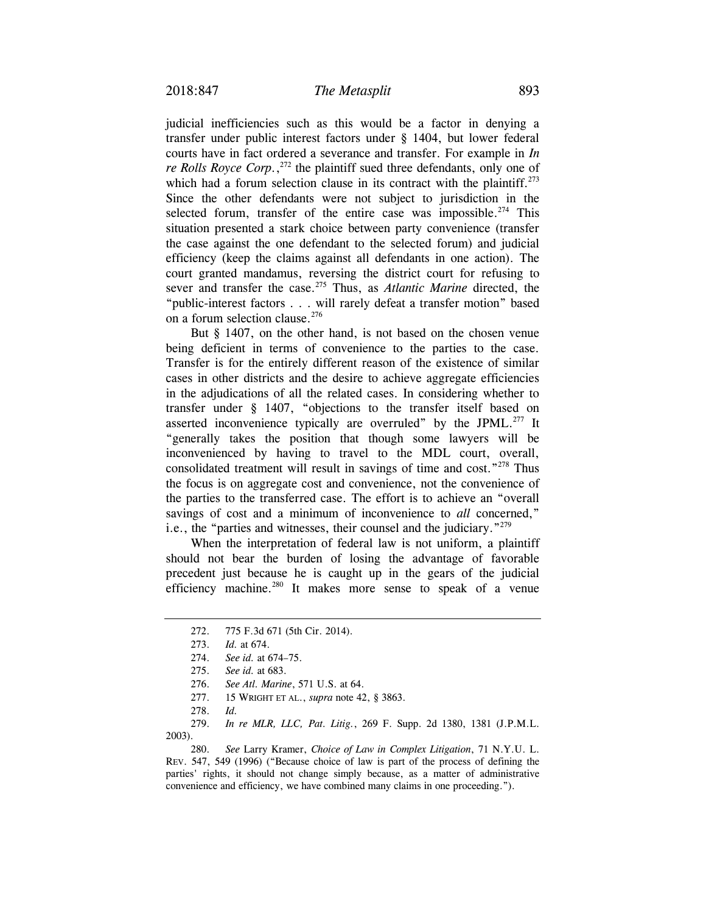judicial inefficiencies such as this would be a factor in denying a transfer under public interest factors under § 1404, but lower federal courts have in fact ordered a severance and transfer. For example in *In re Rolls Royce Corp.*,[272] the plaintiff sued three defendants, only one of which had a forum selection clause in its contract with the plaintiff.[273] Since the other defendants were not subject to jurisdiction in the selected forum, transfer of the entire case was impossible.[274] This situation presented a stark choice between party convenience (transfer the case against the one defendant to the selected forum) and judicial efficiency (keep the claims against all defendants in one action). The court granted mandamus, reversing the district court for refusing to sever and transfer the case.[275] Thus, as *Atlantic Marine* directed, the "public-interest factors . . . will rarely defeat a transfer motion" based on a forum selection clause.[276]

But § 1407, on the other hand, is not based on the chosen venue being deficient in terms of convenience to the parties to the case. Transfer is for the entirely different reason of the existence of similar cases in other districts and the desire to achieve aggregate efficiencies in the adjudications of all the related cases. In considering whether to transfer under § 1407, "objections to the transfer itself based on asserted inconvenience typically are overruled" by the JPML.[277] It "generally takes the position that though some lawyers will be inconvenienced by having to travel to the MDL court, overall, consolidated treatment will result in savings of time and cost."[278] Thus the focus is on aggregate cost and convenience, not the convenience of the parties to the transferred case. The effort is to achieve an "overall savings of cost and a minimum of inconvenience to *all* concerned," i.e., the "parties and witnesses, their counsel and the judiciary."[279]

When the interpretation of federal law is not uniform, a plaintiff should not bear the burden of losing the advantage of favorable precedent just because he is caught up in the gears of the judicial efficiency machine.[280] It makes more sense to speak of a venue

---

272. 775 F.3d 671 (5th Cir. 2014).

273. *Id.* at 674.

274. *See id.* at 674–75.

275. *See id.* at 683.

276. *See Atl. Marine*, 571 U.S. at 64.

277. 15 WRIGHT ET AL., *supra* note 42, § 3863.

278. *Id.*

279. *In re MLR, LLC, Pat. Litig.*, 269 F. Supp. 2d 1380, 1381 (J.P.M.L. 2003).

280. *See* Larry Kramer, *Choice of Law in Complex Litigation*, 71 N.Y.U. L. REV. 547, 549 (1996) ("Because choice of law is part of the process of defining the parties' rights, it should not change simply because, as a matter of administrative convenience and efficiency, we have combined many claims in one proceeding.").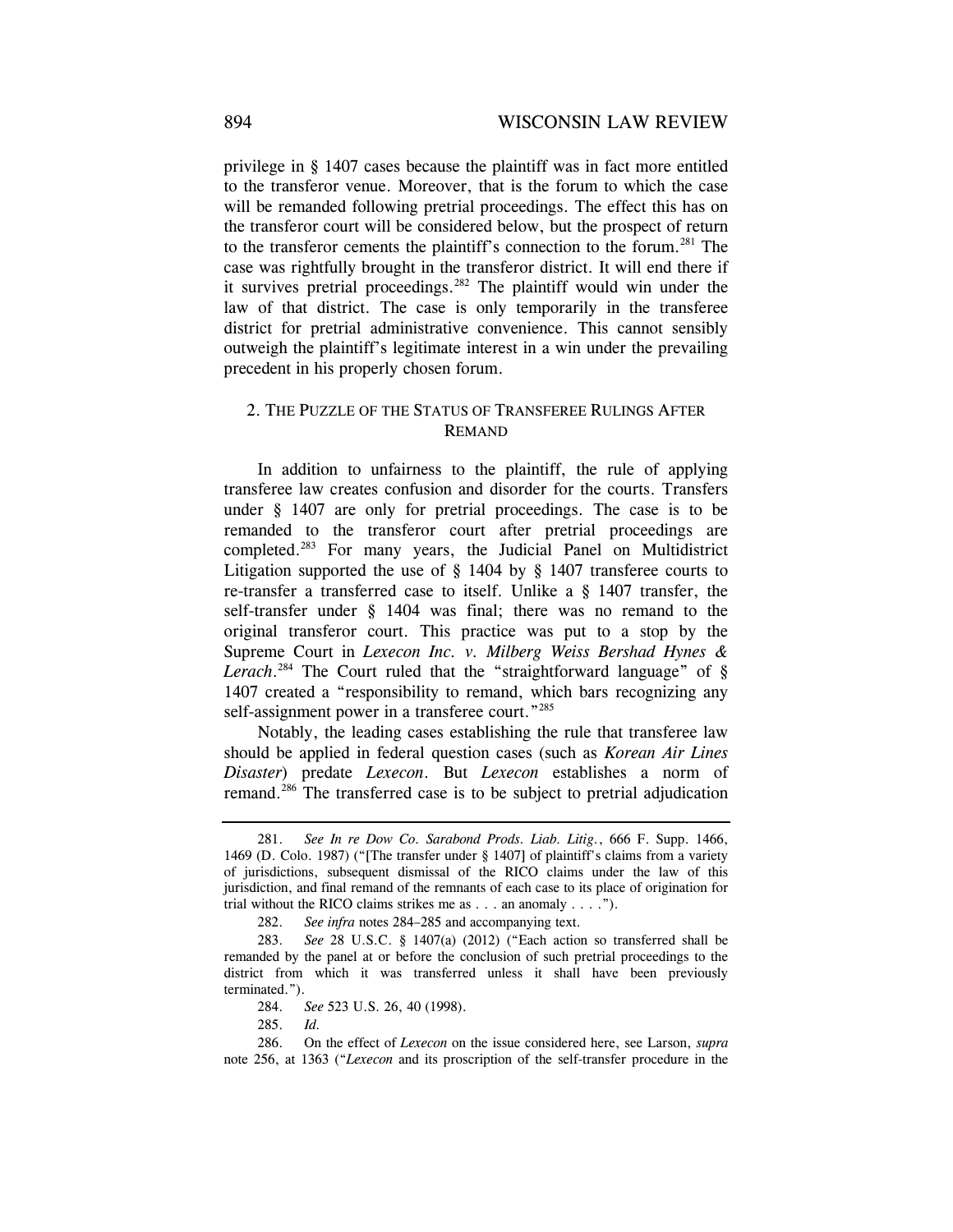privilege in § 1407 cases because the plaintiff was in fact more entitled to the transferor venue. Moreover, that is the forum to which the case will be remanded following pretrial proceedings. The effect this has on the transferor court will be considered below, but the prospect of return to the transferor cements the plaintiff's connection to the forum.[281] The case was rightfully brought in the transferor district. It will end there if it survives pretrial proceedings.[282] The plaintiff would win under the law of that district. The case is only temporarily in the transferee district for pretrial administrative convenience. This cannot sensibly outweigh the plaintiff's legitimate interest in a win under the prevailing precedent in his properly chosen forum.

### 2. THE PUZZLE OF THE STATUS OF TRANSFEREE RULINGS AFTER REMAND

In addition to unfairness to the plaintiff, the rule of applying transferee law creates confusion and disorder for the courts. Transfers under § 1407 are only for pretrial proceedings. The case is to be remanded to the transferor court after pretrial proceedings are completed.[283] For many years, the Judicial Panel on Multidistrict Litigation supported the use of § 1404 by § 1407 transferee courts to re-transfer a transferred case to itself. Unlike a § 1407 transfer, the self-transfer under § 1404 was final; there was no remand to the original transferor court. This practice was put to a stop by the Supreme Court in *Lexecon Inc. v. Milberg Weiss Bershad Hynes & Lerach*.[284] The Court ruled that the "straightforward language" of § 1407 created a "responsibility to remand, which bars recognizing any self-assignment power in a transferee court."[285]

Notably, the leading cases establishing the rule that transferee law should be applied in federal question cases (such as *Korean Air Lines Disaster*) predate *Lexecon*. But *Lexecon* establishes a norm of remand.[286] The transferred case is to be subject to pretrial adjudication

---

281. *See In re Dow Co. Sarabond Prods. Liab. Litig.*, 666 F. Supp. 1466, 1469 (D. Colo. 1987) ("[The transfer under § 1407] of plaintiff's claims from a variety of jurisdictions, subsequent dismissal of the RICO claims under the law of this jurisdiction, and final remand of the remnants of each case to its place of origination for trial without the RICO claims strikes me as . . . an anomaly . . . .").

282. *See infra* notes 284–285 and accompanying text.

283. *See* 28 U.S.C. § 1407(a) (2012) ("Each action so transferred shall be remanded by the panel at or before the conclusion of such pretrial proceedings to the district from which it was transferred unless it shall have been previously terminated.").

284. *See* 523 U.S. 26, 40 (1998).

285. *Id.*

286. On the effect of *Lexecon* on the issue considered here, see Larson, *supra* note 256, at 1363 ("*Lexecon* and its proscription of the self-transfer procedure in the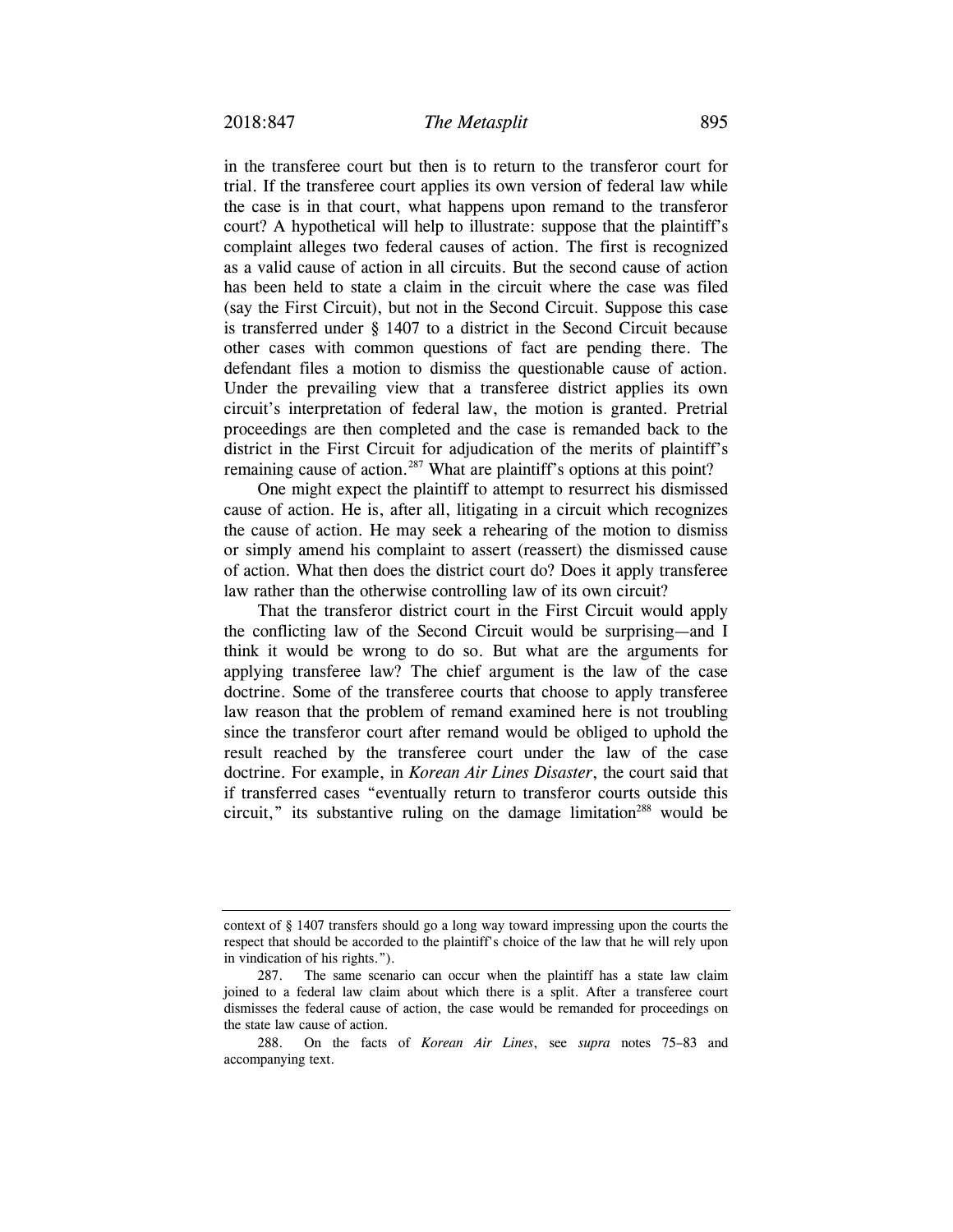in the transferee court but then is to return to the transferor court for trial. If the transferee court applies its own version of federal law while the case is in that court, what happens upon remand to the transferor court? A hypothetical will help to illustrate: suppose that the plaintiff's complaint alleges two federal causes of action. The first is recognized as a valid cause of action in all circuits. But the second cause of action has been held to state a claim in the circuit where the case was filed (say the First Circuit), but not in the Second Circuit. Suppose this case is transferred under § 1407 to a district in the Second Circuit because other cases with common questions of fact are pending there. The defendant files a motion to dismiss the questionable cause of action. Under the prevailing view that a transferee district applies its own circuit's interpretation of federal law, the motion is granted. Pretrial proceedings are then completed and the case is remanded back to the district in the First Circuit for adjudication of the merits of plaintiff's remaining cause of action.[287] What are plaintiff's options at this point?

One might expect the plaintiff to attempt to resurrect his dismissed cause of action. He is, after all, litigating in a circuit which recognizes the cause of action. He may seek a rehearing of the motion to dismiss or simply amend his complaint to assert (reassert) the dismissed cause of action. What then does the district court do? Does it apply transferee law rather than the otherwise controlling law of its own circuit?

That the transferor district court in the First Circuit would apply the conflicting law of the Second Circuit would be surprising—and I think it would be wrong to do so. But what are the arguments for applying transferee law? The chief argument is the law of the case doctrine. Some of the transferee courts that choose to apply transferee law reason that the problem of remand examined here is not troubling since the transferor court after remand would be obliged to uphold the result reached by the transferee court under the law of the case doctrine. For example, in *Korean Air Lines Disaster*, the court said that if transferred cases "eventually return to transferor courts outside this circuit," its substantive ruling on the damage limitation[288] would be

---

context of § 1407 transfers should go a long way toward impressing upon the courts the respect that should be accorded to the plaintiff's choice of the law that he will rely upon in vindication of his rights.").

287. The same scenario can occur when the plaintiff has a state law claim joined to a federal law claim about which there is a split. After a transferee court dismisses the federal cause of action, the case would be remanded for proceedings on the state law cause of action.

288. On the facts of *Korean Air Lines*, see *supra* notes 75–83 and accompanying text.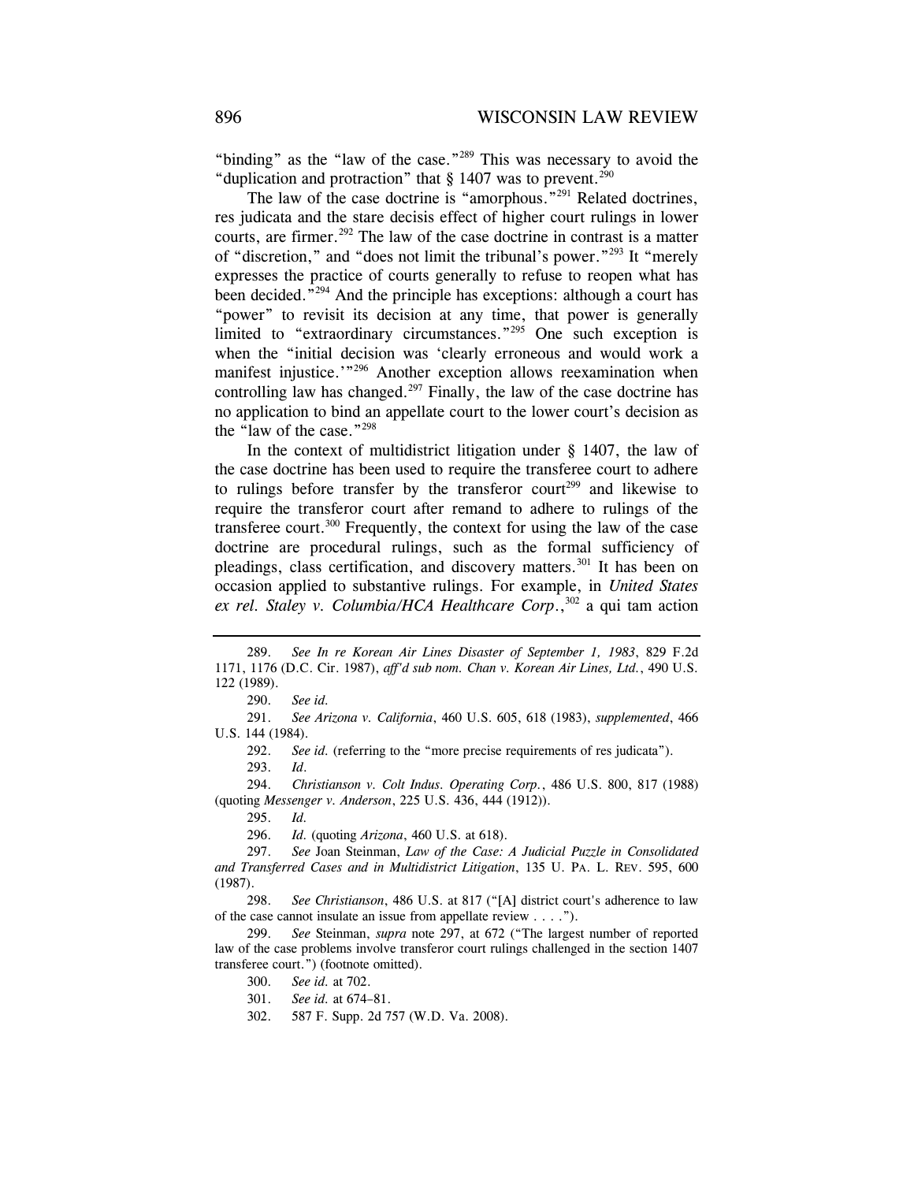"binding" as the "law of the case."[289] This was necessary to avoid the "duplication and protraction" that § 1407 was to prevent.[290]

The law of the case doctrine is "amorphous."[291] Related doctrines, res judicata and the stare decisis effect of higher court rulings in lower courts, are firmer.[292] The law of the case doctrine in contrast is a matter of "discretion," and "does not limit the tribunal's power."[293] It "merely expresses the practice of courts generally to refuse to reopen what has been decided."[294] And the principle has exceptions: although a court has "power" to revisit its decision at any time, that power is generally limited to "extraordinary circumstances."[295] One such exception is when the "initial decision was 'clearly erroneous and would work a manifest injustice.'"[296] Another exception allows reexamination when controlling law has changed.[297] Finally, the law of the case doctrine has no application to bind an appellate court to the lower court's decision as the "law of the case."[298]

In the context of multidistrict litigation under § 1407, the law of the case doctrine has been used to require the transferee court to adhere to rulings before transfer by the transferor court[299] and likewise to require the transferor court after remand to adhere to rulings of the transferee court.[300] Frequently, the context for using the law of the case doctrine are procedural rulings, such as the formal sufficiency of pleadings, class certification, and discovery matters.[301] It has been on occasion applied to substantive rulings. For example, in *United States ex rel. Staley v. Columbia/HCA Healthcare Corp.*,[302] a qui tam action

---

289. *See In re Korean Air Lines Disaster of September 1, 1983*, 829 F.2d 1171, 1176 (D.C. Cir. 1987), *aff'd sub nom. Chan v. Korean Air Lines, Ltd.*, 490 U.S. 122 (1989).

290. *See id.*

291. *See Arizona v. California*, 460 U.S. 605, 618 (1983), *supplemented*, 466 U.S. 144 (1984).

292. *See id.* (referring to the "more precise requirements of res judicata").

293. *Id.*

294. *Christianson v. Colt Indus. Operating Corp.*, 486 U.S. 800, 817 (1988) (quoting *Messenger v. Anderson*, 225 U.S. 436, 444 (1912)).

295. *Id.*

296. *Id.* (quoting *Arizona*, 460 U.S. at 618).

297. *See* Joan Steinman, *Law of the Case: A Judicial Puzzle in Consolidated and Transferred Cases and in Multidistrict Litigation*, 135 U. PA. L. REV. 595, 600 (1987).

298. *See Christianson*, 486 U.S. at 817 ("[A] district court's adherence to law of the case cannot insulate an issue from appellate review . . . .").

299. *See* Steinman, *supra* note 297, at 672 ("The largest number of reported law of the case problems involve transferor court rulings challenged in the section 1407 transferee court.") (footnote omitted).

300. *See id.* at 702.

301. *See id.* at 674–81.

302. 587 F. Supp. 2d 757 (W.D. Va. 2008).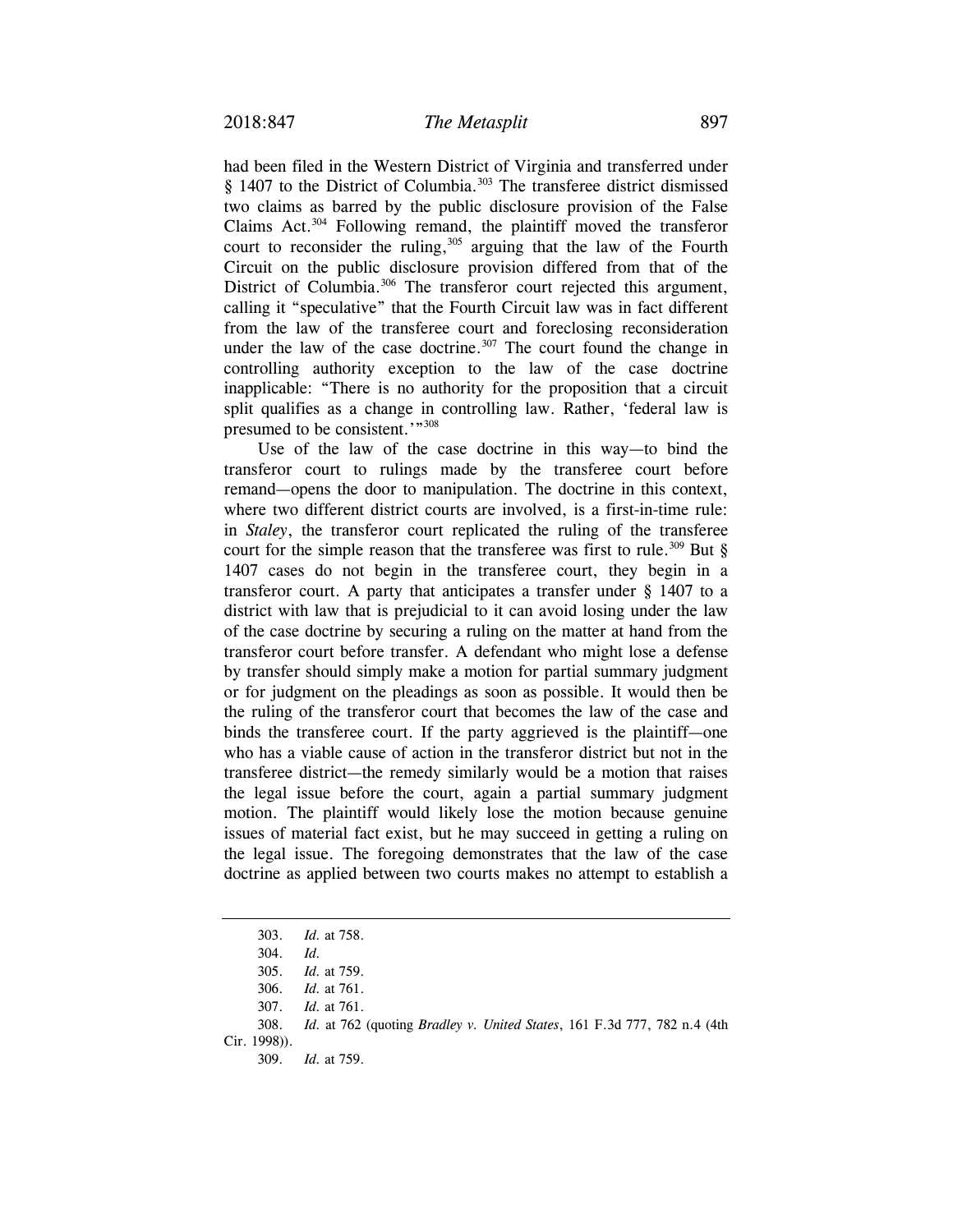had been filed in the Western District of Virginia and transferred under § 1407 to the District of Columbia.[303] The transferee district dismissed two claims as barred by the public disclosure provision of the False Claims Act.[304] Following remand, the plaintiff moved the transferor court to reconsider the ruling,[305] arguing that the law of the Fourth Circuit on the public disclosure provision differed from that of the District of Columbia.[306] The transferor court rejected this argument, calling it "speculative" that the Fourth Circuit law was in fact different from the law of the transferee court and foreclosing reconsideration under the law of the case doctrine.[307] The court found the change in controlling authority exception to the law of the case doctrine inapplicable: "There is no authority for the proposition that a circuit split qualifies as a change in controlling law. Rather, 'federal law is presumed to be consistent.'"[308]

Use of the law of the case doctrine in this way—to bind the transferor court to rulings made by the transferee court before remand—opens the door to manipulation. The doctrine in this context, where two different district courts are involved, is a first-in-time rule: in *Staley*, the transferor court replicated the ruling of the transferee court for the simple reason that the transferee was first to rule.[309] But § 1407 cases do not begin in the transferee court, they begin in a transferor court. A party that anticipates a transfer under § 1407 to a district with law that is prejudicial to it can avoid losing under the law of the case doctrine by securing a ruling on the matter at hand from the transferor court before transfer. A defendant who might lose a defense by transfer should simply make a motion for partial summary judgment or for judgment on the pleadings as soon as possible. It would then be the ruling of the transferor court that becomes the law of the case and binds the transferee court. If the party aggrieved is the plaintiff—one who has a viable cause of action in the transferor district but not in the transferee district—the remedy similarly would be a motion that raises the legal issue before the court, again a partial summary judgment motion. The plaintiff would likely lose the motion because genuine issues of material fact exist, but he may succeed in getting a ruling on the legal issue. The foregoing demonstrates that the law of the case doctrine as applied between two courts makes no attempt to establish a

---

303. *Id.* at 758.

304. *Id.*

305. *Id.* at 759.

306. *Id.* at 761.

307. *Id.* at 761.

308. *Id.* at 762 (quoting *Bradley v. United States*, 161 F.3d 777, 782 n.4 (4th Cir. 1998)).

309. *Id.* at 759.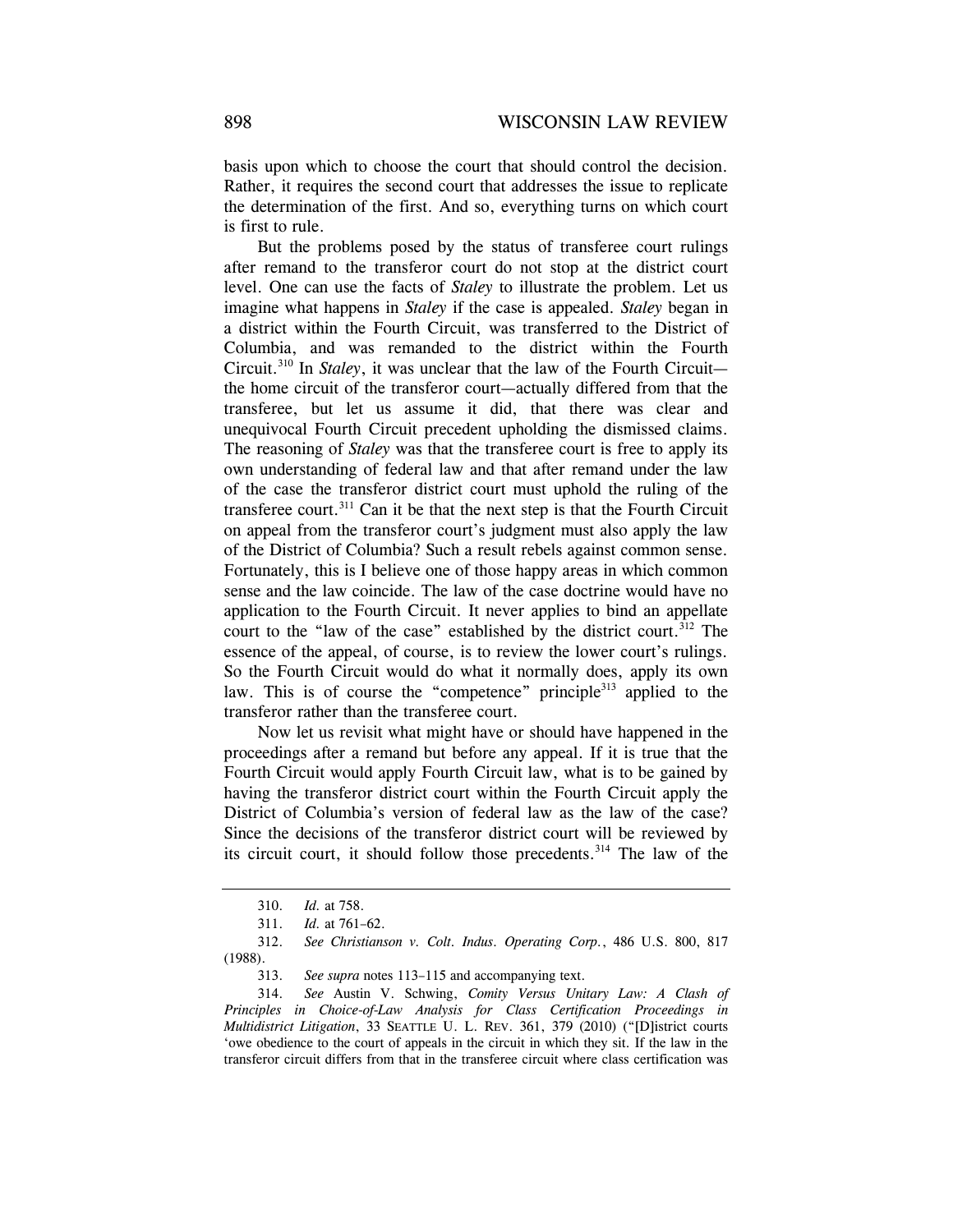basis upon which to choose the court that should control the decision. Rather, it requires the second court that addresses the issue to replicate the determination of the first. And so, everything turns on which court is first to rule.

But the problems posed by the status of transferee court rulings after remand to the transferor court do not stop at the district court level. One can use the facts of *Staley* to illustrate the problem. Let us imagine what happens in *Staley* if the case is appealed. *Staley* began in a district within the Fourth Circuit, was transferred to the District of Columbia, and was remanded to the district within the Fourth Circuit.[310] In *Staley*, it was unclear that the law of the Fourth Circuit—the home circuit of the transferor court—actually differed from that the transferee, but let us assume it did, that there was clear and unequivocal Fourth Circuit precedent upholding the dismissed claims. The reasoning of *Staley* was that the transferee court is free to apply its own understanding of federal law and that after remand under the law of the case the transferor district court must uphold the ruling of the transferee court.[311] Can it be that the next step is that the Fourth Circuit on appeal from the transferor court's judgment must also apply the law of the District of Columbia? Such a result rebels against common sense. Fortunately, this is I believe one of those happy areas in which common sense and the law coincide. The law of the case doctrine would have no application to the Fourth Circuit. It never applies to bind an appellate court to the "law of the case" established by the district court.[312] The essence of the appeal, of course, is to review the lower court's rulings. So the Fourth Circuit would do what it normally does, apply its own law. This is of course the "competence" principle[313] applied to the transferor rather than the transferee court.

Now let us revisit what might have or should have happened in the proceedings after a remand but before any appeal. If it is true that the Fourth Circuit would apply Fourth Circuit law, what is to be gained by having the transferor district court within the Fourth Circuit apply the District of Columbia's version of federal law as the law of the case? Since the decisions of the transferor district court will be reviewed by its circuit court, it should follow those precedents.[314] The law of the

---

310. *Id.* at 758.

311. *Id.* at 761–62.

312. *See Christianson v. Colt. Indus. Operating Corp.*, 486 U.S. 800, 817 (1988).

313. *See supra* notes 113–115 and accompanying text.

314. *See* Austin V. Schwing, *Comity Versus Unitary Law: A Clash of Principles in Choice-of-Law Analysis for Class Certification Proceedings in Multidistrict Litigation*, 33 SEATTLE U. L. REV. 361, 379 (2010) ("[D]istrict courts 'owe obedience to the court of appeals in the circuit in which they sit. If the law in the transferor circuit differs from that in the transferee circuit where class certification was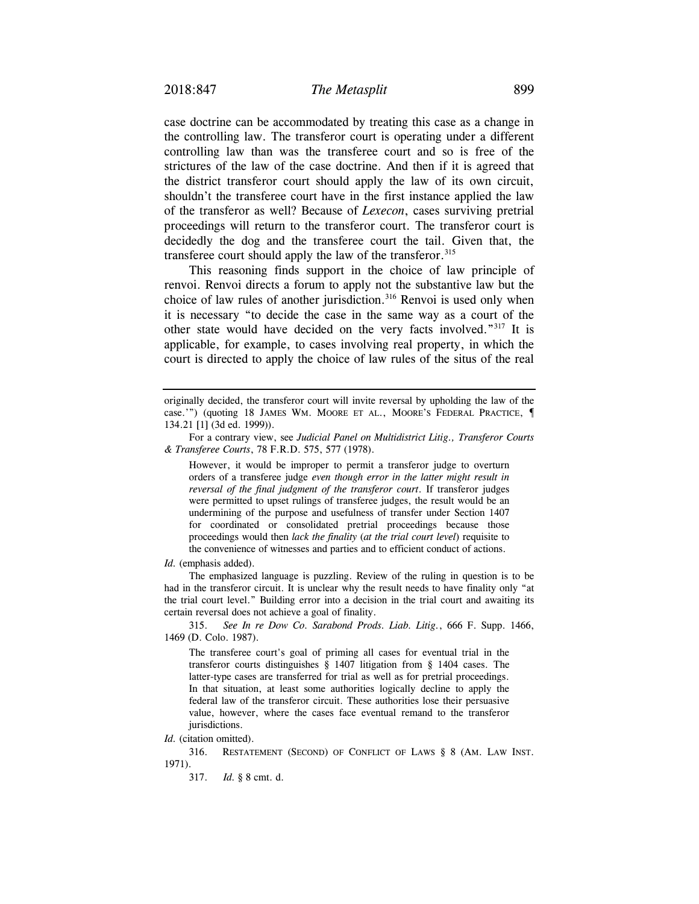case doctrine can be accommodated by treating this case as a change in the controlling law. The transferor court is operating under a different controlling law than was the transferee court and so is free of the strictures of the law of the case doctrine. And then if it is agreed that the district transferor court should apply the law of its own circuit, shouldn't the transferee court have in the first instance applied the law of the transferor as well? Because of *Lexecon*, cases surviving pretrial proceedings will return to the transferor court. The transferor court is decidedly the dog and the transferee court the tail. Given that, the transferee court should apply the law of the transferor.[315]

This reasoning finds support in the choice of law principle of renvoi. Renvoi directs a forum to apply not the substantive law but the choice of law rules of another jurisdiction.[316] Renvoi is used only when it is necessary "to decide the case in the same way as a court of the other state would have decided on the very facts involved."[317] It is applicable, for example, to cases involving real property, in which the court is directed to apply the choice of law rules of the situs of the real

---

originally decided, the transferor court will invite reversal by upholding the law of the case.'") (quoting 18 JAMES WM. MOORE ET AL., MOORE'S FEDERAL PRACTICE, ¶ 134.21 [1] (3d ed. 1999)).

For a contrary view, see *Judicial Panel on Multidistrict Litig., Transferor Courts & Transferee Courts*, 78 F.R.D. 575, 577 (1978).

> However, it would be improper to permit a transferor judge to overturn orders of a transferee judge *even though error in the latter might result in reversal of the final judgment of the transferor court*. If transferor judges were permitted to upset rulings of transferee judges, the result would be an undermining of the purpose and usefulness of transfer under Section 1407 for coordinated or consolidated pretrial proceedings because those proceedings would then *lack the finality* (*at the trial court level*) requisite to the convenience of witnesses and parties and to efficient conduct of actions.

*Id.* (emphasis added).

The emphasized language is puzzling. Review of the ruling in question is to be had in the transferor circuit. It is unclear why the result needs to have finality only "at the trial court level." Building error into a decision in the trial court and awaiting its certain reversal does not achieve a goal of finality.

315. *See In re Dow Co. Sarabond Prods. Liab. Litig.*, 666 F. Supp. 1466, 1469 (D. Colo. 1987).

> The transferee court's goal of priming all cases for eventual trial in the transferor courts distinguishes § 1407 litigation from § 1404 cases. The latter-type cases are transferred for trial as well as for pretrial proceedings. In that situation, at least some authorities logically decline to apply the federal law of the transferor circuit. These authorities lose their persuasive value, however, where the cases face eventual remand to the transferor jurisdictions.

*Id.* (citation omitted).

316. RESTATEMENT (SECOND) OF CONFLICT OF LAWS § 8 (AM. LAW INST. 1971).

317. *Id.* § 8 cmt. d.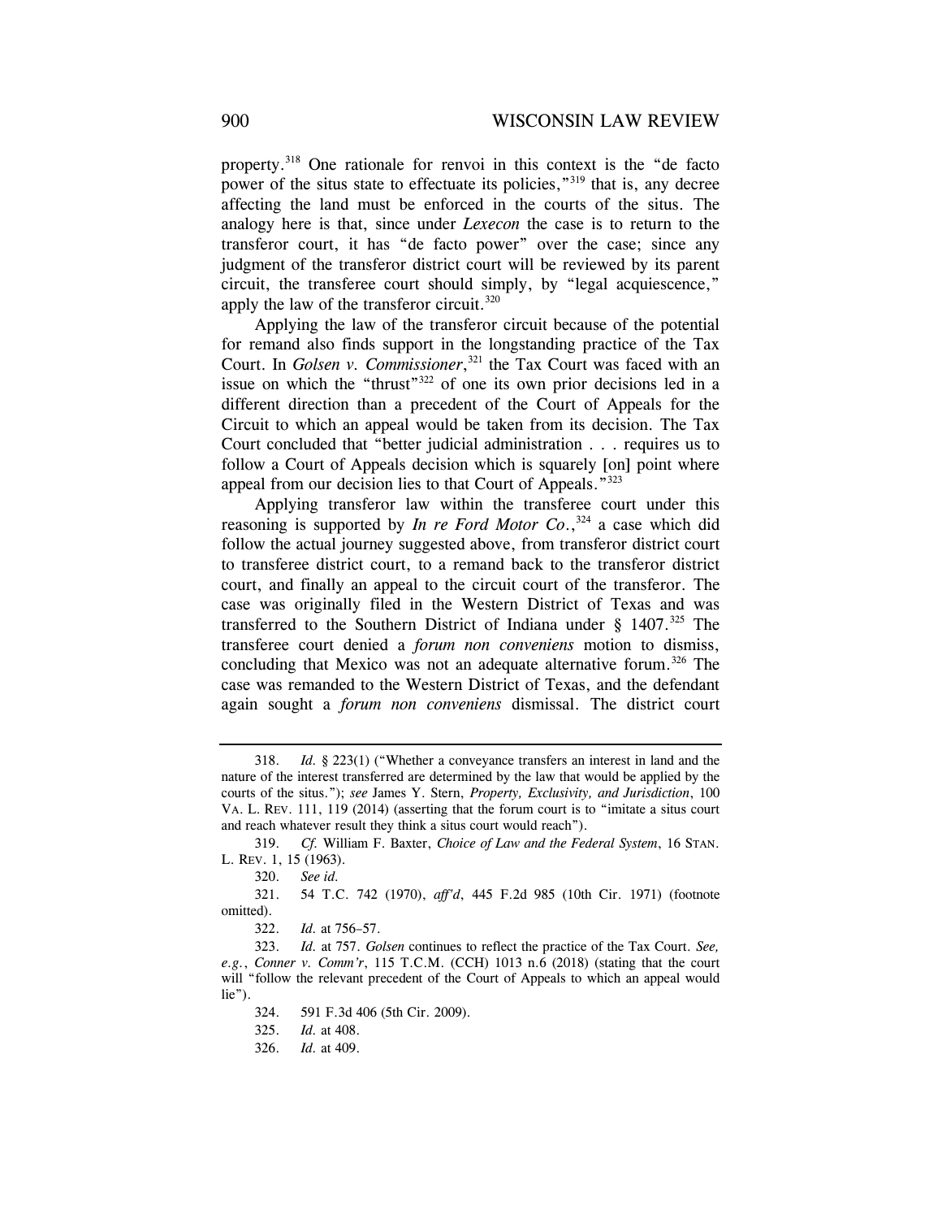property.[318] One rationale for renvoi in this context is the "de facto power of the situs state to effectuate its policies,"[319] that is, any decree affecting the land must be enforced in the courts of the situs. The analogy here is that, since under *Lexecon* the case is to return to the transferor court, it has "de facto power" over the case; since any judgment of the transferor district court will be reviewed by its parent circuit, the transferee court should simply, by "legal acquiescence," apply the law of the transferor circuit.[320]

Applying the law of the transferor circuit because of the potential for remand also finds support in the longstanding practice of the Tax Court. In *Golsen v. Commissioner*,[321] the Tax Court was faced with an issue on which the "thrust"[322] of one its own prior decisions led in a different direction than a precedent of the Court of Appeals for the Circuit to which an appeal would be taken from its decision. The Tax Court concluded that "better judicial administration . . . requires us to follow a Court of Appeals decision which is squarely [on] point where appeal from our decision lies to that Court of Appeals."[323]

Applying transferor law within the transferee court under this reasoning is supported by *In re Ford Motor Co.*,[324] a case which did follow the actual journey suggested above, from transferor district court to transferee district court, to a remand back to the transferor district court, and finally an appeal to the circuit court of the transferor. The case was originally filed in the Western District of Texas and was transferred to the Southern District of Indiana under § 1407.[325] The transferee court denied a *forum non conveniens* motion to dismiss, concluding that Mexico was not an adequate alternative forum.[326] The case was remanded to the Western District of Texas, and the defendant again sought a *forum non conveniens* dismissal. The district court

---

318. *Id.* § 223(1) ("Whether a conveyance transfers an interest in land and the nature of the interest transferred are determined by the law that would be applied by the courts of the situs."); *see* James Y. Stern, *Property, Exclusivity, and Jurisdiction*, 100 VA. L. REV. 111, 119 (2014) (asserting that the forum court is to "imitate a situs court and reach whatever result they think a situs court would reach").

319. *Cf.* William F. Baxter, *Choice of Law and the Federal System*, 16 STAN. L. REV. 1, 15 (1963).

320. *See id.*

321. 54 T.C. 742 (1970), *aff'd*, 445 F.2d 985 (10th Cir. 1971) (footnote omitted).

322. *Id.* at 756–57.

323. *Id.* at 757. *Golsen* continues to reflect the practice of the Tax Court. *See, e.g.*, *Conner v. Comm'r*, 115 T.C.M. (CCH) 1013 n.6 (2018) (stating that the court will "follow the relevant precedent of the Court of Appeals to which an appeal would lie").

324. 591 F.3d 406 (5th Cir. 2009).

325. *Id.* at 408.

326. *Id.* at 409.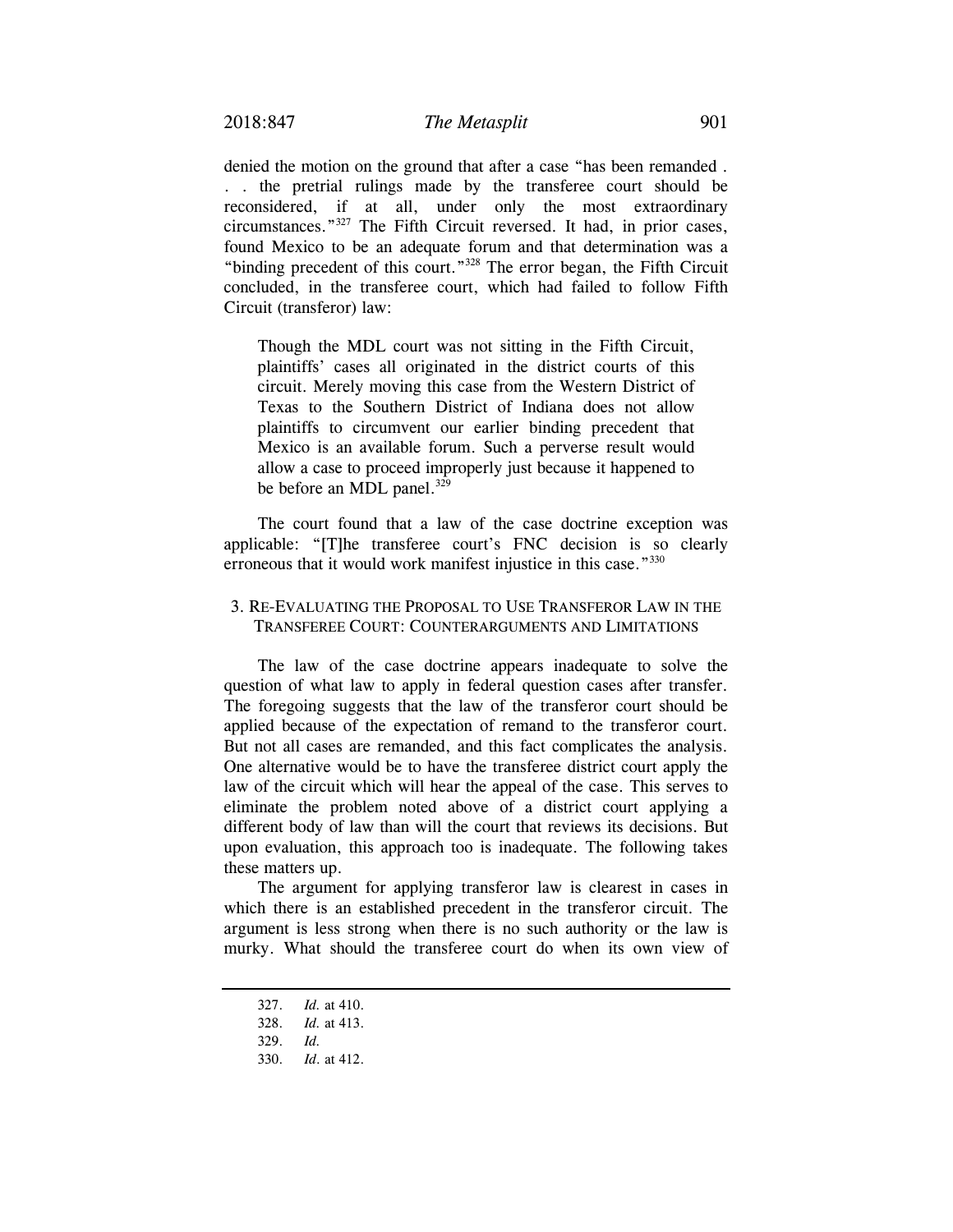denied the motion on the ground that after a case "has been remanded . . . the pretrial rulings made by the transferee court should be reconsidered, if at all, under only the most extraordinary circumstances."[327] The Fifth Circuit reversed. It had, in prior cases, found Mexico to be an adequate forum and that determination was a "binding precedent of this court."[328] The error began, the Fifth Circuit concluded, in the transferee court, which had failed to follow Fifth Circuit (transferor) law:

> Though the MDL court was not sitting in the Fifth Circuit, plaintiffs' cases all originated in the district courts of this circuit. Merely moving this case from the Western District of Texas to the Southern District of Indiana does not allow plaintiffs to circumvent our earlier binding precedent that Mexico is an available forum. Such a perverse result would allow a case to proceed improperly just because it happened to be before an MDL panel.[329]

The court found that a law of the case doctrine exception was applicable: "[T]he transferee court's FNC decision is so clearly erroneous that it would work manifest injustice in this case."[330]

### 3. Re-Evaluating the Proposal to Use Transferor Law in the Transferee Court: Counterarguments and Limitations

The law of the case doctrine appears inadequate to solve the question of what law to apply in federal question cases after transfer. The foregoing suggests that the law of the transferor court should be applied because of the expectation of remand to the transferor court. But not all cases are remanded, and this fact complicates the analysis. One alternative would be to have the transferee district court apply the law of the circuit which will hear the appeal of the case. This serves to eliminate the problem noted above of a district court applying a different body of law than will the court that reviews its decisions. But upon evaluation, this approach too is inadequate. The following takes these matters up.

The argument for applying transferor law is clearest in cases in which there is an established precedent in the transferor circuit. The argument is less strong when there is no such authority or the law is murky. What should the transferee court do when its own view of

---

327. *Id.* at 410.

328. *Id.* at 413.

329. *Id.*

330. *Id.* at 412.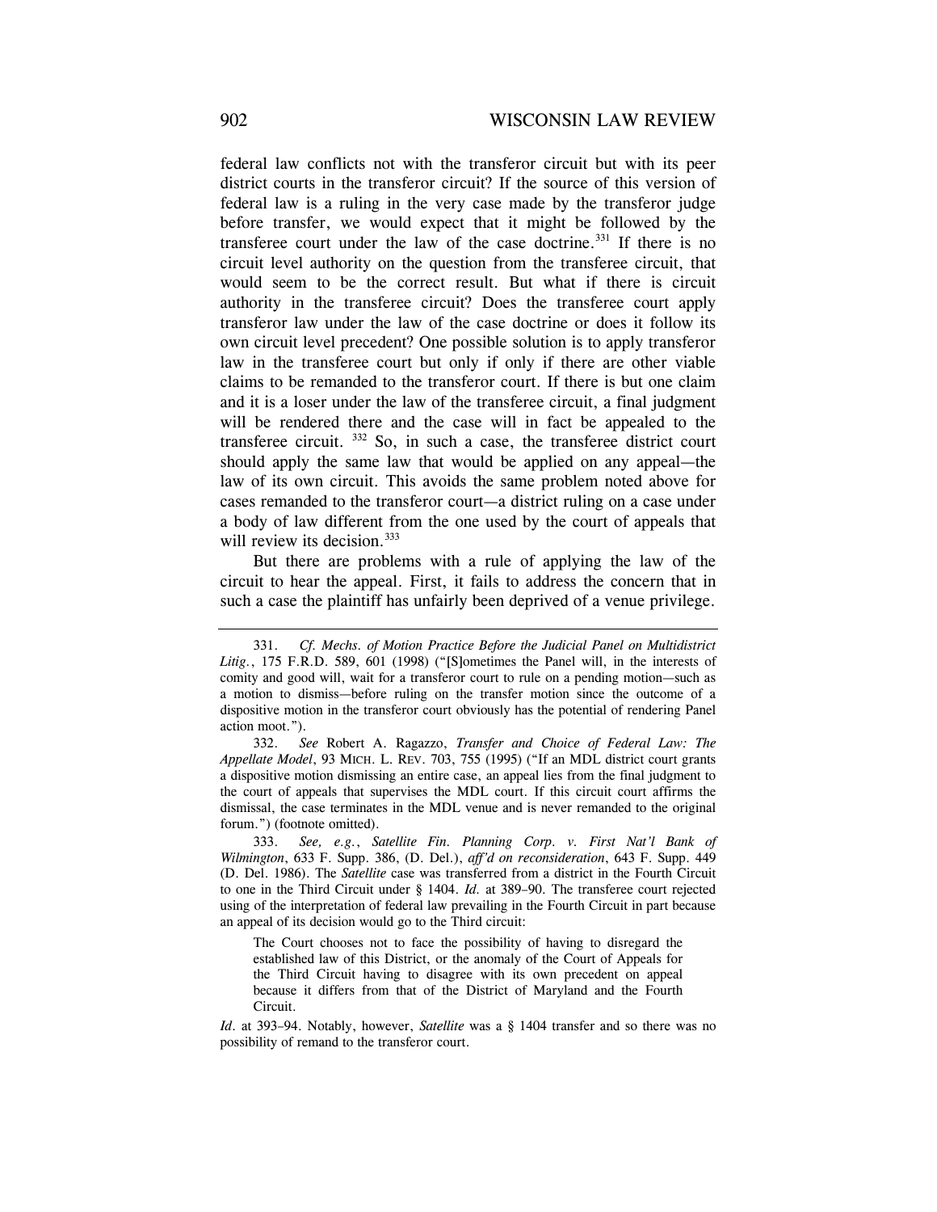federal law conflicts not with the transferor circuit but with its peer district courts in the transferor circuit? If the source of this version of federal law is a ruling in the very case made by the transferor judge before transfer, we would expect that it might be followed by the transferee court under the law of the case doctrine.[331] If there is no circuit level authority on the question from the transferee circuit, that would seem to be the correct result. But what if there is circuit authority in the transferee circuit? Does the transferee court apply transferor law under the law of the case doctrine or does it follow its own circuit level precedent? One possible solution is to apply transferor law in the transferee court but only if only if there are other viable claims to be remanded to the transferor court. If there is but one claim and it is a loser under the law of the transferee circuit, a final judgment will be rendered there and the case will in fact be appealed to the transferee circuit. [332] So, in such a case, the transferee district court should apply the same law that would be applied on any appeal—the law of its own circuit. This avoids the same problem noted above for cases remanded to the transferor court—a district ruling on a case under a body of law different from the one used by the court of appeals that will review its decision.[333]

But there are problems with a rule of applying the law of the circuit to hear the appeal. First, it fails to address the concern that in such a case the plaintiff has unfairly been deprived of a venue privilege.

---

331. *Cf. Mechs. of Motion Practice Before the Judicial Panel on Multidistrict Litig.*, 175 F.R.D. 589, 601 (1998) ("[S]ometimes the Panel will, in the interests of comity and good will, wait for a transferor court to rule on a pending motion—such as a motion to dismiss—before ruling on the transfer motion since the outcome of a dispositive motion in the transferor court obviously has the potential of rendering Panel action moot.").

332. *See* Robert A. Ragazzo, *Transfer and Choice of Federal Law: The Appellate Model*, 93 MICH. L. REV. 703, 755 (1995) ("If an MDL district court grants a dispositive motion dismissing an entire case, an appeal lies from the final judgment to the court of appeals that supervises the MDL court. If this circuit court affirms the dismissal, the case terminates in the MDL venue and is never remanded to the original forum.") (footnote omitted).

333. *See, e.g.*, *Satellite Fin. Planning Corp. v. First Nat'l Bank of Wilmington*, 633 F. Supp. 386, (D. Del.), *aff'd on reconsideration*, 643 F. Supp. 449 (D. Del. 1986). The *Satellite* case was transferred from a district in the Fourth Circuit to one in the Third Circuit under § 1404. *Id.* at 389–90. The transferee court rejected using of the interpretation of federal law prevailing in the Fourth Circuit in part because an appeal of its decision would go to the Third circuit:

> The Court chooses not to face the possibility of having to disregard the established law of this District, or the anomaly of the Court of Appeals for the Third Circuit having to disagree with its own precedent on appeal because it differs from that of the District of Maryland and the Fourth Circuit.

*Id.* at 393–94. Notably, however, *Satellite* was a § 1404 transfer and so there was no possibility of remand to the transferor court.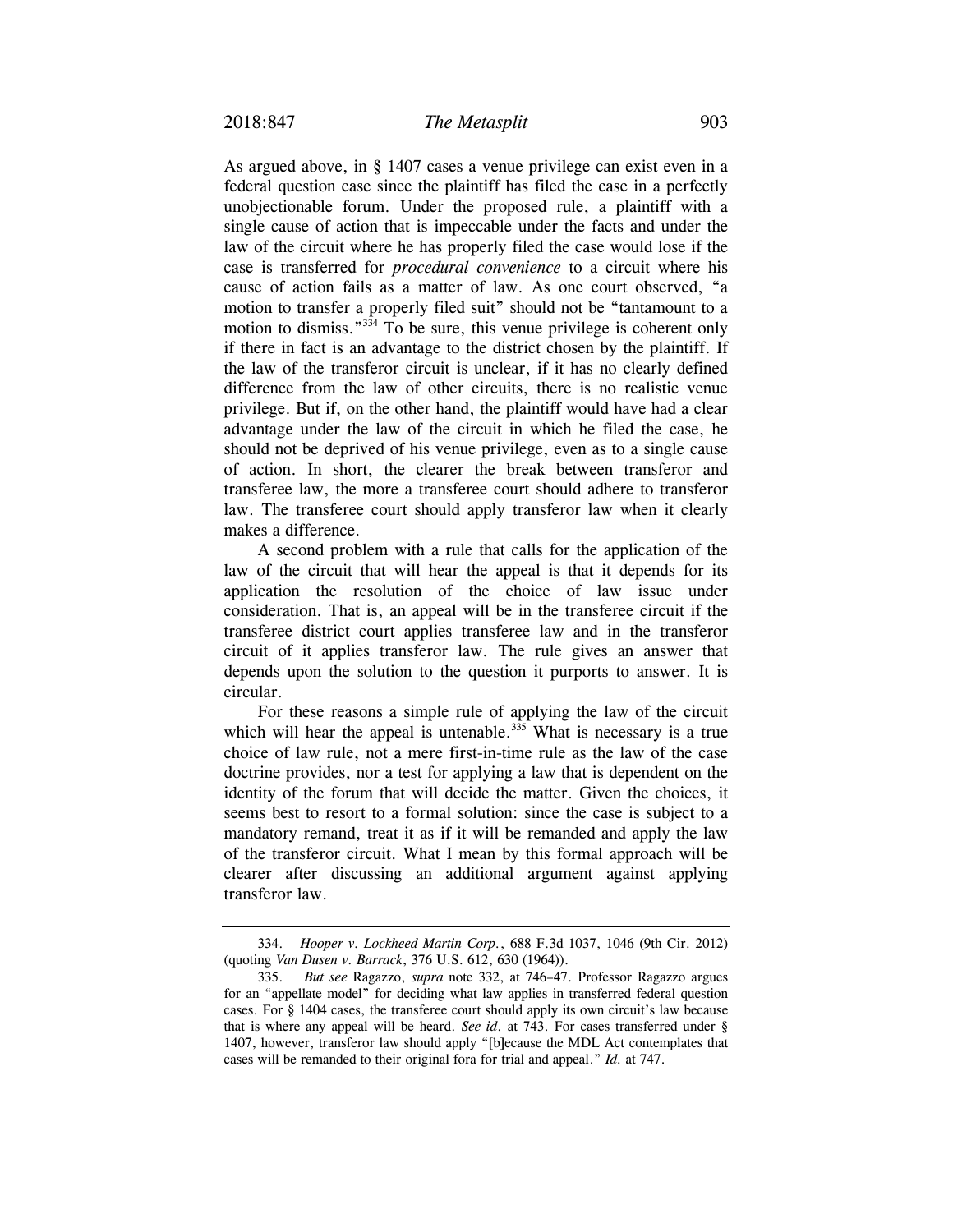As argued above, in § 1407 cases a venue privilege can exist even in a federal question case since the plaintiff has filed the case in a perfectly unobjectionable forum. Under the proposed rule, a plaintiff with a single cause of action that is impeccable under the facts and under the law of the circuit where he has properly filed the case would lose if the case is transferred for *procedural convenience* to a circuit where his cause of action fails as a matter of law. As one court observed, "a motion to transfer a properly filed suit" should not be "tantamount to a motion to dismiss."[334] To be sure, this venue privilege is coherent only if there in fact is an advantage to the district chosen by the plaintiff. If the law of the transferor circuit is unclear, if it has no clearly defined difference from the law of other circuits, there is no realistic venue privilege. But if, on the other hand, the plaintiff would have had a clear advantage under the law of the circuit in which he filed the case, he should not be deprived of his venue privilege, even as to a single cause of action. In short, the clearer the break between transferor and transferee law, the more a transferee court should adhere to transferor law. The transferee court should apply transferor law when it clearly makes a difference.

A second problem with a rule that calls for the application of the law of the circuit that will hear the appeal is that it depends for its application the resolution of the choice of law issue under consideration. That is, an appeal will be in the transferee circuit if the transferee district court applies transferee law and in the transferor circuit of it applies transferor law. The rule gives an answer that depends upon the solution to the question it purports to answer. It is circular.

For these reasons a simple rule of applying the law of the circuit which will hear the appeal is untenable.[335] What is necessary is a true choice of law rule, not a mere first-in-time rule as the law of the case doctrine provides, nor a test for applying a law that is dependent on the identity of the forum that will decide the matter. Given the choices, it seems best to resort to a formal solution: since the case is subject to a mandatory remand, treat it as if it will be remanded and apply the law of the transferor circuit. What I mean by this formal approach will be clearer after discussing an additional argument against applying transferor law.

---

334. *Hooper v. Lockheed Martin Corp.*, 688 F.3d 1037, 1046 (9th Cir. 2012) (quoting *Van Dusen v. Barrack*, 376 U.S. 612, 630 (1964)).

335. *But see* Ragazzo, *supra* note 332, at 746–47. Professor Ragazzo argues for an "appellate model" for deciding what law applies in transferred federal question cases. For § 1404 cases, the transferee court should apply its own circuit's law because that is where any appeal will be heard. *See id.* at 743. For cases transferred under § 1407, however, transferor law should apply "[b]ecause the MDL Act contemplates that cases will be remanded to their original fora for trial and appeal." *Id.* at 747.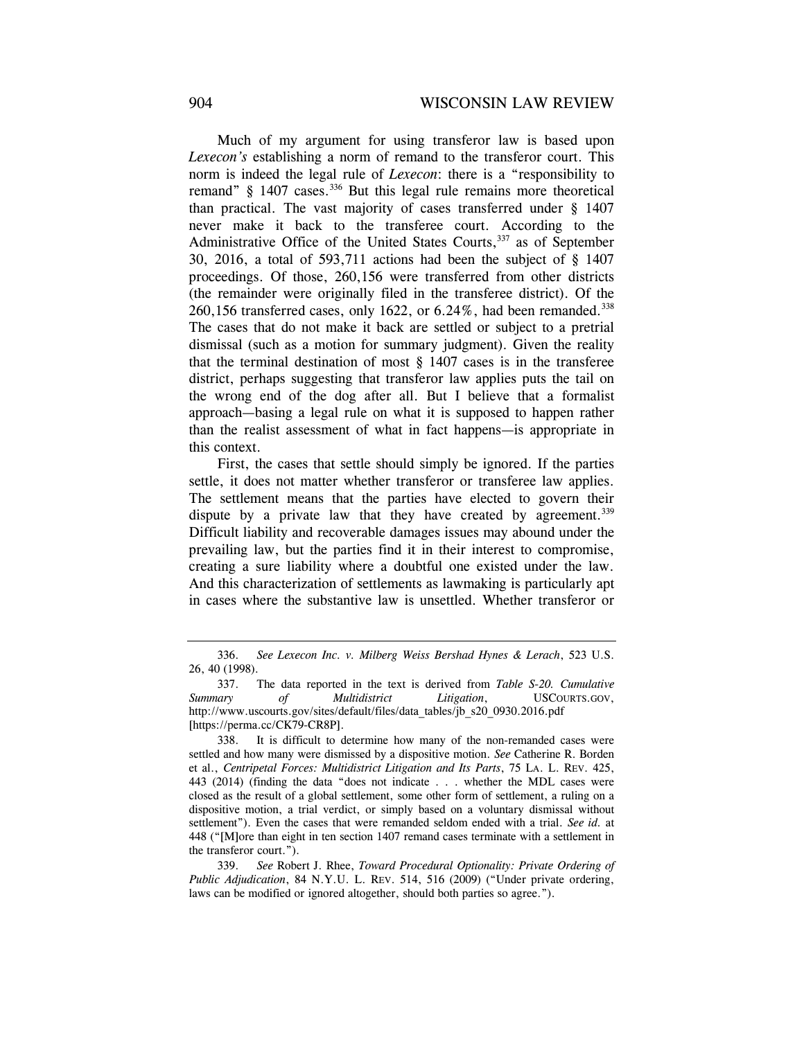Much of my argument for using transferor law is based upon *Lexecon's* establishing a norm of remand to the transferor court. This norm is indeed the legal rule of *Lexecon*: there is a "responsibility to remand" § 1407 cases.[336] But this legal rule remains more theoretical than practical. The vast majority of cases transferred under § 1407 never make it back to the transferee court. According to the Administrative Office of the United States Courts,[337] as of September 30, 2016, a total of 593,711 actions had been the subject of § 1407 proceedings. Of those, 260,156 were transferred from other districts (the remainder were originally filed in the transferee district). Of the 260,156 transferred cases, only 1622, or 6.24%, had been remanded.[338] The cases that do not make it back are settled or subject to a pretrial dismissal (such as a motion for summary judgment). Given the reality that the terminal destination of most § 1407 cases is in the transferee district, perhaps suggesting that transferor law applies puts the tail on the wrong end of the dog after all. But I believe that a formalist approach—basing a legal rule on what it is supposed to happen rather than the realist assessment of what in fact happens—is appropriate in this context.

First, the cases that settle should simply be ignored. If the parties settle, it does not matter whether transferor or transferee law applies. The settlement means that the parties have elected to govern their dispute by a private law that they have created by agreement.[339] Difficult liability and recoverable damages issues may abound under the prevailing law, but the parties find it in their interest to compromise, creating a sure liability where a doubtful one existed under the law. And this characterization of settlements as lawmaking is particularly apt in cases where the substantive law is unsettled. Whether transferor or

---

336. *See Lexecon Inc. v. Milberg Weiss Bershad Hynes & Lerach*, 523 U.S. 26, 40 (1998).

337. The data reported in the text is derived from *Table S-20. Cumulative Summary of Multidistrict Litigation*, USCOURTS.GOV, http://www.uscourts.gov/sites/default/files/data_tables/jb_s20_0930.2016.pdf [https://perma.cc/CK79-CR8P].

338. It is difficult to determine how many of the non-remanded cases were settled and how many were dismissed by a dispositive motion. *See* Catherine R. Borden et al., *Centripetal Forces: Multidistrict Litigation and Its Parts*, 75 LA. L. REV. 425, 443 (2014) (finding the data "does not indicate . . . whether the MDL cases were closed as the result of a global settlement, some other form of settlement, a ruling on a dispositive motion, a trial verdict, or simply based on a voluntary dismissal without settlement"). Even the cases that were remanded seldom ended with a trial. *See id.* at 448 ("[M]ore than eight in ten section 1407 remand cases terminate with a settlement in the transferor court.").

339. *See* Robert J. Rhee, *Toward Procedural Optionality: Private Ordering of Public Adjudication*, 84 N.Y.U. L. REV. 514, 516 (2009) ("Under private ordering, laws can be modified or ignored altogether, should both parties so agree.").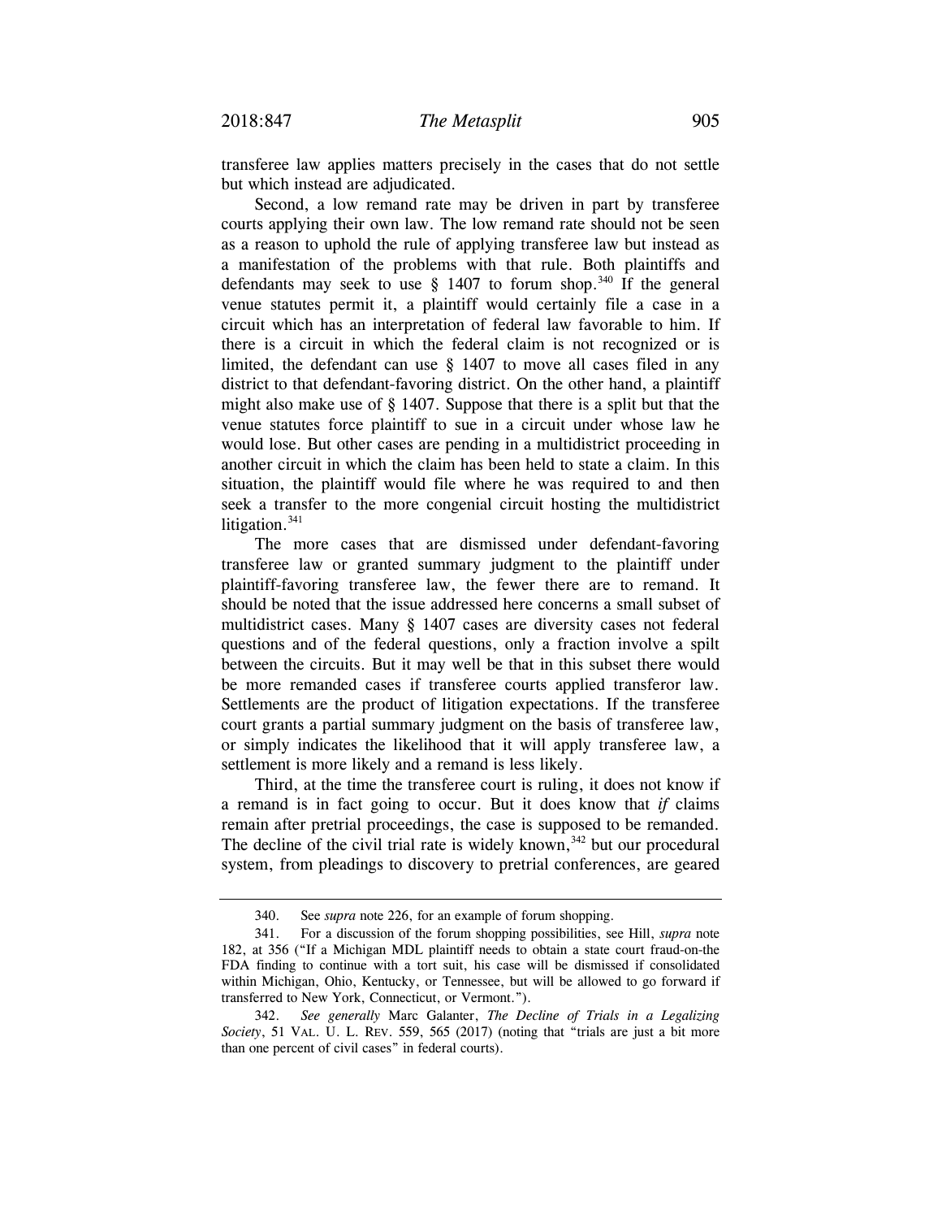transferee law applies matters precisely in the cases that do not settle but which instead are adjudicated.

Second, a low remand rate may be driven in part by transferee courts applying their own law. The low remand rate should not be seen as a reason to uphold the rule of applying transferee law but instead as a manifestation of the problems with that rule. Both plaintiffs and defendants may seek to use § 1407 to forum shop.[340] If the general venue statutes permit it, a plaintiff would certainly file a case in a circuit which has an interpretation of federal law favorable to him. If there is a circuit in which the federal claim is not recognized or is limited, the defendant can use § 1407 to move all cases filed in any district to that defendant-favoring district. On the other hand, a plaintiff might also make use of § 1407. Suppose that there is a split but that the venue statutes force plaintiff to sue in a circuit under whose law he would lose. But other cases are pending in a multidistrict proceeding in another circuit in which the claim has been held to state a claim. In this situation, the plaintiff would file where he was required to and then seek a transfer to the more congenial circuit hosting the multidistrict litigation.[341]

The more cases that are dismissed under defendant-favoring transferee law or granted summary judgment to the plaintiff under plaintiff-favoring transferee law, the fewer there are to remand. It should be noted that the issue addressed here concerns a small subset of multidistrict cases. Many § 1407 cases are diversity cases not federal questions and of the federal questions, only a fraction involve a spilt between the circuits. But it may well be that in this subset there would be more remanded cases if transferee courts applied transferor law. Settlements are the product of litigation expectations. If the transferee court grants a partial summary judgment on the basis of transferee law, or simply indicates the likelihood that it will apply transferee law, a settlement is more likely and a remand is less likely.

Third, at the time the transferee court is ruling, it does not know if a remand is in fact going to occur. But it does know that *if* claims remain after pretrial proceedings, the case is supposed to be remanded. The decline of the civil trial rate is widely known,[342] but our procedural system, from pleadings to discovery to pretrial conferences, are geared

---

340. See *supra* note 226, for an example of forum shopping.

341. For a discussion of the forum shopping possibilities, see Hill, *supra* note 182, at 356 ("If a Michigan MDL plaintiff needs to obtain a state court fraud-on-the FDA finding to continue with a tort suit, his case will be dismissed if consolidated within Michigan, Ohio, Kentucky, or Tennessee, but will be allowed to go forward if transferred to New York, Connecticut, or Vermont.").

342. *See generally* Marc Galanter, *The Decline of Trials in a Legalizing Society*, 51 VAL. U. L. REV. 559, 565 (2017) (noting that "trials are just a bit more than one percent of civil cases" in federal courts).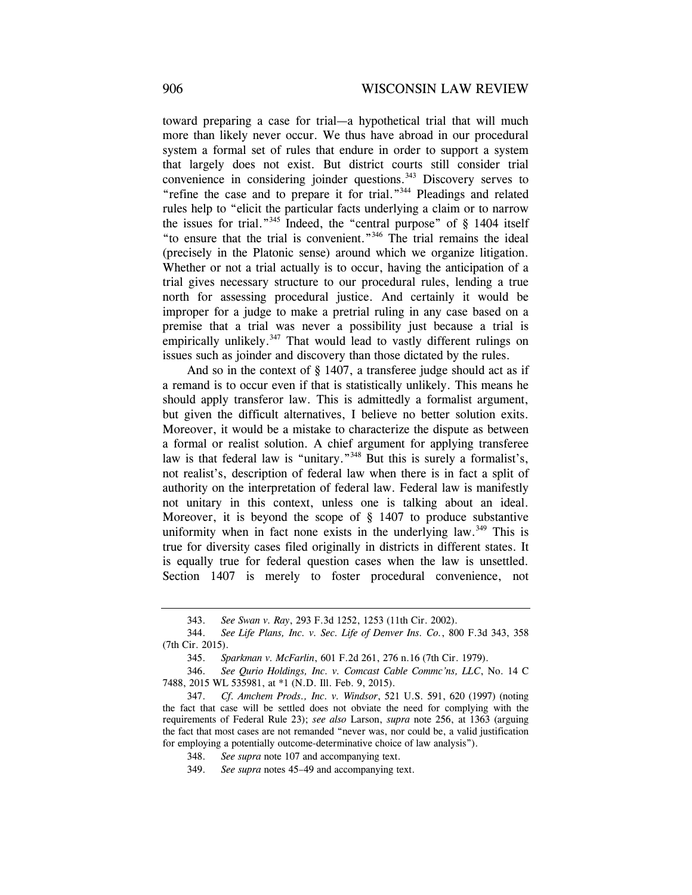toward preparing a case for trial—a hypothetical trial that will much more than likely never occur. We thus have abroad in our procedural system a formal set of rules that endure in order to support a system that largely does not exist. But district courts still consider trial convenience in considering joinder questions.[343] Discovery serves to "refine the case and to prepare it for trial."[344] Pleadings and related rules help to "elicit the particular facts underlying a claim or to narrow the issues for trial."[345] Indeed, the "central purpose" of § 1404 itself "to ensure that the trial is convenient."[346] The trial remains the ideal (precisely in the Platonic sense) around which we organize litigation. Whether or not a trial actually is to occur, having the anticipation of a trial gives necessary structure to our procedural rules, lending a true north for assessing procedural justice. And certainly it would be improper for a judge to make a pretrial ruling in any case based on a premise that a trial was never a possibility just because a trial is empirically unlikely.[347] That would lead to vastly different rulings on issues such as joinder and discovery than those dictated by the rules.

And so in the context of § 1407, a transferee judge should act as if a remand is to occur even if that is statistically unlikely. This means he should apply transferor law. This is admittedly a formalist argument, but given the difficult alternatives, I believe no better solution exits. Moreover, it would be a mistake to characterize the dispute as between a formal or realist solution. A chief argument for applying transferee law is that federal law is "unitary."[348] But this is surely a formalist's, not realist's, description of federal law when there is in fact a split of authority on the interpretation of federal law. Federal law is manifestly not unitary in this context, unless one is talking about an ideal. Moreover, it is beyond the scope of § 1407 to produce substantive uniformity when in fact none exists in the underlying law.[349] This is true for diversity cases filed originally in districts in different states. It is equally true for federal question cases when the law is unsettled. Section 1407 is merely to foster procedural convenience, not

343. *See Swan v. Ray*, 293 F.3d 1252, 1253 (11th Cir. 2002).

344. *See Life Plans, Inc. v. Sec. Life of Denver Ins. Co.*, 800 F.3d 343, 358 (7th Cir. 2015).

345. *Sparkman v. McFarlin*, 601 F.2d 261, 276 n.16 (7th Cir. 1979).

346. *See Qurio Holdings, Inc. v. Comcast Cable Commc'ns, LLC*, No. 14 C 7488, 2015 WL 535981, at *1 (N.D. Ill. Feb. 9, 2015).

347. *Cf. Amchem Prods., Inc. v. Windsor*, 521 U.S. 591, 620 (1997) (noting the fact that case will be settled does not obviate the need for complying with the requirements of Federal Rule 23); *see also* Larson, *supra* note 256, at 1363 (arguing the fact that most cases are not remanded "never was, nor could be, a valid justification for employing a potentially outcome-determinative choice of law analysis").

348. *See supra* note 107 and accompanying text.

349. *See supra* notes 45–49 and accompanying text.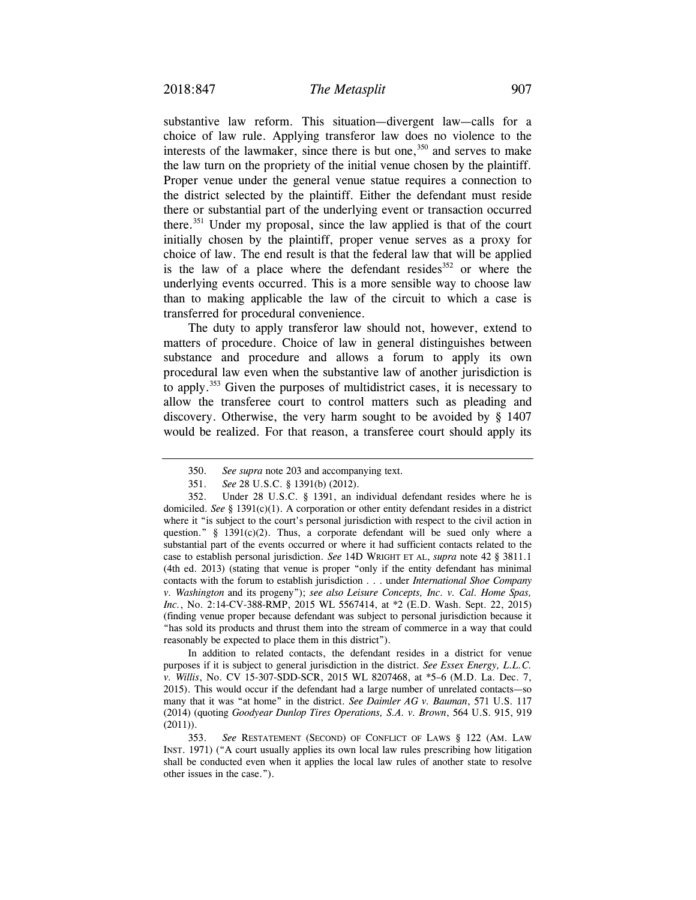substantive law reform. This situation—divergent law—calls for a choice of law rule. Applying transferor law does no violence to the interests of the lawmaker, since there is but one,[350] and serves to make the law turn on the propriety of the initial venue chosen by the plaintiff. Proper venue under the general venue statue requires a connection to the district selected by the plaintiff. Either the defendant must reside there or substantial part of the underlying event or transaction occurred there.[351] Under my proposal, since the law applied is that of the court initially chosen by the plaintiff, proper venue serves as a proxy for choice of law. The end result is that the federal law that will be applied is the law of a place where the defendant resides[352] or where the underlying events occurred. This is a more sensible way to choose law than to making applicable the law of the circuit to which a case is transferred for procedural convenience.

The duty to apply transferor law should not, however, extend to matters of procedure. Choice of law in general distinguishes between substance and procedure and allows a forum to apply its own procedural law even when the substantive law of another jurisdiction is to apply.[353] Given the purposes of multidistrict cases, it is necessary to allow the transferee court to control matters such as pleading and discovery. Otherwise, the very harm sought to be avoided by § 1407 would be realized. For that reason, a transferee court should apply its

---

350. *See supra* note 203 and accompanying text.

351. *See* 28 U.S.C. § 1391(b) (2012).

352. Under 28 U.S.C. § 1391, an individual defendant resides where he is domiciled. *See* § 1391(c)(1). A corporation or other entity defendant resides in a district where it "is subject to the court's personal jurisdiction with respect to the civil action in question." § 1391(c)(2). Thus, a corporate defendant will be sued only where a substantial part of the events occurred or where it had sufficient contacts related to the case to establish personal jurisdiction. *See* 14D WRIGHT ET AL, *supra* note 42 § 3811.1 (4th ed. 2013) (stating that venue is proper "only if the entity defendant has minimal contacts with the forum to establish jurisdiction . . . under *International Shoe Company v. Washington* and its progeny"); *see also Leisure Concepts, Inc. v. Cal. Home Spas, Inc.*, No. 2:14-CV-388-RMP, 2015 WL 5567414, at *2 (E.D. Wash. Sept. 22, 2015) (finding venue proper because defendant was subject to personal jurisdiction because it "has sold its products and thrust them into the stream of commerce in a way that could reasonably be expected to place them in this district").

In addition to related contacts, the defendant resides in a district for venue purposes if it is subject to general jurisdiction in the district. *See Essex Energy, L.L.C. v. Willis*, No. CV 15-307-SDD-SCR, 2015 WL 8207468, at *5–6 (M.D. La. Dec. 7, 2015). This would occur if the defendant had a large number of unrelated contacts—so many that it was "at home" in the district. *See Daimler AG v. Bauman*, 571 U.S. 117 (2014) (quoting *Goodyear Dunlop Tires Operations, S.A. v. Brown*, 564 U.S. 915, 919 (2011)).

353. *See* RESTATEMENT (SECOND) OF CONFLICT OF LAWS § 122 (AM. LAW INST. 1971) ("A court usually applies its own local law rules prescribing how litigation shall be conducted even when it applies the local law rules of another state to resolve other issues in the case.").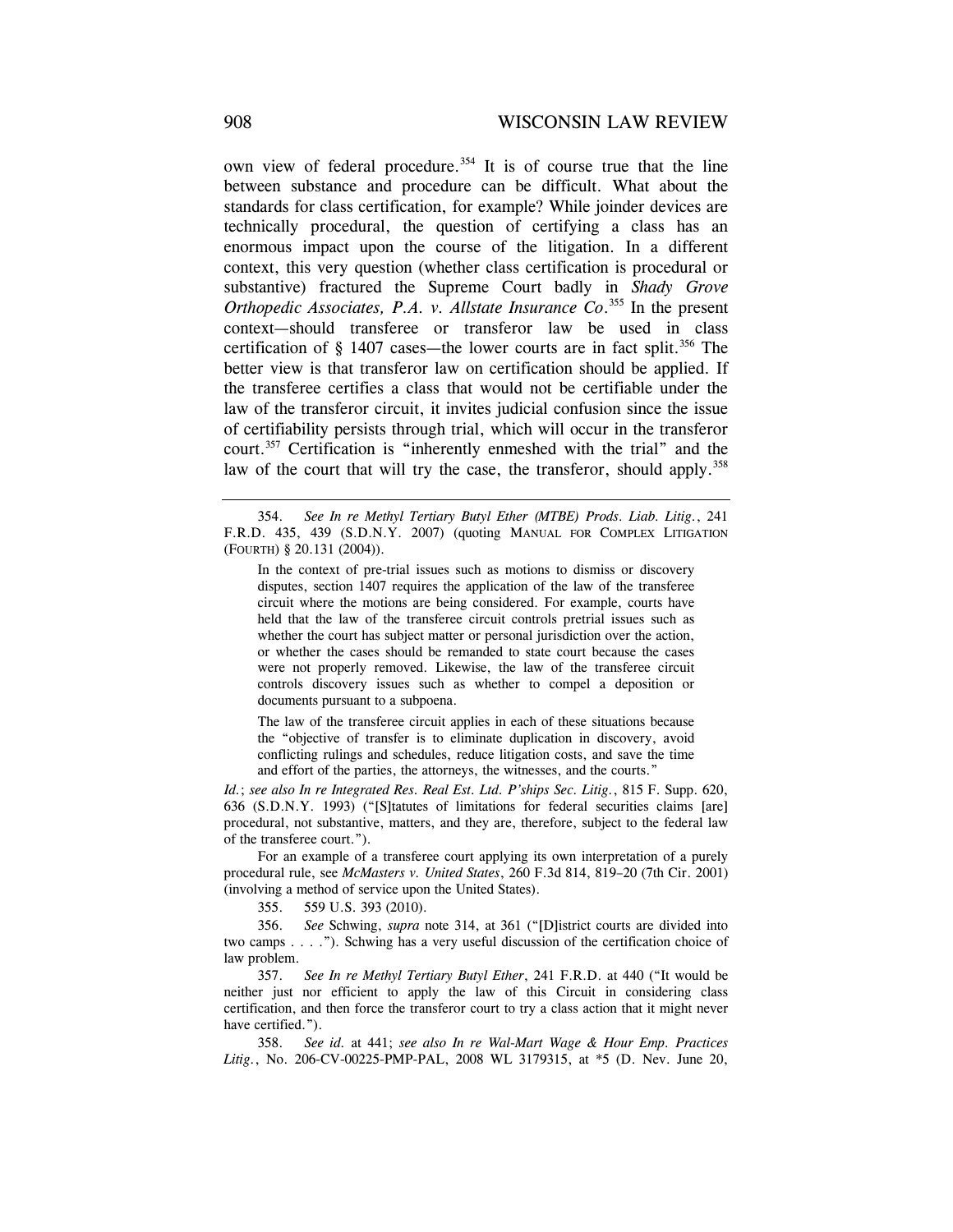own view of federal procedure.[354] It is of course true that the line between substance and procedure can be difficult. What about the standards for class certification, for example? While joinder devices are technically procedural, the question of certifying a class has an enormous impact upon the course of the litigation. In a different context, this very question (whether class certification is procedural or substantive) fractured the Supreme Court badly in *Shady Grove Orthopedic Associates, P.A. v. Allstate Insurance Co*.[355] In the present context—should transferee or transferor law be used in class certification of § 1407 cases—the lower courts are in fact split.[356] The better view is that transferor law on certification should be applied. If the transferee certifies a class that would not be certifiable under the law of the transferor circuit, it invites judicial confusion since the issue of certifiability persists through trial, which will occur in the transferor court.[357] Certification is "inherently enmeshed with the trial" and the law of the court that will try the case, the transferor, should apply.[358]

---

354. *See In re Methyl Tertiary Butyl Ether (MTBE) Prods. Liab. Litig.*, 241 F.R.D. 435, 439 (S.D.N.Y. 2007) (quoting MANUAL FOR COMPLEX LITIGATION (FOURTH) § 20.131 (2004)).

> In the context of pre-trial issues such as motions to dismiss or discovery disputes, section 1407 requires the application of the law of the transferee circuit where the motions are being considered. For example, courts have held that the law of the transferee circuit controls pretrial issues such as whether the court has subject matter or personal jurisdiction over the action, or whether the cases should be remanded to state court because the cases were not properly removed. Likewise, the law of the transferee circuit controls discovery issues such as whether to compel a deposition or documents pursuant to a subpoena.
>
> The law of the transferee circuit applies in each of these situations because the "objective of transfer is to eliminate duplication in discovery, avoid conflicting rulings and schedules, reduce litigation costs, and save the time and effort of the parties, the attorneys, the witnesses, and the courts."

*Id.*; *see also In re Integrated Res. Real Est. Ltd. P'ships Sec. Litig.*, 815 F. Supp. 620, 636 (S.D.N.Y. 1993) ("[S]tatutes of limitations for federal securities claims [are] procedural, not substantive, matters, and they are, therefore, subject to the federal law of the transferee court.").

For an example of a transferee court applying its own interpretation of a purely procedural rule, see *McMasters v. United States*, 260 F.3d 814, 819–20 (7th Cir. 2001) (involving a method of service upon the United States).

355. 559 U.S. 393 (2010).

356. *See* Schwing, *supra* note 314, at 361 ("[D]istrict courts are divided into two camps . . . ."). Schwing has a very useful discussion of the certification choice of law problem.

357. *See In re Methyl Tertiary Butyl Ether*, 241 F.R.D. at 440 ("It would be neither just nor efficient to apply the law of this Circuit in considering class certification, and then force the transferor court to try a class action that it might never have certified.").

358. *See id.* at 441; *see also In re Wal-Mart Wage & Hour Emp. Practices Litig.*, No. 206-CV-00225-PMP-PAL, 2008 WL 3179315, at *5 (D. Nev. June 20,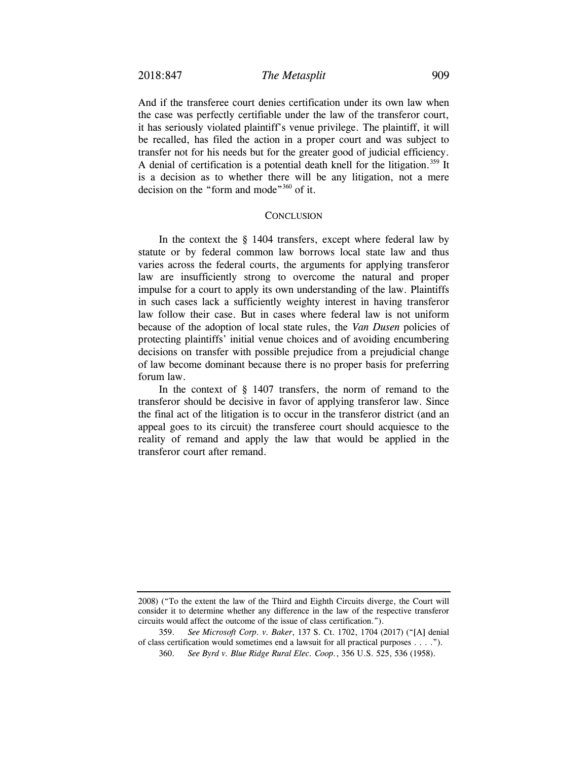And if the transferee court denies certification under its own law when the case was perfectly certifiable under the law of the transferor court, it has seriously violated plaintiff's venue privilege. The plaintiff, it will be recalled, has filed the action in a proper court and was subject to transfer not for his needs but for the greater good of judicial efficiency. A denial of certification is a potential death knell for the litigation.[359] It is a decision as to whether there will be any litigation, not a mere decision on the "form and mode"[360] of it.

## CONCLUSION

In the context the § 1404 transfers, except where federal law by statute or by federal common law borrows local state law and thus varies across the federal courts, the arguments for applying transferor law are insufficiently strong to overcome the natural and proper impulse for a court to apply its own understanding of the law. Plaintiffs in such cases lack a sufficiently weighty interest in having transferor law follow their case. But in cases where federal law is not uniform because of the adoption of local state rules, the *Van Dusen* policies of protecting plaintiffs' initial venue choices and of avoiding encumbering decisions on transfer with possible prejudice from a prejudicial change of law become dominant because there is no proper basis for preferring forum law.

In the context of § 1407 transfers, the norm of remand to the transferor should be decisive in favor of applying transferor law. Since the final act of the litigation is to occur in the transferor district (and an appeal goes to its circuit) the transferee court should acquiesce to the reality of remand and apply the law that would be applied in the transferor court after remand.

---

2008) ("To the extent the law of the Third and Eighth Circuits diverge, the Court will consider it to determine whether any difference in the law of the respective transferor circuits would affect the outcome of the issue of class certification.").

359. *See Microsoft Corp. v. Baker*, 137 S. Ct. 1702, 1704 (2017) ("[A] denial of class certification would sometimes end a lawsuit for all practical purposes . . . .").

360. *See Byrd v. Blue Ridge Rural Elec. Coop.*, 356 U.S. 525, 536 (1958).